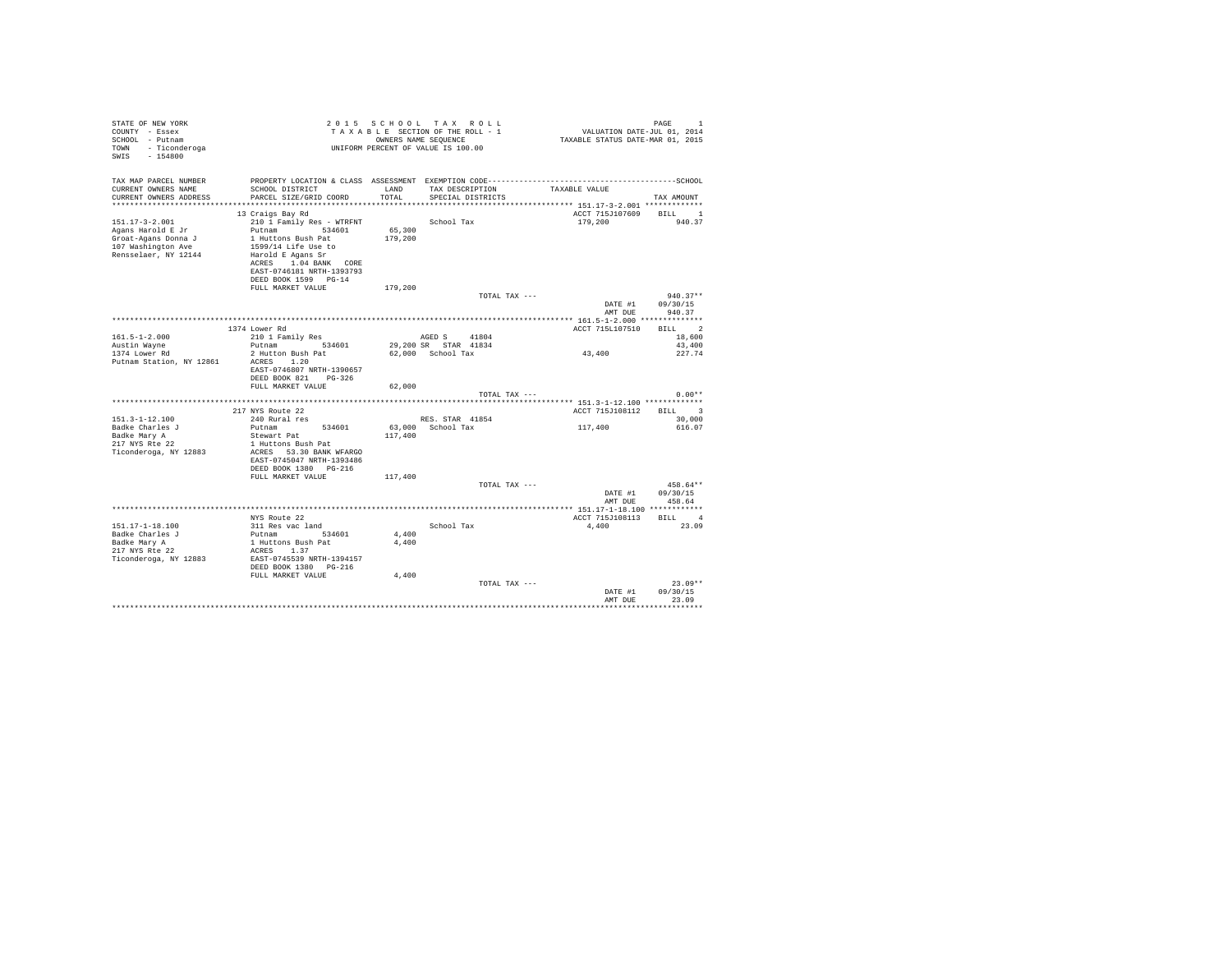```
STATE OF NEW YORK                     2 0 1 5   S C H O O L   T A X   R O L L                              PAGE     1
COUNTY  - Essex                        T A X A B L E  SECTION OF THE ROLL - 1                  VALUATION DATE-JUL 01, 2014
SCHOOL  - Putnam                                OWNERS NAME SEQUENCE                       TAXABLE STATUS DATE-MAR 01, 2015
TOWN    - Ticonderoga                    UNIFORM PERCENT OF VALUE IS 100.00
SWIS    - 154800

TAX MAP PARCEL NUMBER          PROPERTY LOCATION & CLASS  ASSESSMENT  EXEMPTION CODE------------------------------------------SCHOOL
CURRENT OWNERS NAME            SCHOOL DISTRICT              LAND      TAX DESCRIPTION          TAXABLE VALUE
CURRENT OWNERS ADDRESS         PARCEL SIZE/GRID COORD       TOTAL     SPECIAL DISTRICTS                                TAX AMOUNT
************************************************************************************************** 151.17-3-2.001 *************
                             13 Craigs Bay Rd                                                      ACCT 715J107609    BILL    1
151.17-3-2.001                210 1 Family Res - WTRFNT               School Tax                   179,200                940.37
Agans Harold E Jr             Putnam         534601        65,300
Groat-Agans Donna J           1 Huttons Bush Pat          179,200
107 Washington Ave            1599/14 Life Use to
Rensselaer, NY 12144          Harold E Agans Sr
                              ACRES    1.04 BANK   CORE
                              EAST-0746181 NRTH-1393793
                              DEED BOOK 1599   PG-14
                              FULL MARKET VALUE           179,200
                                                                          TOTAL TAX ---                                940.37**
                                                                                                   DATE #1      09/30/15
                                                                                                   AMT DUE        940.37
************************************************************************************************** 161.5-1-2.000 **************
                             1374 Lower Rd                                                         ACCT 715L107510    BILL    2
161.5-1-2.000                 210 1 Family Res                      AGED S    41804                                     18,600
Austin Wayne                  Putnam         534601        29,200 SR  STAR  41834                                       43,400
1374 Lower Rd                 2 Hutton Bush Pat            62,000   School Tax                      43,400                227.74
Putnam Station, NY 12861      ACRES    1.20
                              EAST-0746807 NRTH-1390657
                              DEED BOOK 821    PG-326
                              FULL MARKET VALUE            62,000
                                                                          TOTAL TAX ---                                  0.00**
************************************************************************************************** 151.3-1-12.100 *************
                             217 NYS Route 22                                                      ACCT 715J108112    BILL    3
151.3-1-12.100                240 Rural res                         RES. STAR 41854                                     30,000
Badke Charles J               Putnam         534601        63,000   School Tax                     117,400                616.07
Badke Mary A                  Stewart Pat                 117,400
217 NYS Rte 22                1 Huttons Bush Pat
Ticonderoga, NY 12883         ACRES   53.30 BANK WFARGO
                              EAST-0745047 NRTH-1393486
                              DEED BOOK 1380   PG-216
                              FULL MARKET VALUE           117,400
                                                                          TOTAL TAX ---                                458.64**
                                                                                                   DATE #1      09/30/15
                                                                                                   AMT DUE        458.64
************************************************************************************************** 151.17-1-18.100 ************
                              NYS Route 22                                                         ACCT 715J108113    BILL    4
151.17-1-18.100               311 Res vac land                        School Tax                     4,400                 23.09
Badke Charles J               Putnam         534601         4,400
Badke Mary A                  1 Huttons Bush Pat            4,400
217 NYS Rte 22                ACRES    1.37
Ticonderoga, NY 12883         EAST-0745539 NRTH-1394157
                              DEED BOOK 1380   PG-216
                              FULL MARKET VALUE             4,400
                                                                          TOTAL TAX ---                                 23.09**
                                                                                                   DATE #1      09/30/15
                                                                                                   AMT DUE         23.09
********************************************************************************************************************************
```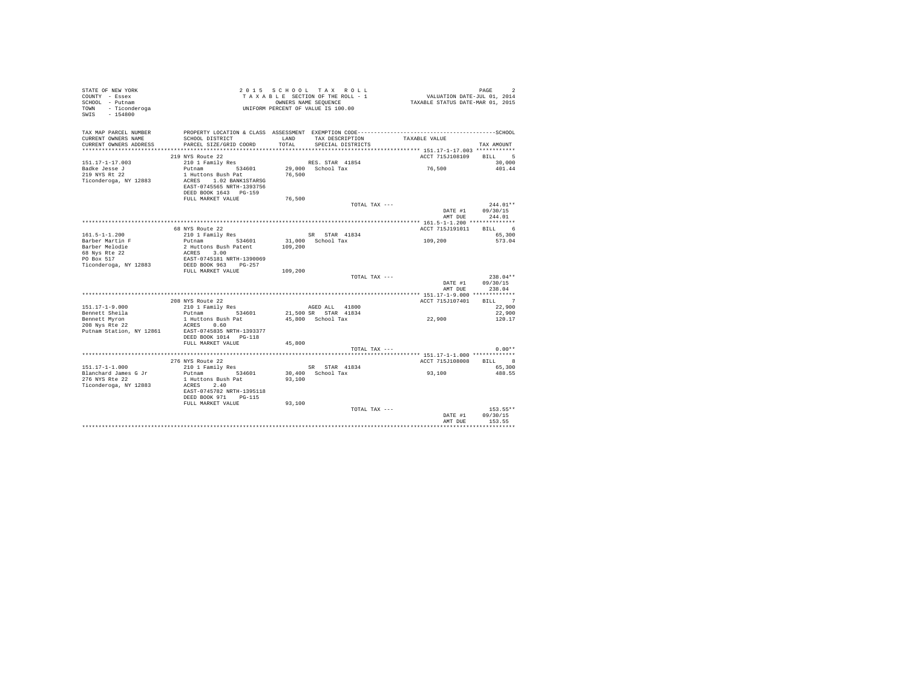STATE OF NEW YORK
COUNTY - Essex
SCHOOL - Putnam
TOWN - Ticonderoga
SWIS - 154800

2 0 1 5 S C H O O L T A X R O L L
T A X A B L E SECTION OF THE ROLL - 1
OWNERS NAME SEQUENCE
UNIFORM PERCENT OF VALUE IS 100.00

VALUATION DATE-JUL 01, 2014
TAXABLE STATUS DATE-MAR 01, 2015

```
TAX MAP PARCEL NUMBER         PROPERTY LOCATION & CLASS  ASSESSMENT  EXEMPTION CODE------------------------------------------SCHOOL
CURRENT OWNERS NAME           SCHOOL DISTRICT              LAND      TAX DESCRIPTION            TAXABLE VALUE
CURRENT OWNERS ADDRESS        PARCEL SIZE/GRID COORD       TOTAL     SPECIAL DISTRICTS                                    TAX AMOUNT
*************************************************************************************************** 151.17-1-17.003 ************
                              219 NYS Route 22                                                  ACCT 715J108109     BILL     5
151.17-1-17.003               210 1 Family Res                       RES. STAR  41854                                   30,000
Badke Jesse J                 Putnam          534601        29,000   School Tax                    76,500               401.44
219 NYS Rt 22                 1 Huttons Bush Pat            76,500
Ticonderoga, NY 12883         ACRES    1.02 BANK1STARSG
                              EAST-0745565 NRTH-1393756
                              DEED BOOK 1643   PG-159
                              FULL MARKET VALUE             76,500
                                                                       TOTAL TAX ---                                   244.01**
                                                                                                    DATE #1          09/30/15
                                                                                                    AMT DUE            244.01
*************************************************************************************************** 161.5-1-1.200 **************
                              68 NYS Route 22                                                   ACCT 715J191011     BILL     6
161.5-1-1.200                 210 1 Family Res                       SR   STAR  41834                                   65,300
Barber Martin F               Putnam          534601        31,000   School Tax                   109,200               573.04
Barber Melodie                2 Huttons Bush Patent        109,200
68 Nys Rte 22                 ACRES    3.00
PO Box 517                    EAST-0745181 NRTH-1390069
Ticonderoga, NY 12883         DEED BOOK 963    PG-257
                              FULL MARKET VALUE            109,200
                                                                       TOTAL TAX ---                                   238.04**
                                                                                                    DATE #1          09/30/15
                                                                                                    AMT DUE            238.04
*************************************************************************************************** 151.17-1-9.000 *************
                              208 NYS Route 22                                                  ACCT 715J107401     BILL     7
151.17-1-9.000                210 1 Family Res                       AGED ALL   41800                                   22,900
Bennett Sheila                Putnam          534601        21,500 SR   STAR  41834                                     22,900
Bennett Myron                 1 Huttons Bush Pat            45,800   School Tax                    22,900               120.17
208 Nys Rte 22                ACRES    0.60
Putnam Station, NY 12861      EAST-0745835 NRTH-1393377
                              DEED BOOK 1014   PG-118
                              FULL MARKET VALUE             45,800
                                                                       TOTAL TAX ---                                     0.00**
*************************************************************************************************** 151.17-1-1.000 *************
                              276 NYS Route 22                                                  ACCT 715J108008     BILL     8
151.17-1-1.000                210 1 Family Res                       SR   STAR  41834                                   65,300
Blanchard James G Jr          Putnam          534601        30,400   School Tax                    93,100               488.55
276 NYS Rte 22                1 Huttons Bush Pat            93,100
Ticonderoga, NY 12883         ACRES    2.40
                              EAST-0745782 NRTH-1395118
                              DEED BOOK 971    PG-115
                              FULL MARKET VALUE             93,100
                                                                       TOTAL TAX ---                                   153.55**
                                                                                                    DATE #1          09/30/15
                                                                                                    AMT DUE            153.55
********************************************************************************************************************************
```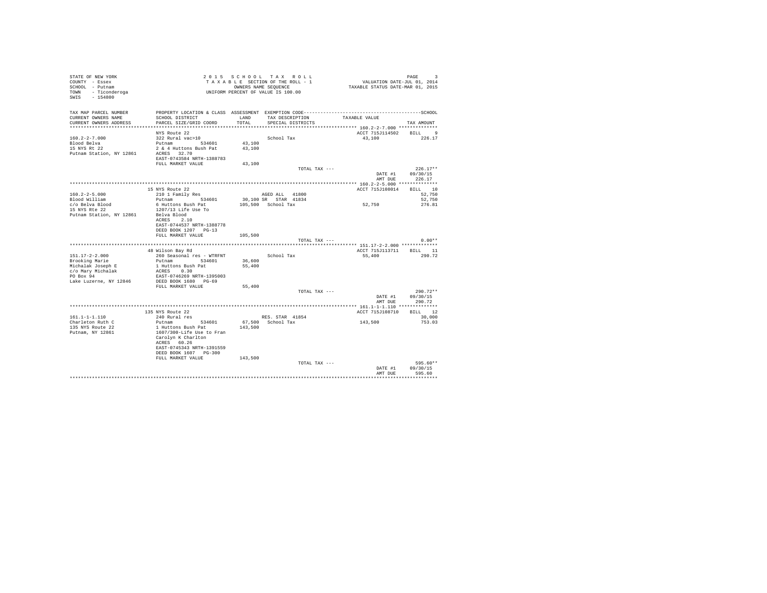STATE OF NEW YORK
COUNTY - Essex
SCHOOL - Putnam
TOWN - Ticonderoga
SWIS - 154800

2 0 1 5 S C H O O L T A X R O L L
T A X A B L E SECTION OF THE ROLL - 1
OWNERS NAME SEQUENCE
UNIFORM PERCENT OF VALUE IS 100.00

VALUATION DATE-JUL 01, 2014
TAXABLE STATUS DATE-MAR 01, 2015

| TAX MAP PARCEL NUMBER / CURRENT OWNERS NAME / CURRENT OWNERS ADDRESS | PROPERTY LOCATION & CLASS / SCHOOL DISTRICT / PARCEL SIZE/GRID COORD | ASSESSMENT LAND / TOTAL | EXEMPTION CODE / TAX DESCRIPTION / SPECIAL DISTRICTS | TAXABLE VALUE | SCHOOL TAX AMOUNT |
|---|---|---|---|---|---|
| **160.2-2-7.000** | NYS Route 22 | | | ACCT 715J114502 | BILL 9 |
| 160.2-2-7.000 | 322 Rural vac>10 | | School Tax | 43,100 | 226.17 |
| Blood Belva | Putnam 534601 | 43,100 | | | |
| 15 NYS Rt 22 | 2 & 4 Huttons Bush Pat | 43,100 | | | |
| Putnam Station, NY 12861 | ACRES 32.70 | | | | |
| | EAST-0743584 NRTH-1388783 | | | | |
| | FULL MARKET VALUE | 43,100 | | | |
| | | | TOTAL TAX --- | | 226.17** |
| | | | | DATE #1 | 09/30/15 |
| | | | | AMT DUE | 226.17 |
| **160.2-2-5.000** | 15 NYS Route 22 | | | ACCT 715J108014 | BILL 10 |
| 160.2-2-5.000 | 210 1 Family Res | | AGED ALL 41800 | | 52,750 |
| Blood William | Putnam 534601 | 30,100 | SR STAR 41834 | | 52,750 |
| c/o Belva Blood | 6 Huttons Bush Pat | 105,500 | School Tax | 52,750 | 276.81 |
| 15 NYS Rte 22 | 1207/13 Life Use To | | | | |
| Putnam Station, NY 12861 | Belva Blood | | | | |
| | ACRES 2.10 | | | | |
| | EAST-0744537 NRTH-1388778 | | | | |
| | DEED BOOK 1207 PG-13 | | | | |
| | FULL MARKET VALUE | 105,500 | | | |
| | | | TOTAL TAX --- | | 0.00** |
| **151.17-2-2.000** | 48 Wilson Bay Rd | | | ACCT 715J113711 | BILL 11 |
| 151.17-2-2.000 | 260 Seasonal res - WTRFNT | | School Tax | 55,400 | 290.72 |
| Brooking Marie | Putnam 534601 | 36,600 | | | |
| Michalak Joseph E | 1 Huttons Bush Pat | 55,400 | | | |
| c/o Mary Michalak | ACRES 0.30 | | | | |
| PO Box 94 | EAST-0746269 NRTH-1395003 | | | | |
| Lake Luzerne, NY 12846 | DEED BOOK 1680 PG-69 | | | | |
| | FULL MARKET VALUE | 55,400 | | | |
| | | | TOTAL TAX --- | | 290.72** |
| | | | | DATE #1 | 09/30/15 |
| | | | | AMT DUE | 290.72 |
| **161.1-1-1.110** | 135 NYS Route 22 | | | ACCT 715J108710 | BILL 12 |
| 161.1-1-1.110 | 240 Rural res | | RES. STAR 41854 | | 30,000 |
| Charleton Ruth C | Putnam 534601 | 67,500 | School Tax | 143,500 | 753.03 |
| 135 NYS Route 22 | 1 Huttons Bush Pat | 143,500 | | | |
| Putnam, NY 12861 | 1607/300-Life Use to Fran | | | | |
| | Carolyn K Charlton | | | | |
| | ACRES 60.26 | | | | |
| | EAST-0745343 NRTH-1391559 | | | | |
| | DEED BOOK 1607 PG-300 | | | | |
| | FULL MARKET VALUE | 143,500 | | | |
| | | | TOTAL TAX --- | | 595.60** |
| | | | | DATE #1 | 09/30/15 |
| | | | | AMT DUE | 595.60 |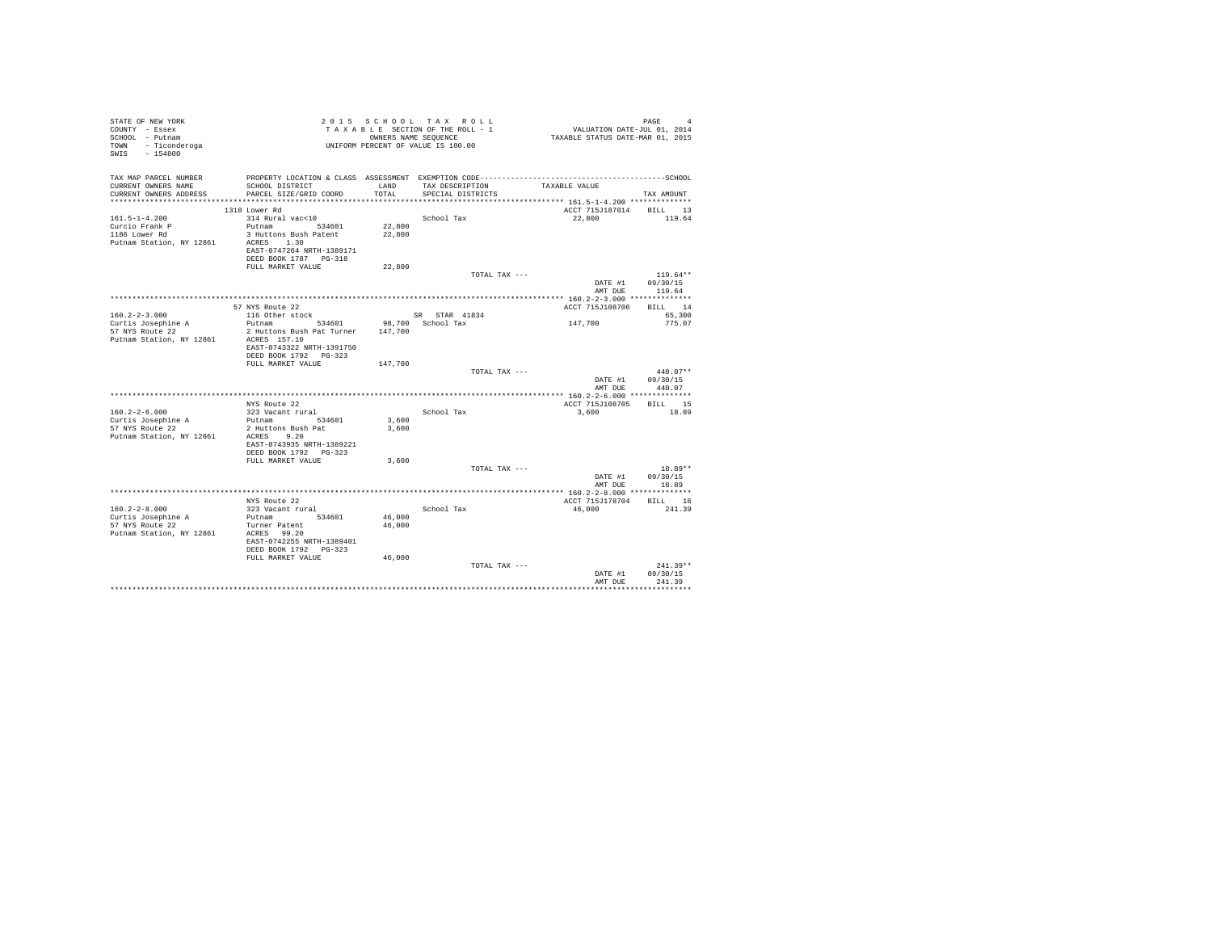STATE OF NEW YORK
COUNTY - Essex
SCHOOL - Putnam
TOWN - Ticonderoga
SWIS - 154800

2015 SCHOOL TAX ROLL
TAXABLE SECTION OF THE ROLL - 1
OWNERS NAME SEQUENCE
UNIFORM PERCENT OF VALUE IS 100.00

VALUATION DATE-JUL 01, 2014
TAXABLE STATUS DATE-MAR 01, 2015

| TAX MAP PARCEL NUMBER / CURRENT OWNERS NAME / CURRENT OWNERS ADDRESS | PROPERTY LOCATION & CLASS / SCHOOL DISTRICT / PARCEL SIZE/GRID COORD | ASSESSMENT LAND / TOTAL | EXEMPTION CODE / TAX DESCRIPTION / SPECIAL DISTRICTS | TAXABLE VALUE | TAX AMOUNT |
|---|---|---|---|---|---|
| **161.5-1-4.200** | 1310 Lower Rd | | | ACCT 715J187014 | BILL 13 |
| 161.5-1-4.200 | 314 Rural vac<10 | | School Tax | 22,800 | 119.64 |
| Curcio Frank P | Putnam 534601 | 22,800 | | | |
| 1186 Lower Rd | 3 Huttons Bush Patent | 22,800 | | | |
| Putnam Station, NY 12861 | ACRES 1.30 | | | | |
| | EAST-0747264 NRTH-1389171 | | | | |
| | DEED BOOK 1787 PG-318 | | | | |
| | FULL MARKET VALUE | 22,800 | | | |
| | | | TOTAL TAX --- | | 119.64** |
| | | | | DATE #1 | 09/30/15 |
| | | | | AMT DUE | 119.64 |
| **160.2-2-3.000** | 57 NYS Route 22 | | | ACCT 715J108706 | BILL 14 |
| 160.2-2-3.000 | 116 Other stock | | SR STAR 41834 | | 65,300 |
| Curtis Josephine A | Putnam 534601 | 98,700 | School Tax | 147,700 | 775.07 |
| 57 NYS Route 22 | 2 Huttons Bush Pat Turner | 147,700 | | | |
| Putnam Station, NY 12861 | ACRES 157.10 | | | | |
| | EAST-0743322 NRTH-1391750 | | | | |
| | DEED BOOK 1792 PG-323 | | | | |
| | FULL MARKET VALUE | 147,700 | | | |
| | | | TOTAL TAX --- | | 440.07** |
| | | | | DATE #1 | 09/30/15 |
| | | | | AMT DUE | 440.07 |
| **160.2-2-6.000** | NYS Route 22 | | | ACCT 715J108705 | BILL 15 |
| 160.2-2-6.000 | 323 Vacant rural | | School Tax | 3,600 | 18.89 |
| Curtis Josephine A | Putnam 534601 | 3,600 | | | |
| 57 NYS Route 22 | 2 Huttons Bush Pat | 3,600 | | | |
| Putnam Station, NY 12861 | ACRES 9.20 | | | | |
| | EAST-0743935 NRTH-1389221 | | | | |
| | DEED BOOK 1792 PG-323 | | | | |
| | FULL MARKET VALUE | 3,600 | | | |
| | | | TOTAL TAX --- | | 18.89** |
| | | | | DATE #1 | 09/30/15 |
| | | | | AMT DUE | 18.89 |
| **160.2-2-8.000** | NYS Route 22 | | | ACCT 715J178704 | BILL 16 |
| 160.2-2-8.000 | 323 Vacant rural | | School Tax | 46,000 | 241.39 |
| Curtis Josephine A | Putnam 534601 | 46,000 | | | |
| 57 NYS Route 22 | Turner Patent | 46,000 | | | |
| Putnam Station, NY 12861 | ACRES 99.20 | | | | |
| | EAST-0742255 NRTH-1389401 | | | | |
| | DEED BOOK 1792 PG-323 | | | | |
| | FULL MARKET VALUE | 46,000 | | | |
| | | | TOTAL TAX --- | | 241.39** |
| | | | | DATE #1 | 09/30/15 |
| | | | | AMT DUE | 241.39 |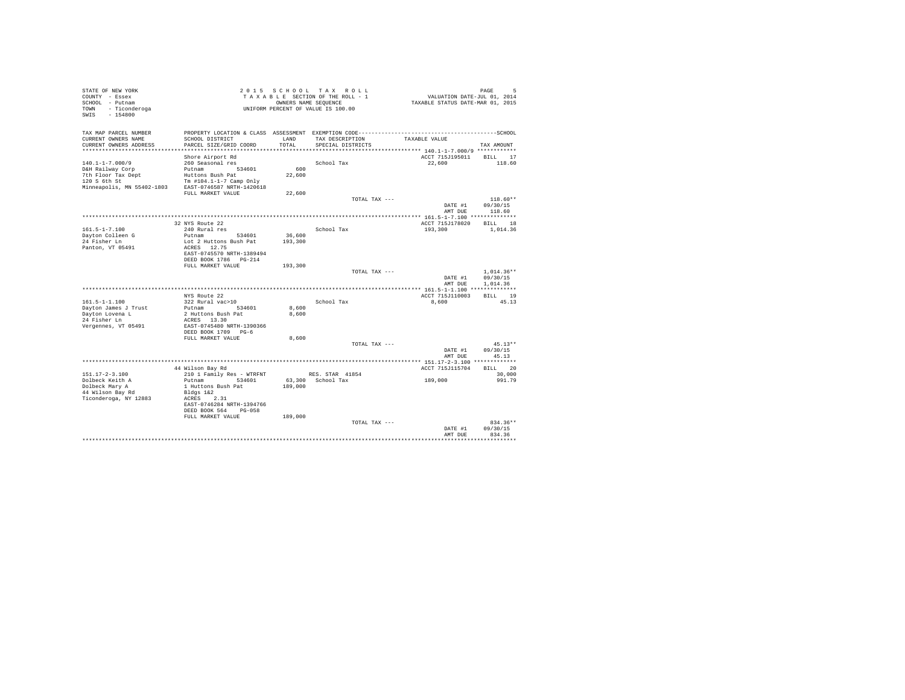STATE OF NEW YORK
COUNTY - Essex
SCHOOL - Putnam
TOWN - Ticonderoga
SWIS - 154800

2 0 1 5 S C H O O L T A X R O L L
T A X A B L E SECTION OF THE ROLL - 1
OWNERS NAME SEQUENCE
UNIFORM PERCENT OF VALUE IS 100.00

VALUATION DATE-JUL 01, 2014
TAXABLE STATUS DATE-MAR 01, 2015

| TAX MAP PARCEL NUMBER / CURRENT OWNERS NAME / CURRENT OWNERS ADDRESS | PROPERTY LOCATION & CLASS / SCHOOL DISTRICT / PARCEL SIZE/GRID COORD | ASSESSMENT LAND / TOTAL | EXEMPTION CODE / TAX DESCRIPTION / SPECIAL DISTRICTS | TAXABLE VALUE | TAX AMOUNT |
|---|---|---|---|---|---|
| 140.1-1-7.000/9 | Shore Airport Rd | | | ACCT 715J195011 | BILL 17 |
| D&H Railway Corp | 260 Seasonal res | | School Tax | 22,600 | 118.60 |
| 7th Floor Tax Dept | Putnam 534601 | 600 | | | |
| 120 S 6th St | Huttons Bush Pat | 22,600 | | | |
| Minneapolis, MN 55402-1803 | Tm #104.1-1-7 Camp Only | | | | |
| | EAST-0746587 NRTH-1420618 | | | | |
| | FULL MARKET VALUE | 22,600 | | | |
| | | | TOTAL TAX --- | | 118.60** |
| | | | | DATE #1 | 09/30/15 |
| | | | | AMT DUE | 118.60 |
| 161.5-1-7.100 | 32 NYS Route 22 | | | ACCT 715J178020 | BILL 18 |
| Dayton Colleen G | 240 Rural res | | School Tax | 193,300 | 1,014.36 |
| 24 Fisher Ln | Putnam 534601 | 36,600 | | | |
| Panton, VT 05491 | Lot 2 Huttons Bush Pat | 193,300 | | | |
| | ACRES 12.75 | | | | |
| | EAST-0745570 NRTH-1389494 | | | | |
| | DEED BOOK 1786 PG-214 | | | | |
| | FULL MARKET VALUE | 193,300 | | | |
| | | | TOTAL TAX --- | | 1,014.36** |
| | | | | DATE #1 | 09/30/15 |
| | | | | AMT DUE | 1,014.36 |
| 161.5-1-1.100 | NYS Route 22 | | | ACCT 715J110003 | BILL 19 |
| Dayton James J Trust | 322 Rural vac>10 | | School Tax | 8,600 | 45.13 |
| Dayton Lovena L | Putnam 534601 | 8,600 | | | |
| 24 Fisher Ln | 2 Huttons Bush Pat | 8,600 | | | |
| Vergennes, VT 05491 | ACRES 13.30 | | | | |
| | EAST-0745480 NRTH-1390366 | | | | |
| | DEED BOOK 1709 PG-6 | | | | |
| | FULL MARKET VALUE | 8,600 | | | |
| | | | TOTAL TAX --- | | 45.13** |
| | | | | DATE #1 | 09/30/15 |
| | | | | AMT DUE | 45.13 |
| 151.17-2-3.100 | 44 Wilson Bay Rd | | | ACCT 715J115704 | BILL 20 |
| Dolbeck Keith A | 210 1 Family Res - WTRFNT | | RES. STAR 41854 | | 30,000 |
| Dolbeck Mary A | Putnam 534601 | 63,300 | School Tax | 189,000 | 991.79 |
| 44 Wilson Bay Rd | 1 Huttons Bush Pat | 189,000 | | | |
| Ticonderoga, NY 12883 | Bldgs 1&2 | | | | |
| | ACRES 2.31 | | | | |
| | EAST-0746284 NRTH-1394766 | | | | |
| | DEED BOOK 564 PG-058 | | | | |
| | FULL MARKET VALUE | 189,000 | | | |
| | | | TOTAL TAX --- | | 834.36** |
| | | | | DATE #1 | 09/30/15 |
| | | | | AMT DUE | 834.36 |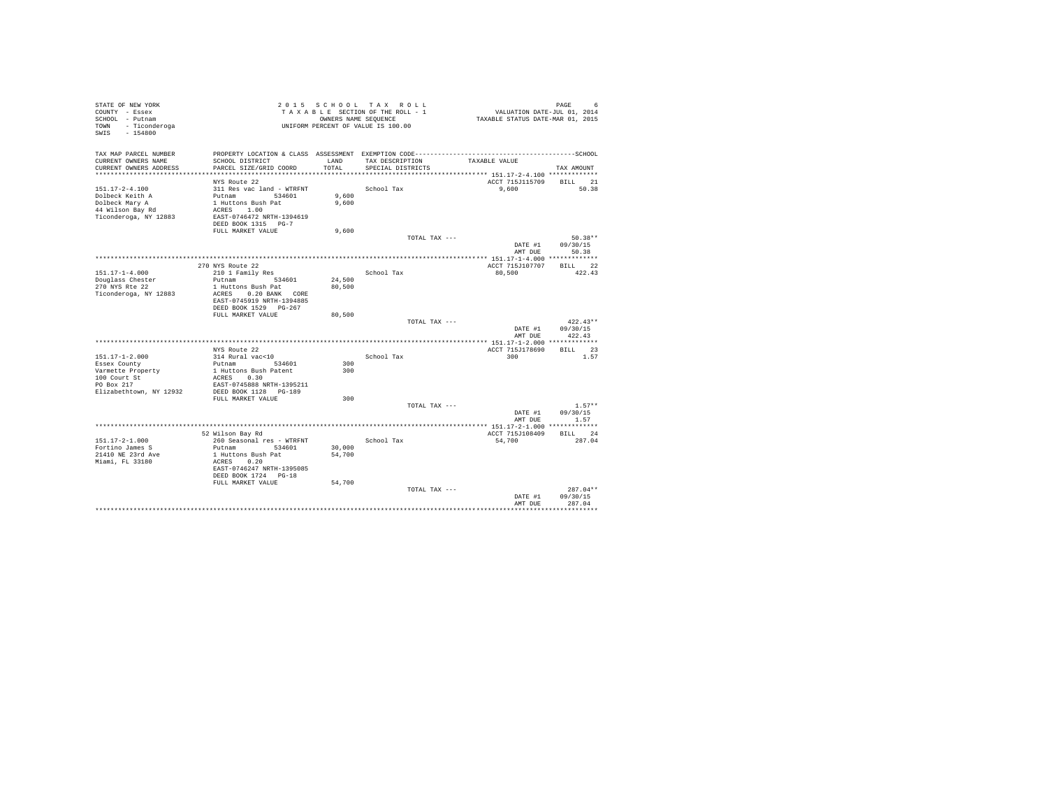STATE OF NEW YORK
COUNTY - Essex
SCHOOL - Putnam
TOWN - Ticonderoga
SWIS - 154800

2 0 1 5 S C H O O L T A X R O L L
T A X A B L E SECTION OF THE ROLL - 1
OWNERS NAME SEQUENCE
UNIFORM PERCENT OF VALUE IS 100.00

VALUATION DATE-JUL 01, 2014
TAXABLE STATUS DATE-MAR 01, 2015

| TAX MAP PARCEL NUMBER / CURRENT OWNERS NAME / CURRENT OWNERS ADDRESS | PROPERTY LOCATION & CLASS / SCHOOL DISTRICT / PARCEL SIZE/GRID COORD | ASSESSMENT LAND / TOTAL | EXEMPTION CODE / TAX DESCRIPTION / SPECIAL DISTRICTS | TAXABLE VALUE | TAX AMOUNT |
|---|---|---|---|---|---|
| 151.17-2-4.100 | NYS Route 22 | | | ACCT 715J115709 | BILL 21 |
| Dolbeck Keith A | 311 Res vac land - WTRFNT | | School Tax | 9,600 | 50.38 |
| Dolbeck Mary A | Putnam 534601 | 9,600 | | | |
| 44 Wilson Bay Rd | 1 Huttons Bush Pat | 9,600 | | | |
| Ticonderoga, NY 12883 | ACRES 1.00 | | | | |
| | EAST-0746472 NRTH-1394619 | | | | |
| | DEED BOOK 1315 PG-7 | | | | |
| | FULL MARKET VALUE | 9,600 | | | |
| | | | TOTAL TAX --- | | 50.38** |
| | | | | DATE #1 | 09/30/15 |
| | | | | AMT DUE | 50.38 |
| 151.17-1-4.000 | 270 NYS Route 22 | | | ACCT 715J107707 | BILL 22 |
| Douglass Chester | 210 1 Family Res | | School Tax | 80,500 | 422.43 |
| 270 NYS Rte 22 | Putnam 534601 | 24,500 | | | |
| Ticonderoga, NY 12883 | 1 Huttons Bush Pat | 80,500 | | | |
| | ACRES 0.20 BANK CORE | | | | |
| | EAST-0745919 NRTH-1394885 | | | | |
| | DEED BOOK 1529 PG-267 | | | | |
| | FULL MARKET VALUE | 80,500 | | | |
| | | | TOTAL TAX --- | | 422.43** |
| | | | | DATE #1 | 09/30/15 |
| | | | | AMT DUE | 422.43 |
| 151.17-1-2.000 | NYS Route 22 | | | ACCT 715J178690 | BILL 23 |
| Essex County | 314 Rural vac<10 | | School Tax | 300 | 1.57 |
| Varmette Property | Putnam 534601 | 300 | | | |
| 100 Court St | 1 Huttons Bush Patent | 300 | | | |
| PO Box 217 | ACRES 0.30 | | | | |
| Elizabethtown, NY 12932 | EAST-0745888 NRTH-1395211 | | | | |
| | DEED BOOK 1128 PG-189 | | | | |
| | FULL MARKET VALUE | 300 | | | |
| | | | TOTAL TAX --- | | 1.57** |
| | | | | DATE #1 | 09/30/15 |
| | | | | AMT DUE | 1.57 |
| 151.17-2-1.000 | 52 Wilson Bay Rd | | | ACCT 715J108409 | BILL 24 |
| Fortino James S | 260 Seasonal res - WTRFNT | | School Tax | 54,700 | 287.04 |
| 21410 NE 23rd Ave | Putnam 534601 | 30,000 | | | |
| Miami, FL 33180 | 1 Huttons Bush Pat | 54,700 | | | |
| | ACRES 0.20 | | | | |
| | EAST-0746247 NRTH-1395085 | | | | |
| | DEED BOOK 1724 PG-18 | | | | |
| | FULL MARKET VALUE | 54,700 | | | |
| | | | TOTAL TAX --- | | 287.04** |
| | | | | DATE #1 | 09/30/15 |
| | | | | AMT DUE | 287.04 |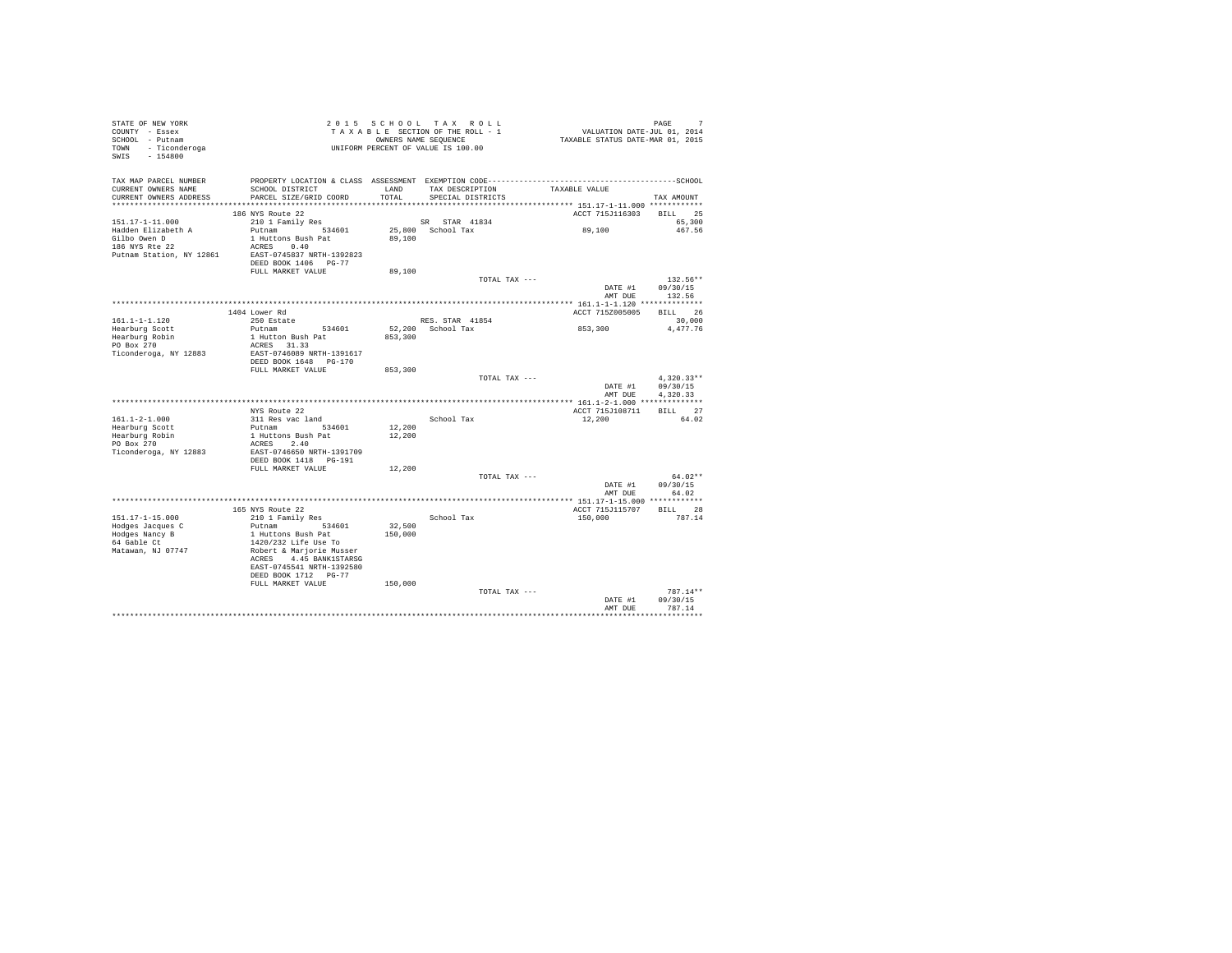STATE OF NEW YORK
COUNTY - Essex
SCHOOL - Putnam
TOWN - Ticonderoga
SWIS - 154800

2015 SCHOOL TAX ROLL
TAXABLE SECTION OF THE ROLL - 1
OWNERS NAME SEQUENCE
UNIFORM PERCENT OF VALUE IS 100.00

VALUATION DATE-JUL 01, 2014
TAXABLE STATUS DATE-MAR 01, 2015

| TAX MAP PARCEL NUMBER / CURRENT OWNERS NAME / CURRENT OWNERS ADDRESS | PROPERTY LOCATION & CLASS / SCHOOL DISTRICT / PARCEL SIZE/GRID COORD | ASSESSMENT LAND / TOTAL | EXEMPTION CODE / TAX DESCRIPTION / SPECIAL DISTRICTS | TAXABLE VALUE | SCHOOL TAX AMOUNT |
|---|---|---|---|---|---|
| | 186 NYS Route 22 | | | ACCT 715J116303 | BILL 25 |
| 151.17-1-11.000 | 210 1 Family Res | | SR STAR 41834 | | 65,300 |
| Hadden Elizabeth A | Putnam 534601 | 25,800 | School Tax | 89,100 | 467.56 |
| Gilbo Owen D | 1 Huttons Bush Pat | 89,100 | | | |
| 186 NYS Rte 22 | ACRES 0.40 | | | | |
| Putnam Station, NY 12861 | EAST-0745837 NRTH-1392823 | | | | |
| | DEED BOOK 1406 PG-77 | | | | |
| | FULL MARKET VALUE | 89,100 | | | |
| | | | TOTAL TAX --- | | 132.56** |
| | | | | DATE #1 | 09/30/15 |
| | | | | AMT DUE | 132.56 |
| | 1404 Lower Rd | | | ACCT 715Z005005 | BILL 26 |
| 161.1-1-1.120 | 250 Estate | | RES. STAR 41854 | | 30,000 |
| Hearburg Scott | Putnam 534601 | 52,200 | School Tax | 853,300 | 4,477.76 |
| Hearburg Robin | 1 Hutton Bush Pat | 853,300 | | | |
| PO Box 270 | ACRES 31.33 | | | | |
| Ticonderoga, NY 12883 | EAST-0746089 NRTH-1391617 | | | | |
| | DEED BOOK 1648 PG-170 | | | | |
| | FULL MARKET VALUE | 853,300 | | | |
| | | | TOTAL TAX --- | | 4,320.33** |
| | | | | DATE #1 | 09/30/15 |
| | | | | AMT DUE | 4,320.33 |
| | NYS Route 22 | | | ACCT 715J108711 | BILL 27 |
| 161.1-2-1.000 | 311 Res vac land | | School Tax | 12,200 | 64.02 |
| Hearburg Scott | Putnam 534601 | 12,200 | | | |
| Hearburg Robin | 1 Huttons Bush Pat | 12,200 | | | |
| PO Box 270 | ACRES 2.40 | | | | |
| Ticonderoga, NY 12883 | EAST-0746650 NRTH-1391709 | | | | |
| | DEED BOOK 1418 PG-191 | | | | |
| | FULL MARKET VALUE | 12,200 | | | |
| | | | TOTAL TAX --- | | 64.02** |
| | | | | DATE #1 | 09/30/15 |
| | | | | AMT DUE | 64.02 |
| | 165 NYS Route 22 | | | ACCT 715J115707 | BILL 28 |
| 151.17-1-15.000 | 210 1 Family Res | | School Tax | 150,000 | 787.14 |
| Hodges Jacques C | Putnam 534601 | 32,500 | | | |
| Hodges Nancy B | 1 Huttons Bush Pat | 150,000 | | | |
| 64 Gable Ct | 1420/232 Life Use To | | | | |
| Matawan, NJ 07747 | Robert & Marjorie Musser | | | | |
| | ACRES 4.45 BANK1STARSG | | | | |
| | EAST-0745541 NRTH-1392580 | | | | |
| | DEED BOOK 1712 PG-77 | | | | |
| | FULL MARKET VALUE | 150,000 | | | |
| | | | TOTAL TAX --- | | 787.14** |
| | | | | DATE #1 | 09/30/15 |
| | | | | AMT DUE | 787.14 |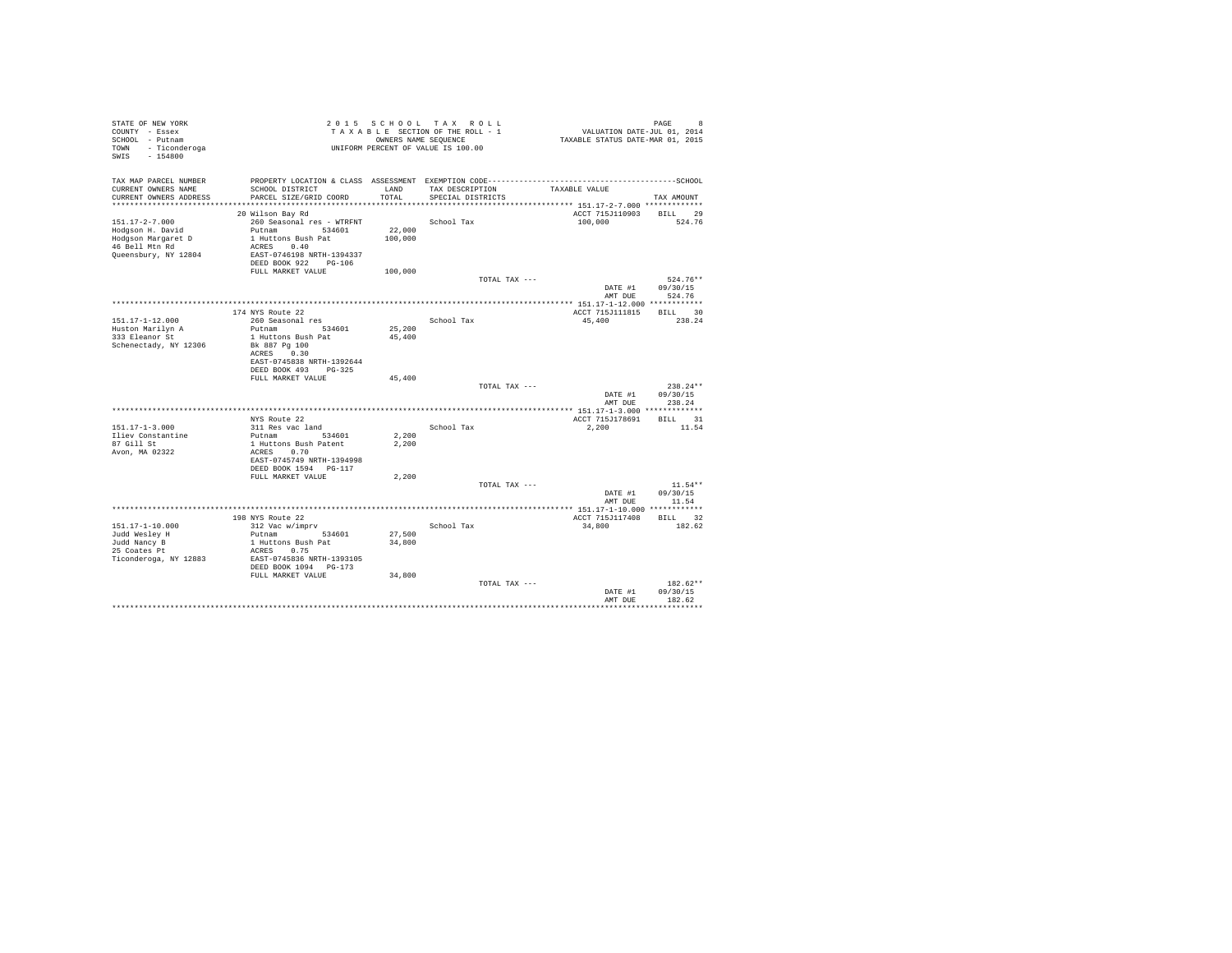STATE OF NEW YORK
COUNTY - Essex
SCHOOL - Putnam
TOWN - Ticonderoga
SWIS - 154800

2 0 1 5 S C H O O L T A X R O L L
T A X A B L E SECTION OF THE ROLL - 1
OWNERS NAME SEQUENCE
UNIFORM PERCENT OF VALUE IS 100.00

VALUATION DATE-JUL 01, 2014
TAXABLE STATUS DATE-MAR 01, 2015

| TAX MAP PARCEL NUMBER / CURRENT OWNERS NAME / CURRENT OWNERS ADDRESS | PROPERTY LOCATION & CLASS / SCHOOL DISTRICT / PARCEL SIZE/GRID COORD | ASSESSMENT LAND / TOTAL | EXEMPTION CODE / TAX DESCRIPTION / SPECIAL DISTRICTS | TAXABLE VALUE | TAX AMOUNT |
|---|---|---|---|---|---|
| 151.17-2-7.000 | 20 Wilson Bay Rd | | | ACCT 715J110903 | BILL 29 |
| Hodgson H. David | 260 Seasonal res - WTRFNT | | School Tax | 100,000 | 524.76 |
| Hodgson Margaret D | Putnam 534601 | 22,000 | | | |
| 46 Bell Mtn Rd | 1 Huttons Bush Pat | 100,000 | | | |
| Queensbury, NY 12804 | ACRES 0.40 | | | | |
| | EAST-0746198 NRTH-1394337 | | | | |
| | DEED BOOK 922 PG-106 | | | | |
| | FULL MARKET VALUE | 100,000 | | | |
| | | | TOTAL TAX --- | | 524.76** |
| | | | | DATE #1 | 09/30/15 |
| | | | | AMT DUE | 524.76 |
| 151.17-1-12.000 | 174 NYS Route 22 | | | ACCT 715J111815 | BILL 30 |
| Huston Marilyn A | 260 Seasonal res | | School Tax | 45,400 | 238.24 |
| 333 Eleanor St | Putnam 534601 | 25,200 | | | |
| Schenectady, NY 12306 | 1 Huttons Bush Pat | 45,400 | | | |
| | Bk 887 Pg 100 | | | | |
| | ACRES 0.30 | | | | |
| | EAST-0745838 NRTH-1392644 | | | | |
| | DEED BOOK 493 PG-325 | | | | |
| | FULL MARKET VALUE | 45,400 | | | |
| | | | TOTAL TAX --- | | 238.24** |
| | | | | DATE #1 | 09/30/15 |
| | | | | AMT DUE | 238.24 |
| 151.17-1-3.000 | NYS Route 22 | | | ACCT 715J178691 | BILL 31 |
| Iliev Constantine | 311 Res vac land | | School Tax | 2,200 | 11.54 |
| 87 Gill St | Putnam 534601 | 2,200 | | | |
| Avon, MA 02322 | 1 Huttons Bush Patent | 2,200 | | | |
| | ACRES 0.70 | | | | |
| | EAST-0745749 NRTH-1394998 | | | | |
| | DEED BOOK 1594 PG-117 | | | | |
| | FULL MARKET VALUE | 2,200 | | | |
| | | | TOTAL TAX --- | | 11.54** |
| | | | | DATE #1 | 09/30/15 |
| | | | | AMT DUE | 11.54 |
| 151.17-1-10.000 | 198 NYS Route 22 | | | ACCT 715J117408 | BILL 32 |
| Judd Wesley H | 312 Vac w/imprv | | School Tax | 34,800 | 182.62 |
| Judd Nancy B | Putnam 534601 | 27,500 | | | |
| 25 Coates Pt | 1 Huttons Bush Pat | 34,800 | | | |
| Ticonderoga, NY 12883 | ACRES 0.75 | | | | |
| | EAST-0745836 NRTH-1393105 | | | | |
| | DEED BOOK 1094 PG-173 | | | | |
| | FULL MARKET VALUE | 34,800 | | | |
| | | | TOTAL TAX --- | | 182.62** |
| | | | | DATE #1 | 09/30/15 |
| | | | | AMT DUE | 182.62 |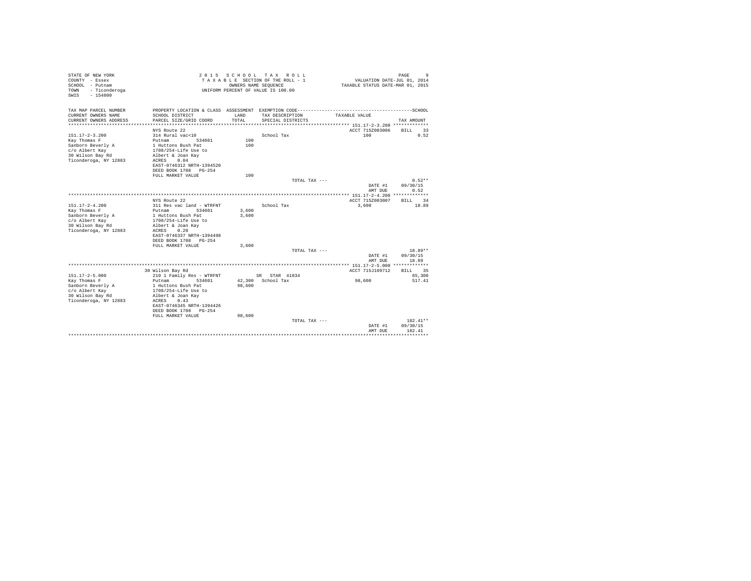STATE OF NEW YORK
COUNTY - Essex
SCHOOL - Putnam
TOWN - Ticonderoga
SWIS - 154800

2 0 1 5 S C H O O L T A X R O L L
T A X A B L E SECTION OF THE ROLL - 1
OWNERS NAME SEQUENCE
UNIFORM PERCENT OF VALUE IS 100.00

VALUATION DATE-JUL 01, 2014
TAXABLE STATUS DATE-MAR 01, 2015

| TAX MAP PARCEL NUMBER / CURRENT OWNERS NAME / CURRENT OWNERS ADDRESS | PROPERTY LOCATION & CLASS / SCHOOL DISTRICT / PARCEL SIZE/GRID COORD | ASSESSMENT LAND / TOTAL | EXEMPTION CODE / TAX DESCRIPTION / SPECIAL DISTRICTS | TAXABLE VALUE | SCHOOL TAX AMOUNT |
|---|---|---|---|---|---|
| **151.17-2-3.200** | NYS Route 22 | | | ACCT 715Z003006 | BILL 33 |
| 151.17-2-3.200 | 314 Rural vac<10 | | School Tax | 100 | 0.52 |
| Kay Thomas F | Putnam 534601 | 100 | | | |
| Sanborn Beverly A | 1 Huttons Bush Pat | 100 | | | |
| c/o Albert Kay | 1708/254-Life Use to | | | | |
| 30 Wilson Bay Rd | Albert & Joan Kay | | | | |
| Ticonderoga, NY 12883 | ACRES 0.04 | | | | |
| | EAST-0746312 NRTH-1394520 | | | | |
| | DEED BOOK 1708 PG-254 | | | | |
| | FULL MARKET VALUE | 100 | | | |
| | | | TOTAL TAX --- | | 0.52** |
| | | | | DATE #1 | 09/30/15 |
| | | | | AMT DUE | 0.52 |
| **151.17-2-4.200** | NYS Route 22 | | | ACCT 715Z003007 | BILL 34 |
| 151.17-2-4.200 | 311 Res vac land - WTRFNT | | School Tax | 3,600 | 18.89 |
| Kay Thomas F | Putnam 534601 | 3,600 | | | |
| Sanborn Beverly A | 1 Huttons Bush Pat | 3,600 | | | |
| c/o Albert Kay | 1708/254-Life Use to | | | | |
| 30 Wilson Bay Rd | Albert & Joan Kay | | | | |
| Ticonderoga, NY 12883 | ACRES 0.20 | | | | |
| | EAST-0746337 NRTH-1394498 | | | | |
| | DEED BOOK 1708 PG-254 | | | | |
| | FULL MARKET VALUE | 3,600 | | | |
| | | | TOTAL TAX --- | | 18.89** |
| | | | | DATE #1 | 09/30/15 |
| | | | | AMT DUE | 18.89 |
| **151.17-2-5.000** | 30 Wilson Bay Rd | | | ACCT 715J109712 | BILL 35 |
| 151.17-2-5.000 | 210 1 Family Res - WTRFNT | | SR STAR 41834 | | 65,300 |
| Kay Thomas F | Putnam 534601 | 42,300 | School Tax | 98,600 | 517.41 |
| Sanborn Beverly A | 1 Huttons Bush Pat | 98,600 | | | |
| c/o Albert Kay | 1708/254-Life Use to | | | | |
| 30 Wilson Bay Rd | Albert & Joan Kay | | | | |
| Ticonderoga, NY 12883 | ACRES 0.43 | | | | |
| | EAST-0746345 NRTH-1394426 | | | | |
| | DEED BOOK 1708 PG-254 | | | | |
| | FULL MARKET VALUE | 98,600 | | | |
| | | | TOTAL TAX --- | | 182.41** |
| | | | | DATE #1 | 09/30/15 |
| | | | | AMT DUE | 182.41 |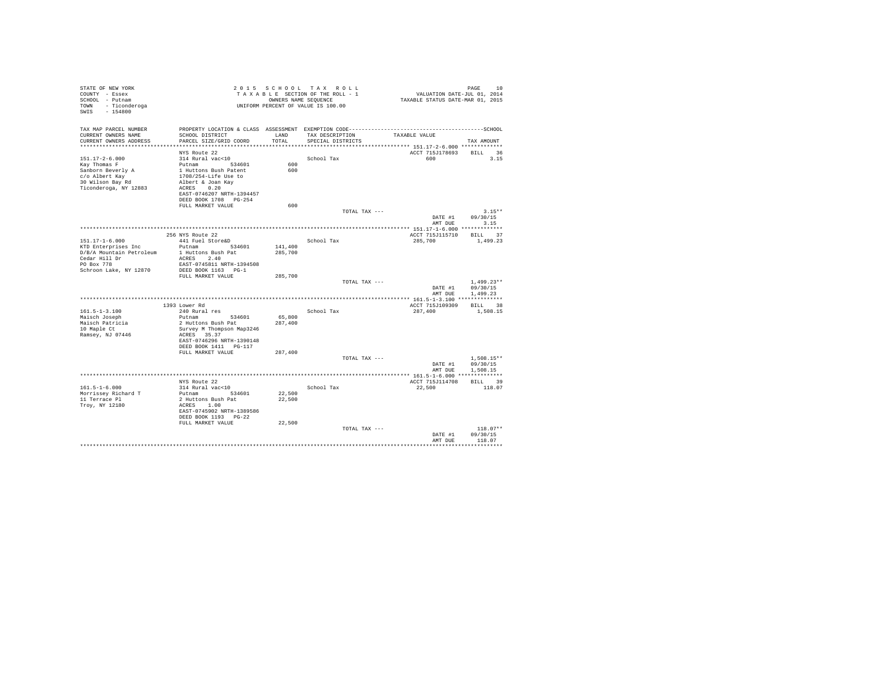STATE OF NEW YORK
COUNTY - Essex
SCHOOL - Putnam
TOWN - Ticonderoga
SWIS - 154800

2 0 1 5 S C H O O L T A X R O L L
T A X A B L E SECTION OF THE ROLL - 1
OWNERS NAME SEQUENCE
UNIFORM PERCENT OF VALUE IS 100.00

VALUATION DATE-JUL 01, 2014
TAXABLE STATUS DATE-MAR 01, 2015

| TAX MAP PARCEL NUMBER / CURRENT OWNERS NAME / CURRENT OWNERS ADDRESS | PROPERTY LOCATION & CLASS / SCHOOL DISTRICT / PARCEL SIZE/GRID COORD | ASSESSMENT LAND / TOTAL | EXEMPTION CODE / TAX DESCRIPTION / SPECIAL DISTRICTS | TAXABLE VALUE | TAX AMOUNT |
|---|---|---|---|---|---|
| **151.17-2-6.000** | NYS Route 22 | | | ACCT 715J178693 | BILL 36 |
| 151.17-2-6.000 | 314 Rural vac<10 | | School Tax | 600 | 3.15 |
| Kay Thomas F | Putnam 534601 | 600 | | | |
| Sanborn Beverly A | 1 Huttons Bush Patent | 600 | | | |
| c/o Albert Kay | 1708/254-Life Use to | | | | |
| 30 Wilson Bay Rd | Albert & Joan Kay | | | | |
| Ticonderoga, NY 12883 | ACRES 0.20 | | | | |
| | EAST-0746207 NRTH-1394457 | | | | |
| | DEED BOOK 1708 PG-254 | | | | |
| | FULL MARKET VALUE | 600 | | | |
| | | | TOTAL TAX --- | | 3.15** |
| | | | | DATE #1 | 09/30/15 |
| | | | | AMT DUE | 3.15 |
| **151.17-1-6.000** | 256 NYS Route 22 | | | ACCT 715J115710 | BILL 37 |
| 151.17-1-6.000 | 441 Fuel Store&D | | School Tax | 285,700 | 1,499.23 |
| KTD Enterprises Inc | Putnam 534601 | 141,400 | | | |
| D/B/A Mountain Petroleum | 1 Huttons Bush Pat | 285,700 | | | |
| Cedar Hill Dr | ACRES 2.40 | | | | |
| PO Box 778 | EAST-0745811 NRTH-1394508 | | | | |
| Schroon Lake, NY 12870 | DEED BOOK 1163 PG-1 | | | | |
| | FULL MARKET VALUE | 285,700 | | | |
| | | | TOTAL TAX --- | | 1,499.23** |
| | | | | DATE #1 | 09/30/15 |
| | | | | AMT DUE | 1,499.23 |
| **161.5-1-3.100** | 1393 Lower Rd | | | ACCT 715J109309 | BILL 38 |
| 161.5-1-3.100 | 240 Rural res | | School Tax | 287,400 | 1,508.15 |
| Maisch Joseph | Putnam 534601 | 65,800 | | | |
| Maisch Patricia | 2 Huttons Bush Pat | 287,400 | | | |
| 10 Maple Ct | Survey M Thompson Map3246 | | | | |
| Ramsey, NJ 07446 | ACRES 35.37 | | | | |
| | EAST-0746296 NRTH-1390148 | | | | |
| | DEED BOOK 1411 PG-117 | | | | |
| | FULL MARKET VALUE | 287,400 | | | |
| | | | TOTAL TAX --- | | 1,508.15** |
| | | | | DATE #1 | 09/30/15 |
| | | | | AMT DUE | 1,508.15 |
| **161.5-1-6.000** | NYS Route 22 | | | ACCT 715J114708 | BILL 39 |
| 161.5-1-6.000 | 314 Rural vac<10 | | School Tax | 22,500 | 118.07 |
| Morrissey Richard T | Putnam 534601 | 22,500 | | | |
| 11 Terrace Pl | 2 Huttons Bush Pat | 22,500 | | | |
| Troy, NY 12180 | ACRES 1.00 | | | | |
| | EAST-0745902 NRTH-1389586 | | | | |
| | DEED BOOK 1193 PG-22 | | | | |
| | FULL MARKET VALUE | 22,500 | | | |
| | | | TOTAL TAX --- | | 118.07** |
| | | | | DATE #1 | 09/30/15 |
| | | | | AMT DUE | 118.07 |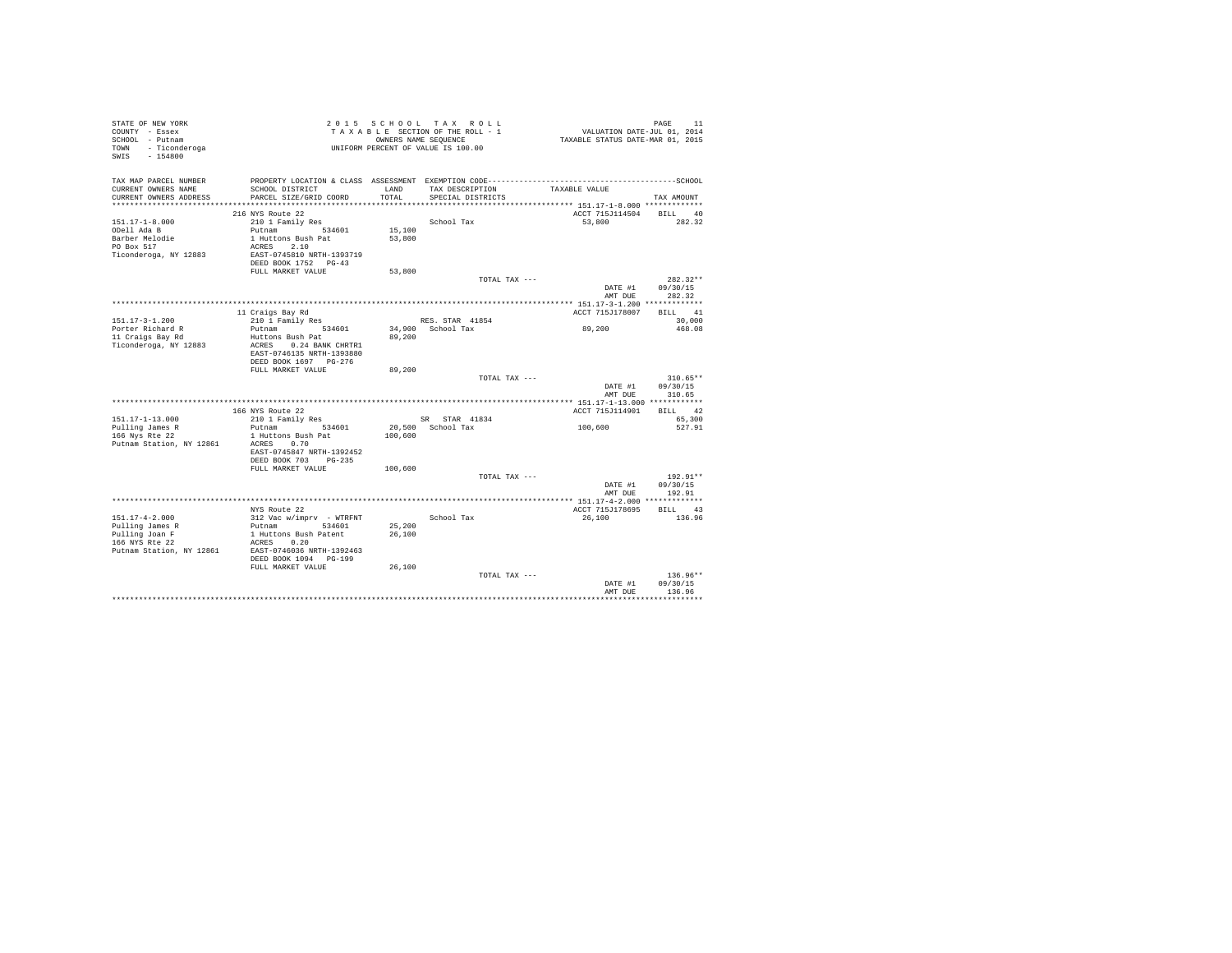```
STATE OF NEW YORK                          2 0 1 5   S C H O O L   T A X   R O L L                              PAGE    11
COUNTY  - Essex                            T A X A B L E  SECTION OF THE ROLL - 1              VALUATION DATE-JUL 01, 2014
SCHOOL  - Putnam                                   OWNERS NAME SEQUENCE                     TAXABLE STATUS DATE-MAR 01, 2015
TOWN    - Ticonderoga                      UNIFORM PERCENT OF VALUE IS 100.00
SWIS    - 154800

TAX MAP PARCEL NUMBER          PROPERTY LOCATION & CLASS  ASSESSMENT  EXEMPTION CODE-----------------------------------------------SCHOOL
CURRENT OWNERS NAME            SCHOOL DISTRICT               LAND      TAX DESCRIPTION            TAXABLE VALUE
CURRENT OWNERS ADDRESS         PARCEL SIZE/GRID COORD        TOTAL     SPECIAL DISTRICTS                                    TAX AMOUNT
*********************************************************************************************** 151.17-1-8.000 *************
                               216 NYS Route 22                                                  ACCT 715J114504    BILL   40
151.17-1-8.000                 210 1 Family Res                         School Tax                   53,800           282.32
ODell Ada B                    Putnam          534601        15,100
Barber Melodie                 1 Huttons Bush Pat            53,800
PO Box 517                     ACRES    2.10
Ticonderoga, NY 12883          EAST-0745810 NRTH-1393719
                               DEED BOOK 1752   PG-43
                               FULL MARKET VALUE             53,800
                                                                          TOTAL TAX ---                                 282.32**
                                                                                                        DATE #1     09/30/15
                                                                                                        AMT DUE       282.32
*********************************************************************************************** 151.17-3-1.200 *************
                               11 Craigs Bay Rd                                                  ACCT 715J178007    BILL   41
151.17-3-1.200                 210 1 Family Res                      RES. STAR 41854                                  30,000
Porter Richard R               Putnam          534601        34,900   School Tax                   89,200           468.08
11 Craigs Bay Rd               Huttons Bush Pat              89,200
Ticonderoga, NY 12883          ACRES    0.24 BANK CHRTR1
                               EAST-0746135 NRTH-1393880
                               DEED BOOK 1697   PG-276
                               FULL MARKET VALUE             89,200
                                                                          TOTAL TAX ---                                 310.65**
                                                                                                        DATE #1     09/30/15
                                                                                                        AMT DUE       310.65
*********************************************************************************************** 151.17-1-13.000 ************
                               166 NYS Route 22                                                  ACCT 715J114901    BILL   42
151.17-1-13.000                210 1 Family Res                      SR  STAR 41834                                   65,300
Pulling James R                Putnam          534601        20,500   School Tax                  100,600           527.91
166 Nys Rte 22                 1 Huttons Bush Pat           100,600
Putnam Station, NY 12861       ACRES    0.70
                               EAST-0745847 NRTH-1392452
                               DEED BOOK 703    PG-235
                               FULL MARKET VALUE            100,600
                                                                          TOTAL TAX ---                                 192.91**
                                                                                                        DATE #1     09/30/15
                                                                                                        AMT DUE       192.91
*********************************************************************************************** 151.17-4-2.000 *************
                               NYS Route 22                                                      ACCT 715J178695    BILL   43
151.17-4-2.000                 312 Vac w/imprv  - WTRFNT                School Tax                   26,100           136.96
Pulling James R                Putnam          534601        25,200
Pulling Joan F                 1 Huttons Bush Patent         26,100
166 NYS Rte 22                 ACRES    0.20
Putnam Station, NY 12861       EAST-0746036 NRTH-1392463
                               DEED BOOK 1094   PG-199
                               FULL MARKET VALUE             26,100
                                                                          TOTAL TAX ---                                 136.96**
                                                                                                        DATE #1     09/30/15
                                                                                                        AMT DUE       136.96
****************************************************************************************************************************
```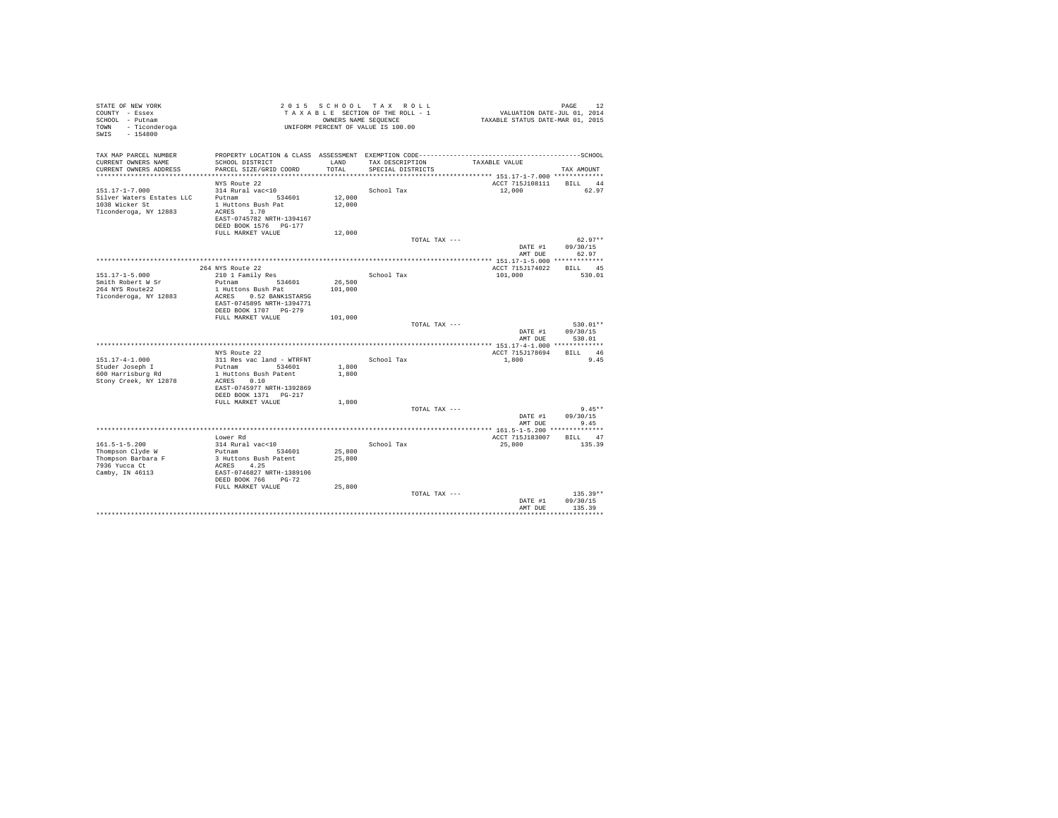STATE OF NEW YORK
COUNTY - Essex
SCHOOL - Putnam
TOWN - Ticonderoga
SWIS - 154800

2 0 1 5 S C H O O L T A X R O L L
T A X A B L E SECTION OF THE ROLL - 1
OWNERS NAME SEQUENCE
UNIFORM PERCENT OF VALUE IS 100.00

VALUATION DATE-JUL 01, 2014
TAXABLE STATUS DATE-MAR 01, 2015

| TAX MAP PARCEL NUMBER / CURRENT OWNERS NAME / CURRENT OWNERS ADDRESS | PROPERTY LOCATION & CLASS / SCHOOL DISTRICT / PARCEL SIZE/GRID COORD | ASSESSMENT LAND / TOTAL | EXEMPTION CODE / TAX DESCRIPTION / SPECIAL DISTRICTS | TAXABLE VALUE | TAX AMOUNT |
|---|---|---|---|---|---|
| **151.17-1-7.000** | NYS Route 22 | | | ACCT 715J108111 | BILL 44 |
| 151.17-1-7.000 | 314 Rural vac<10 | | School Tax | 12,000 | 62.97 |
| Silver Waters Estates LLC | Putnam 534601 | 12,000 | | | |
| 1038 Wicker St | 1 Huttons Bush Pat | 12,000 | | | |
| Ticonderoga, NY 12883 | ACRES 1.70 | | | | |
| | EAST-0745782 NRTH-1394167 | | | | |
| | DEED BOOK 1576 PG-177 | | | | |
| | FULL MARKET VALUE | 12,000 | | | |
| | | | TOTAL TAX --- | | 62.97** |
| | | | | DATE #1 | 09/30/15 |
| | | | | AMT DUE | 62.97 |
| **151.17-1-5.000** | 264 NYS Route 22 | | | ACCT 715J174022 | BILL 45 |
| 151.17-1-5.000 | 210 1 Family Res | | School Tax | 101,000 | 530.01 |
| Smith Robert W Sr | Putnam 534601 | 26,500 | | | |
| 264 NYS Route22 | 1 Huttons Bush Pat | 101,000 | | | |
| Ticonderoga, NY 12883 | ACRES 0.52 BANK1STARSG | | | | |
| | EAST-0745895 NRTH-1394771 | | | | |
| | DEED BOOK 1707 PG-279 | | | | |
| | FULL MARKET VALUE | 101,000 | | | |
| | | | TOTAL TAX --- | | 530.01** |
| | | | | DATE #1 | 09/30/15 |
| | | | | AMT DUE | 530.01 |
| **151.17-4-1.000** | NYS Route 22 | | | ACCT 715J178694 | BILL 46 |
| 151.17-4-1.000 | 311 Res vac land - WTRFNT | | School Tax | 1,800 | 9.45 |
| Studer Joseph I | Putnam 534601 | 1,800 | | | |
| 600 Harrisburg Rd | 1 Huttons Bush Patent | 1,800 | | | |
| Stony Creek, NY 12878 | ACRES 0.10 | | | | |
| | EAST-0745977 NRTH-1392869 | | | | |
| | DEED BOOK 1371 PG-217 | | | | |
| | FULL MARKET VALUE | 1,800 | | | |
| | | | TOTAL TAX --- | | 9.45** |
| | | | | DATE #1 | 09/30/15 |
| | | | | AMT DUE | 9.45 |
| **161.5-1-5.200** | Lower Rd | | | ACCT 715J183007 | BILL 47 |
| 161.5-1-5.200 | 314 Rural vac<10 | | School Tax | 25,800 | 135.39 |
| Thompson Clyde W | Putnam 534601 | 25,800 | | | |
| Thompson Barbara F | 3 Huttons Bush Patent | 25,800 | | | |
| 7936 Yucca Ct | ACRES 4.25 | | | | |
| Camby, IN 46113 | EAST-0746827 NRTH-1389106 | | | | |
| | DEED BOOK 766 PG-72 | | | | |
| | FULL MARKET VALUE | 25,800 | | | |
| | | | TOTAL TAX --- | | 135.39** |
| | | | | DATE #1 | 09/30/15 |
| | | | | AMT DUE | 135.39 |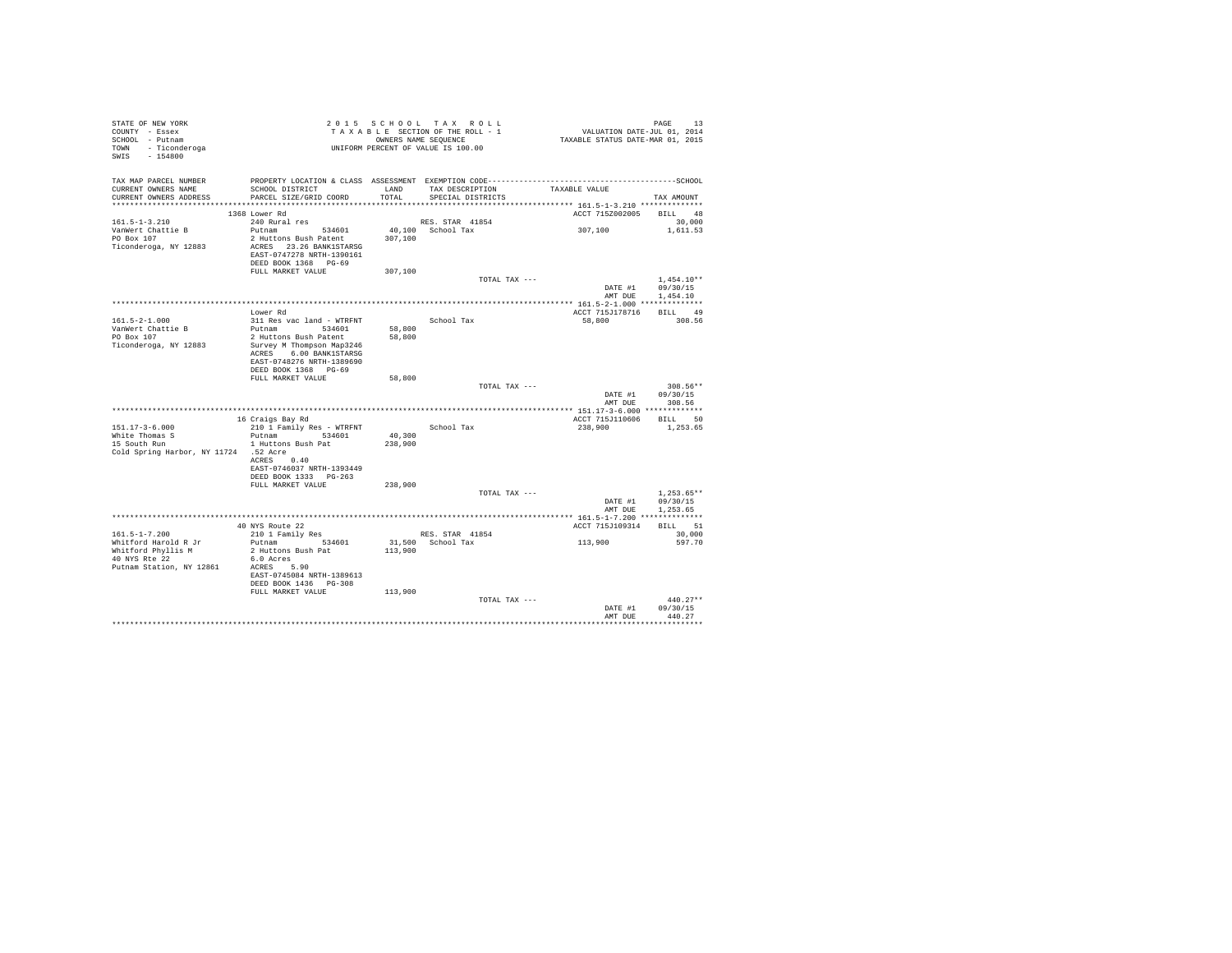STATE OF NEW YORK
COUNTY - Essex
SCHOOL - Putnam
TOWN - Ticonderoga
SWIS - 154800

2 0 1 5 S C H O O L T A X R O L L
T A X A B L E SECTION OF THE ROLL - 1
OWNERS NAME SEQUENCE
UNIFORM PERCENT OF VALUE IS 100.00

VALUATION DATE-JUL 01, 2014
TAXABLE STATUS DATE-MAR 01, 2015

| TAX MAP PARCEL NUMBER / CURRENT OWNERS NAME / CURRENT OWNERS ADDRESS | PROPERTY LOCATION & CLASS / SCHOOL DISTRICT / PARCEL SIZE/GRID COORD | ASSESSMENT LAND / TOTAL | EXEMPTION CODE / TAX DESCRIPTION / SPECIAL DISTRICTS | TAXABLE VALUE | SCHOOL TAX AMOUNT |
|---|---|---|---|---|---|
| 161.5-1-3.210 | 1368 Lower Rd | | | ACCT 715Z002005 | BILL 48 |
| VanWert Chattie B | 240 Rural res | | RES. STAR 41854 | | 30,000 |
| PO Box 107 | Putnam 534601 | 40,100 | School Tax | 307,100 | 1,611.53 |
| Ticonderoga, NY 12883 | 2 Huttons Bush Patent | 307,100 | | | |
| | ACRES 23.26 BANK1STARSG | | | | |
| | EAST-0747278 NRTH-1390161 | | | | |
| | DEED BOOK 1368 PG-69 | | | | |
| | FULL MARKET VALUE | 307,100 | | | |
| | | | TOTAL TAX --- | | 1,454.10** |
| | | | | DATE #1 | 09/30/15 |
| | | | | AMT DUE | 1,454.10 |
| 161.5-2-1.000 | Lower Rd | | | ACCT 715J178716 | BILL 49 |
| VanWert Chattie B | 311 Res vac land - WTRFNT | | School Tax | 58,800 | 308.56 |
| PO Box 107 | Putnam 534601 | 58,800 | | | |
| Ticonderoga, NY 12883 | 2 Huttons Bush Patent | 58,800 | | | |
| | Survey M Thompson Map3246 | | | | |
| | ACRES 6.00 BANK1STARSG | | | | |
| | EAST-0748276 NRTH-1389690 | | | | |
| | DEED BOOK 1368 PG-69 | | | | |
| | FULL MARKET VALUE | 58,800 | | | |
| | | | TOTAL TAX --- | | 308.56** |
| | | | | DATE #1 | 09/30/15 |
| | | | | AMT DUE | 308.56 |
| 151.17-3-6.000 | 16 Craigs Bay Rd | | | ACCT 715J110606 | BILL 50 |
| White Thomas S | 210 1 Family Res - WTRFNT | | School Tax | 238,900 | 1,253.65 |
| 15 South Run | Putnam 534601 | 40,300 | | | |
| Cold Spring Harbor, NY 11724 | 1 Huttons Bush Pat | 238,900 | | | |
| | .52 Acre | | | | |
| | ACRES 0.40 | | | | |
| | EAST-0746037 NRTH-1393449 | | | | |
| | DEED BOOK 1333 PG-263 | | | | |
| | FULL MARKET VALUE | 238,900 | | | |
| | | | TOTAL TAX --- | | 1,253.65** |
| | | | | DATE #1 | 09/30/15 |
| | | | | AMT DUE | 1,253.65 |
| 161.5-1-7.200 | 40 NYS Route 22 | | | ACCT 715J109314 | BILL 51 |
| Whitford Harold R Jr | 210 1 Family Res | | RES. STAR 41854 | | 30,000 |
| Whitford Phyllis M | Putnam 534601 | 31,500 | School Tax | 113,900 | 597.70 |
| 40 NYS Rte 22 | 2 Huttons Bush Pat | 113,900 | | | |
| Putnam Station, NY 12861 | 6.0 Acres | | | | |
| | ACRES 5.90 | | | | |
| | EAST-0745084 NRTH-1389613 | | | | |
| | DEED BOOK 1436 PG-308 | | | | |
| | FULL MARKET VALUE | 113,900 | | | |
| | | | TOTAL TAX --- | | 440.27** |
| | | | | DATE #1 | 09/30/15 |
| | | | | AMT DUE | 440.27 |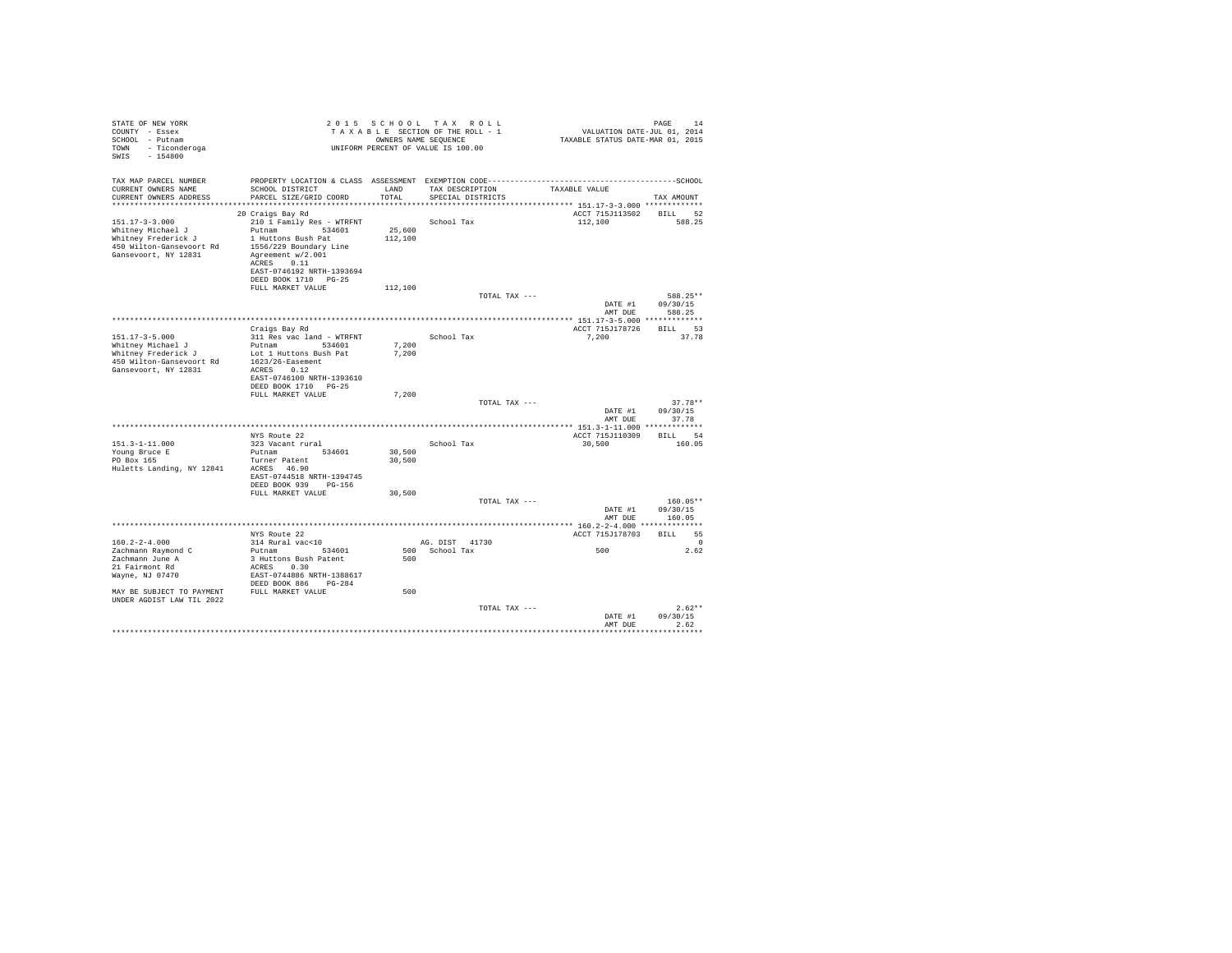STATE OF NEW YORK
COUNTY - Essex
SCHOOL - Putnam
TOWN - Ticonderoga
SWIS - 154800

2015 SCHOOL TAX ROLL
TAXABLE SECTION OF THE ROLL - 1
OWNERS NAME SEQUENCE
UNIFORM PERCENT OF VALUE IS 100.00

VALUATION DATE-JUL 01, 2014
TAXABLE STATUS DATE-MAR 01, 2015

| TAX MAP PARCEL NUMBER / CURRENT OWNERS NAME / CURRENT OWNERS ADDRESS | PROPERTY LOCATION & CLASS / SCHOOL DISTRICT / PARCEL SIZE/GRID COORD | ASSESSMENT LAND / TOTAL | EXEMPTION CODE / TAX DESCRIPTION / SPECIAL DISTRICTS | TAXABLE VALUE | TAX AMOUNT |
|---|---|---|---|---|---|
| **151.17-3-3.000** | 20 Craigs Bay Rd | | | ACCT 715J113502 | BILL 52 |
| 151.17-3-3.000 | 210 1 Family Res - WTRFNT | | School Tax | 112,100 | 588.25 |
| Whitney Michael J | Putnam 534601 | 25,600 | | | |
| Whitney Frederick J | 1 Huttons Bush Pat | 112,100 | | | |
| 450 Wilton-Gansevoort Rd | 1556/229 Boundary Line | | | | |
| Gansevoort, NY 12831 | Agreement w/2.001 | | | | |
| | ACRES 0.11 | | | | |
| | EAST-0746192 NRTH-1393694 | | | | |
| | DEED BOOK 1710 PG-25 | | | | |
| | FULL MARKET VALUE | 112,100 | | | |
| | | | TOTAL TAX --- | | 588.25** |
| | | | | DATE #1 | 09/30/15 |
| | | | | AMT DUE | 588.25 |
| **151.17-3-5.000** | Craigs Bay Rd | | | ACCT 715J178726 | BILL 53 |
| 151.17-3-5.000 | 311 Res vac land - WTRFNT | | School Tax | 7,200 | 37.78 |
| Whitney Michael J | Putnam 534601 | 7,200 | | | |
| Whitney Frederick J | Lot 1 Huttons Bush Pat | 7,200 | | | |
| 450 Wilton-Gansevoort Rd | 1623/26-Easement | | | | |
| Gansevoort, NY 12831 | ACRES 0.12 | | | | |
| | EAST-0746100 NRTH-1393610 | | | | |
| | DEED BOOK 1710 PG-25 | | | | |
| | FULL MARKET VALUE | 7,200 | | | |
| | | | TOTAL TAX --- | | 37.78** |
| | | | | DATE #1 | 09/30/15 |
| | | | | AMT DUE | 37.78 |
| **151.3-1-11.000** | NYS Route 22 | | | ACCT 715J110309 | BILL 54 |
| 151.3-1-11.000 | 323 Vacant rural | | School Tax | 30,500 | 160.05 |
| Young Bruce E | Putnam 534601 | 30,500 | | | |
| PO Box 165 | Turner Patent | 30,500 | | | |
| Huletts Landing, NY 12841 | ACRES 46.90 | | | | |
| | EAST-0744518 NRTH-1394745 | | | | |
| | DEED BOOK 939 PG-156 | | | | |
| | FULL MARKET VALUE | 30,500 | | | |
| | | | TOTAL TAX --- | | 160.05** |
| | | | | DATE #1 | 09/30/15 |
| | | | | AMT DUE | 160.05 |
| **160.2-2-4.000** | NYS Route 22 | | | ACCT 715J178703 | BILL 55 |
| 160.2-2-4.000 | 314 Rural vac<10 | | AG. DIST 41730 | | 0 |
| Zachmann Raymond C | Putnam 534601 | 500 | School Tax | 500 | 2.62 |
| Zachmann June A | 3 Huttons Bush Patent | 500 | | | |
| 21 Fairmont Rd | ACRES 0.30 | | | | |
| Wayne, NJ 07470 | EAST-0744886 NRTH-1388617 | | | | |
| | DEED BOOK 886 PG-284 | | | | |
| MAY BE SUBJECT TO PAYMENT | FULL MARKET VALUE | 500 | | | |
| UNDER AGDIST LAW TIL 2022 | | | | | |
| | | | TOTAL TAX --- | | 2.62** |
| | | | | DATE #1 | 09/30/15 |
| | | | | AMT DUE | 2.62 |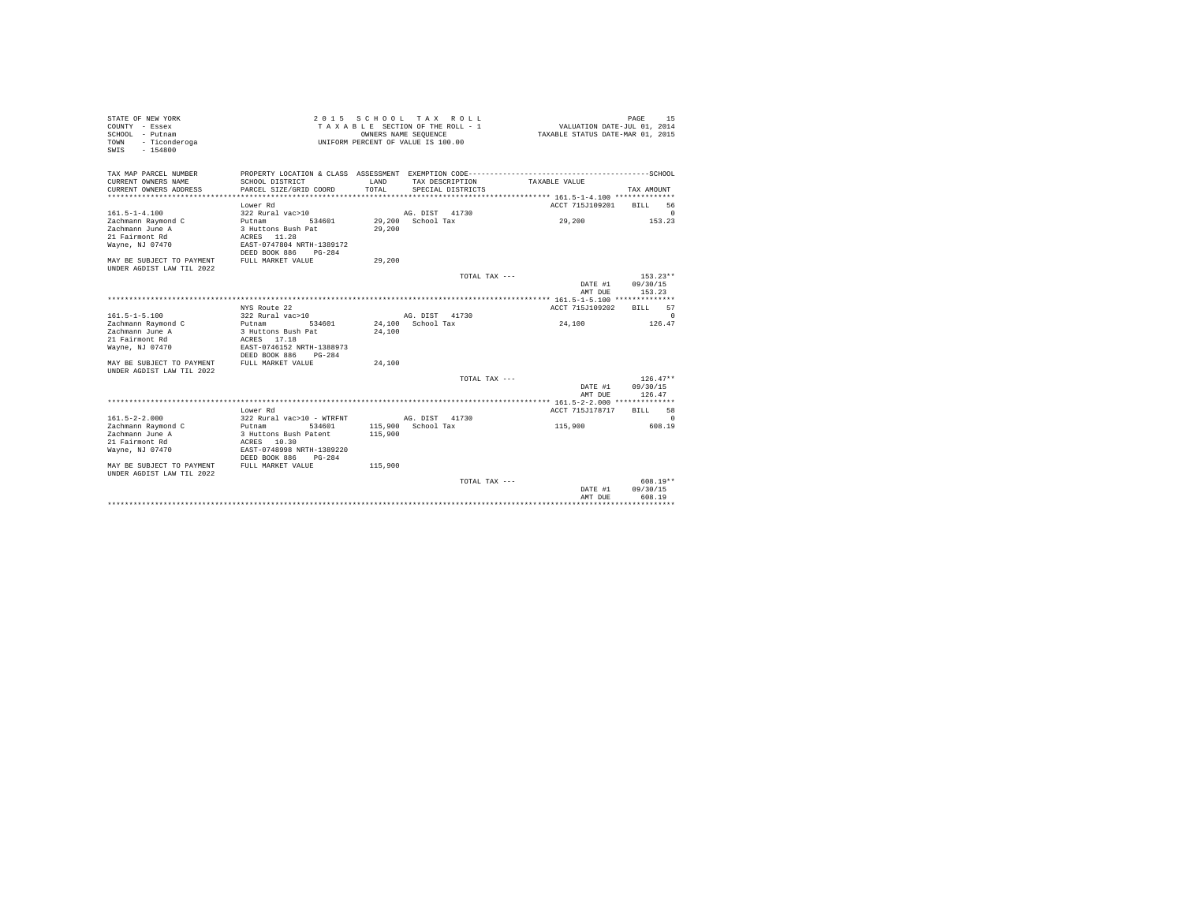STATE OF NEW YORK
COUNTY - Essex
SCHOOL - Putnam
TOWN - Ticonderoga
SWIS - 154800

2 0 1 5 S C H O O L T A X R O L L
T A X A B L E SECTION OF THE ROLL - 1
OWNERS NAME SEQUENCE
UNIFORM PERCENT OF VALUE IS 100.00

VALUATION DATE-JUL 01, 2014
TAXABLE STATUS DATE-MAR 01, 2015

| TAX MAP PARCEL NUMBER<br>CURRENT OWNERS NAME<br>CURRENT OWNERS ADDRESS | PROPERTY LOCATION & CLASS<br>SCHOOL DISTRICT<br>PARCEL SIZE/GRID COORD | ASSESSMENT<br>LAND<br>TOTAL | EXEMPTION CODE<br>TAX DESCRIPTION<br>SPECIAL DISTRICTS | SCHOOL<br>TAXABLE VALUE | TAX AMOUNT |
|---|---|---|---|---|---|
| 161.5-1-4.100 | Lower Rd | | | ACCT 715J109201 | BILL 56 |
| 161.5-1-4.100 | 322 Rural vac>10 | | AG. DIST 41730 | | 0 |
| Zachmann Raymond C | Putnam 534601 | 29,200 | School Tax | 29,200 | 153.23 |
| Zachmann June A | 3 Huttons Bush Pat | 29,200 | | | |
| 21 Fairmont Rd | ACRES 11.28 | | | | |
| Wayne, NJ 07470 | EAST-0747804 NRTH-1389172 | | | | |
| | DEED BOOK 886 PG-284 | | | | |
| MAY BE SUBJECT TO PAYMENT UNDER AGDIST LAW TIL 2022 | FULL MARKET VALUE | 29,200 | | | |
| | | | TOTAL TAX --- | | 153.23** |
| | | | | DATE #1 | 09/30/15 |
| | | | | AMT DUE | 153.23 |
| 161.5-1-5.100 | NYS Route 22 | | | ACCT 715J109202 | BILL 57 |
| 161.5-1-5.100 | 322 Rural vac>10 | | AG. DIST 41730 | | 0 |
| Zachmann Raymond C | Putnam 534601 | 24,100 | School Tax | 24,100 | 126.47 |
| Zachmann June A | 3 Huttons Bush Pat | 24,100 | | | |
| 21 Fairmont Rd | ACRES 17.18 | | | | |
| Wayne, NJ 07470 | EAST-0746152 NRTH-1388973 | | | | |
| | DEED BOOK 886 PG-284 | | | | |
| MAY BE SUBJECT TO PAYMENT UNDER AGDIST LAW TIL 2022 | FULL MARKET VALUE | 24,100 | | | |
| | | | TOTAL TAX --- | | 126.47** |
| | | | | DATE #1 | 09/30/15 |
| | | | | AMT DUE | 126.47 |
| 161.5-2-2.000 | Lower Rd | | | ACCT 715J178717 | BILL 58 |
| 161.5-2-2.000 | 322 Rural vac>10 - WTRFNT | | AG. DIST 41730 | | 0 |
| Zachmann Raymond C | Putnam 534601 | 115,900 | School Tax | 115,900 | 608.19 |
| Zachmann June A | 3 Huttons Bush Patent | 115,900 | | | |
| 21 Fairmont Rd | ACRES 10.30 | | | | |
| Wayne, NJ 07470 | EAST-0748998 NRTH-1389220 | | | | |
| | DEED BOOK 886 PG-284 | | | | |
| MAY BE SUBJECT TO PAYMENT UNDER AGDIST LAW TIL 2022 | FULL MARKET VALUE | 115,900 | | | |
| | | | TOTAL TAX --- | | 608.19** |
| | | | | DATE #1 | 09/30/15 |
| | | | | AMT DUE | 608.19 |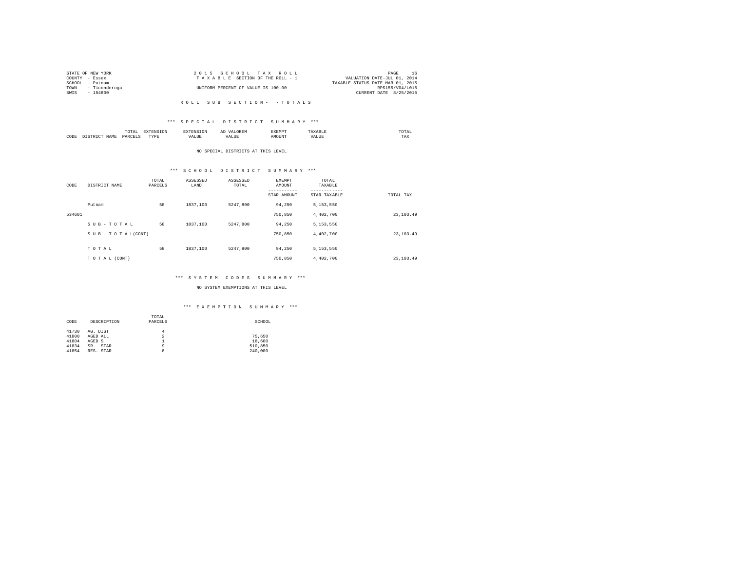STATE OF NEW YORK
COUNTY - Essex
SCHOOL - Putnam
TOWN - Ticonderoga
SWIS - 154800

2 0 1 5 S C H O O L T A X R O L L
T A X A B L E SECTION OF THE ROLL - 1
UNIFORM PERCENT OF VALUE IS 100.00

VALUATION DATE-JUL 01, 2014
TAXABLE STATUS DATE-MAR 01, 2015
RPS155/V04/L015
CURRENT DATE 8/25/2015

R O L L S U B S E C T I O N - - T O T A L S

*** S P E C I A L D I S T R I C T S U M M A R Y ***

| CODE | DISTRICT NAME | TOTAL PARCELS | EXTENSION TYPE | EXTENSION VALUE | AD VALOREM VALUE | EXEMPT AMOUNT | TAXABLE VALUE | TOTAL TAX |
|---|---|---|---|---|---|---|---|---|

NO SPECIAL DISTRICTS AT THIS LEVEL

*** S C H O O L D I S T R I C T S U M M A R Y ***

| CODE | DISTRICT NAME | TOTAL PARCELS | ASSESSED LAND | ASSESSED TOTAL | EXEMPT AMOUNT / STAR AMOUNT | TOTAL TAXABLE / STAR TAXABLE | TOTAL TAX |
|---|---|---|---|---|---|---|---|
| | Putnam | 58 | 1837,100 | 5247,800 | 94,250 | 5,153,550 | |
| 534601 | | | | | 750,850 | 4,402,700 | 23,103.49 |
| | S U B - T O T A L | 58 | 1837,100 | 5247,800 | 94,250 | 5,153,550 | |
| | S U B - T O T A L(CONT) | | | | 750,850 | 4,402,700 | 23,103.49 |
| | T O T A L | 58 | 1837,100 | 5247,800 | 94,250 | 5,153,550 | |
| | T O T A L (CONT) | | | | 750,850 | 4,402,700 | 23,103.49 |

*** S Y S T E M C O D E S S U M M A R Y ***

NO SYSTEM EXEMPTIONS AT THIS LEVEL

*** E X E M P T I O N S U M M A R Y ***

| CODE | DESCRIPTION | TOTAL PARCELS | SCHOOL |
|---|---|---|---|
| 41730 | AG. DIST | 4 | |
| 41800 | AGED ALL | 2 | 75,650 |
| 41804 | AGED S | 1 | 18,600 |
| 41834 | SR STAR | 9 | 510,850 |
| 41854 | RES. STAR | 8 | 240,000 |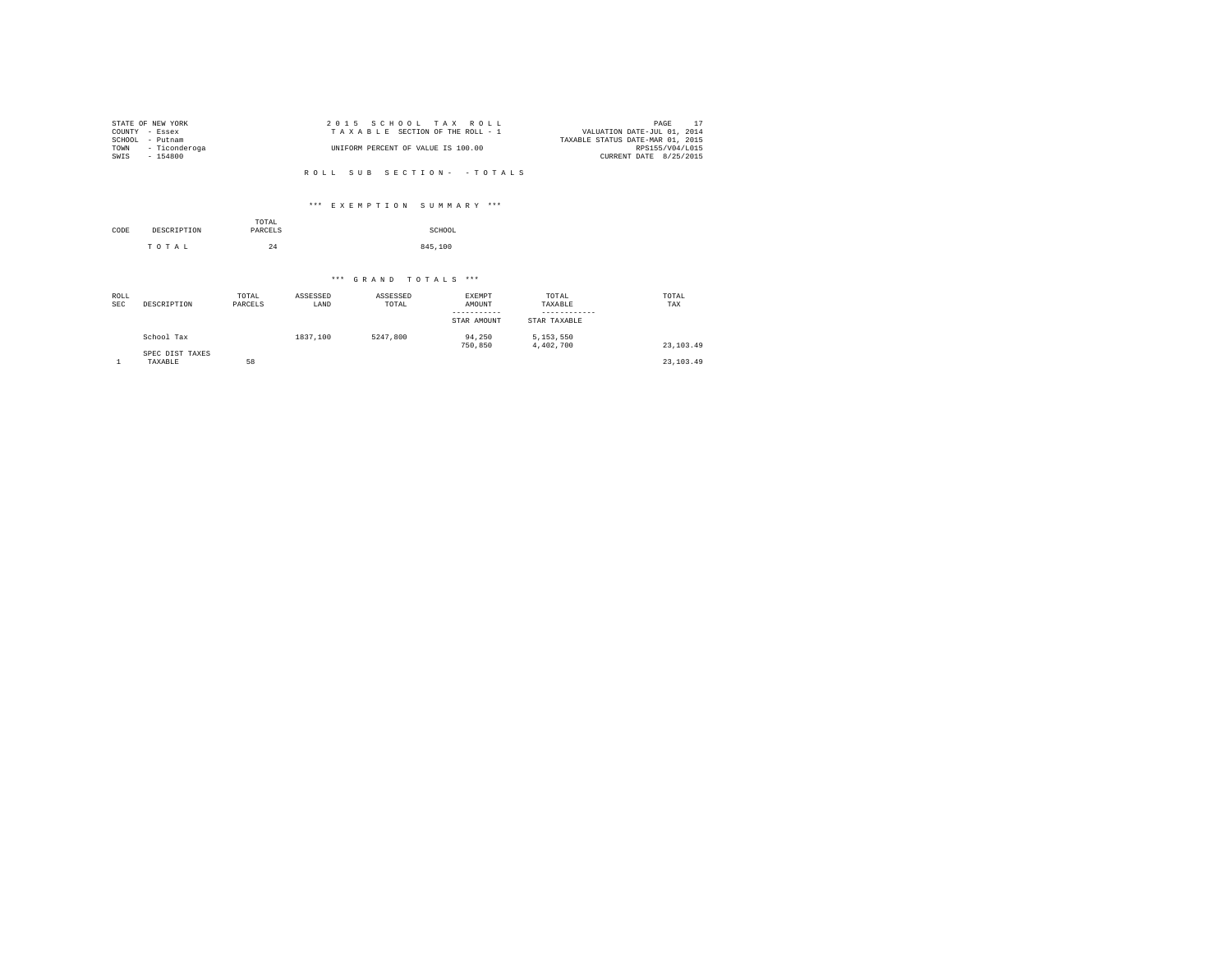STATE OF NEW YORK
COUNTY - Essex
SCHOOL - Putnam
TOWN - Ticonderoga
SWIS - 154800

2 0 1 5 S C H O O L T A X R O L L
T A X A B L E SECTION OF THE ROLL - 1
UNIFORM PERCENT OF VALUE IS 100.00

VALUATION DATE-JUL 01, 2014
TAXABLE STATUS DATE-MAR 01, 2015
RPS155/V04/L015
CURRENT DATE 8/25/2015

R O L L S U B S E C T I O N - - T O T A L S

*** E X E M P T I O N S U M M A R Y ***

| CODE | DESCRIPTION | TOTAL PARCELS | SCHOOL |
|---|---|---|---|
| | T O T A L | 24 | 845,100 |

*** G R A N D T O T A L S ***

| ROLL SEC | DESCRIPTION | TOTAL PARCELS | ASSESSED LAND | ASSESSED TOTAL | EXEMPT AMOUNT / STAR AMOUNT | TOTAL TAXABLE / STAR TAXABLE | TOTAL TAX |
|---|---|---|---|---|---|---|---|
| | School Tax | | 1837,100 | 5247,800 | 94,250 | 5,153,550 | |
| | | | | | 750,850 | 4,402,700 | 23,103.49 |
| | SPEC DIST TAXES | | | | | | |
| 1 | TAXABLE | 58 | | | | | 23,103.49 |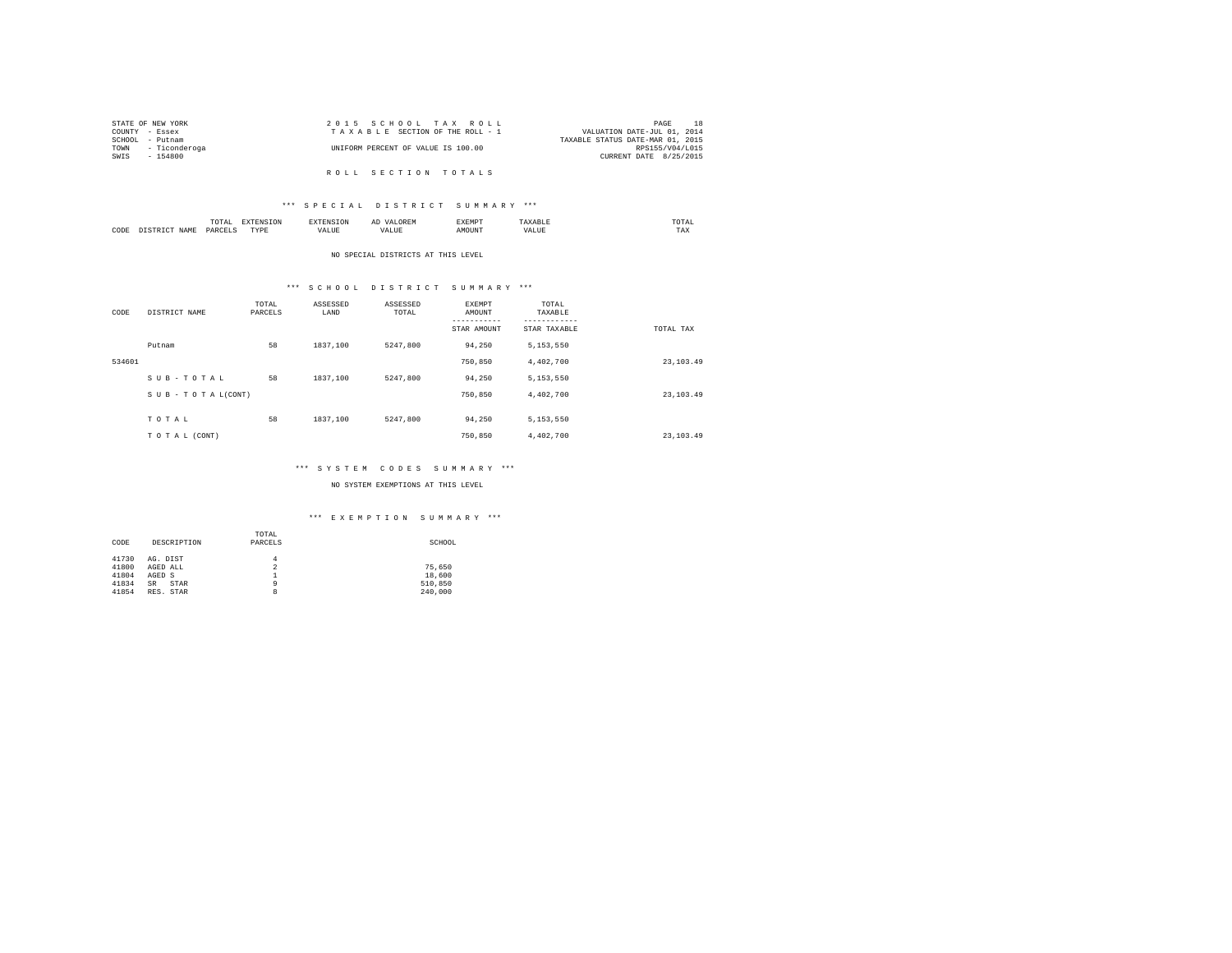STATE OF NEW YORK
COUNTY - Essex
SCHOOL - Putnam
TOWN - Ticonderoga
SWIS - 154800

2015 SCHOOL TAX ROLL
TAXABLE SECTION OF THE ROLL - 1
UNIFORM PERCENT OF VALUE IS 100.00

VALUATION DATE-JUL 01, 2014
TAXABLE STATUS DATE-MAR 01, 2015
RPS155/V04/L015
CURRENT DATE 8/25/2015

## ROLL SECTION TOTALS

### *** SPECIAL DISTRICT SUMMARY ***

| CODE | DISTRICT NAME | TOTAL PARCELS | EXTENSION TYPE | EXTENSION VALUE | AD VALOREM VALUE | EXEMPT AMOUNT | TAXABLE VALUE | TOTAL TAX |
|---|---|---|---|---|---|---|---|---|

NO SPECIAL DISTRICTS AT THIS LEVEL

### *** SCHOOL DISTRICT SUMMARY ***

| CODE | DISTRICT NAME | TOTAL PARCELS | ASSESSED LAND | ASSESSED TOTAL | EXEMPT AMOUNT / STAR AMOUNT | TOTAL TAXABLE / STAR TAXABLE | TOTAL TAX |
|---|---|---|---|---|---|---|---|
| | Putnam | 58 | 1837,100 | 5247,800 | 94,250 | 5,153,550 | |
| 534601 | | | | | 750,850 | 4,402,700 | 23,103.49 |
| | S U B - T O T A L | 58 | 1837,100 | 5247,800 | 94,250 | 5,153,550 | |
| | S U B - T O T A L(CONT) | | | | 750,850 | 4,402,700 | 23,103.49 |
| | T O T A L | 58 | 1837,100 | 5247,800 | 94,250 | 5,153,550 | |
| | T O T A L (CONT) | | | | 750,850 | 4,402,700 | 23,103.49 |

### *** SYSTEM CODES SUMMARY ***

NO SYSTEM EXEMPTIONS AT THIS LEVEL

### *** EXEMPTION SUMMARY ***

| CODE | DESCRIPTION | TOTAL PARCELS | SCHOOL |
|---|---|---|---|
| 41730 | AG. DIST | 4 | |
| 41800 | AGED ALL | 2 | 75,650 |
| 41804 | AGED S | 1 | 18,600 |
| 41834 | SR STAR | 9 | 510,850 |
| 41854 | RES. STAR | 8 | 240,000 |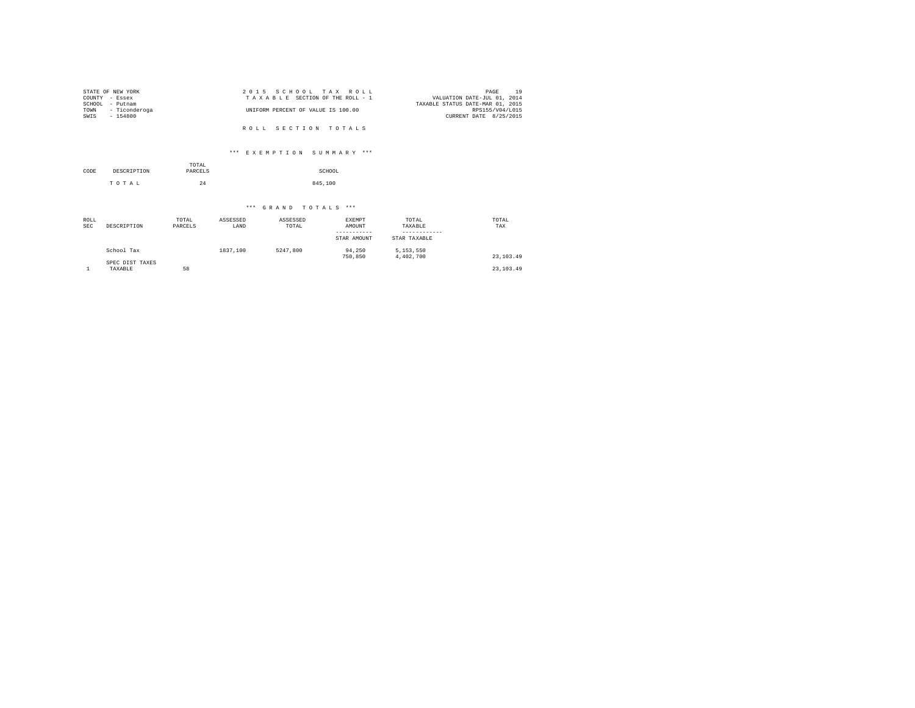STATE OF NEW YORK
COUNTY - Essex
SCHOOL - Putnam
TOWN - Ticonderoga
SWIS - 154800

2 0 1 5 S C H O O L T A X R O L L
T A X A B L E SECTION OF THE ROLL - 1
UNIFORM PERCENT OF VALUE IS 100.00

VALUATION DATE-JUL 01, 2014
TAXABLE STATUS DATE-MAR 01, 2015
RPS155/V04/L015
CURRENT DATE 8/25/2015

R O L L S E C T I O N T O T A L S

*** E X E M P T I O N S U M M A R Y ***

| CODE | DESCRIPTION | TOTAL PARCELS | SCHOOL |
|---|---|---|---|
| | T O T A L | 24 | 845,100 |

*** G R A N D T O T A L S ***

| ROLL SEC | DESCRIPTION | TOTAL PARCELS | ASSESSED LAND | ASSESSED TOTAL | EXEMPT AMOUNT / STAR AMOUNT | TOTAL TAXABLE / STAR TAXABLE | TOTAL TAX |
|---|---|---|---|---|---|---|---|
| | School Tax | | 1837,100 | 5247,800 | 94,250 | 5,153,550 | |
| | | | | | 750,850 | 4,402,700 | 23,103.49 |
| | SPEC DIST TAXES | | | | | | |
| 1 | TAXABLE | 58 | | | | | 23,103.49 |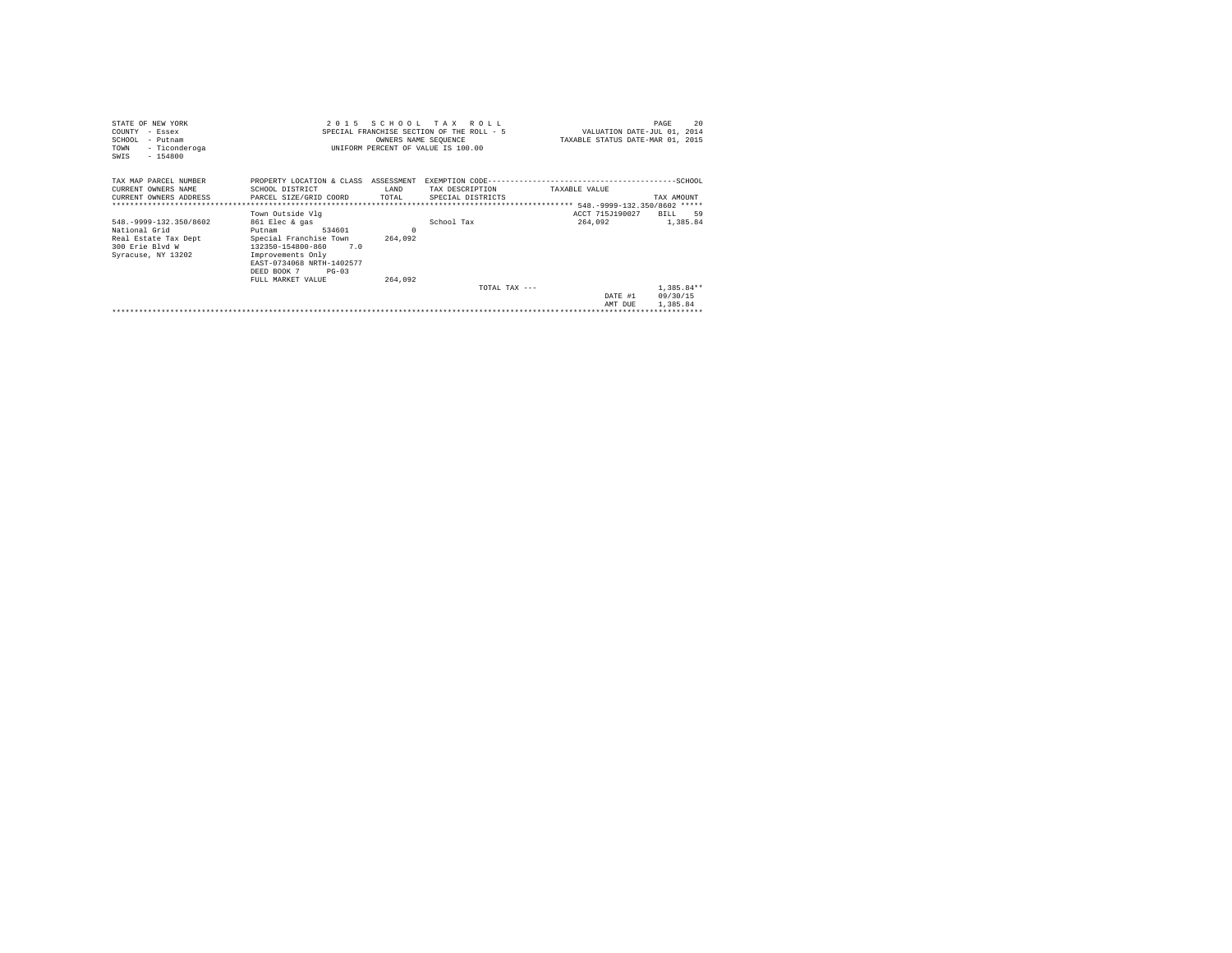```
STATE OF NEW YORK                    2 0 1 5   S C H O O L   T A X   R O L L                          PAGE    20
COUNTY  - Essex                   SPECIAL FRANCHISE SECTION OF THE ROLL - 5            VALUATION DATE-JUL 01, 2014
SCHOOL  - Putnam                           OWNERS NAME SEQUENCE                     TAXABLE STATUS DATE-MAR 01, 2015
TOWN    - Ticonderoga                  UNIFORM PERCENT OF VALUE IS 100.00
SWIS    - 154800

TAX MAP PARCEL NUMBER          PROPERTY LOCATION & CLASS  ASSESSMENT  EXEMPTION CODE------------------------------------------SCHOOL
CURRENT OWNERS NAME            SCHOOL DISTRICT               LAND      TAX DESCRIPTION            TAXABLE VALUE
CURRENT OWNERS ADDRESS         PARCEL SIZE/GRID COORD       TOTAL      SPECIAL DISTRICTS                                  TAX AMOUNT
*********************************************************************************************** 548.-9999-132.350/8602 *****
                               Town Outside Vlg                                                 ACCT 715J190027    BILL    59
548.-9999-132.350/8602         861 Elec & gas                          School Tax                   264,092          1,385.84
National Grid                  Putnam          534601           0
Real Estate Tax Dept           Special Franchise Town     264,092
300 Erie Blvd W                132350-154800-860     7.0
Syracuse, NY 13202             Improvements Only
                               EAST-0734068 NRTH-1402577
                               DEED BOOK 7      PG-03
                               FULL MARKET VALUE          264,092
                                                                        TOTAL TAX ---                                1,385.84**
                                                                                                      DATE #1     09/30/15
                                                                                                      AMT DUE     1,385.84
*******************************************************************************************************************************
```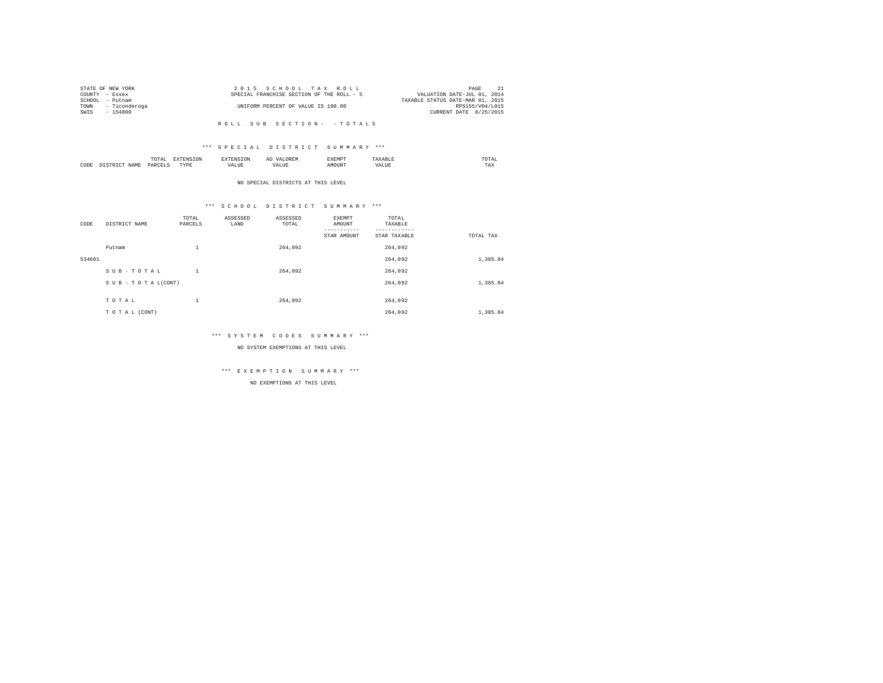STATE OF NEW YORK
COUNTY - Essex
SCHOOL - Putnam
TOWN - Ticonderoga
SWIS - 154800

2 0 1 5 S C H O O L T A X R O L L
SPECIAL FRANCHISE SECTION OF THE ROLL - 5
UNIFORM PERCENT OF VALUE IS 100.00

PAGE 21
VALUATION DATE-JUL 01, 2014
TAXABLE STATUS DATE-MAR 01, 2015
RPS155/V04/L015
CURRENT DATE 8/25/2015

R O L L S U B S E C T I O N - - T O T A L S

*** S P E C I A L D I S T R I C T S U M M A R Y ***

| CODE | DISTRICT NAME | TOTAL PARCELS | EXTENSION TYPE | EXTENSION VALUE | AD VALOREM VALUE | EXEMPT AMOUNT | TAXABLE VALUE | TOTAL TAX |
|---|---|---|---|---|---|---|---|---|

NO SPECIAL DISTRICTS AT THIS LEVEL

*** S C H O O L D I S T R I C T S U M M A R Y ***

| CODE | DISTRICT NAME | TOTAL PARCELS | ASSESSED LAND | ASSESSED TOTAL | EXEMPT AMOUNT / STAR AMOUNT | TOTAL TAXABLE / STAR TAXABLE | TOTAL TAX |
|---|---|---|---|---|---|---|---|
| | Putnam | 1 | | 264,092 | | 264,092 | |
| 534601 | | | | | | 264,092 | 1,385.84 |
| | S U B - T O T A L | 1 | | 264,092 | | 264,092 | |
| | S U B - T O T A L(CONT) | | | | | 264,092 | 1,385.84 |
| | T O T A L | 1 | | 264,092 | | 264,092 | |
| | T O T A L (CONT) | | | | | 264,092 | 1,385.84 |

*** S Y S T E M C O D E S S U M M A R Y ***

NO SYSTEM EXEMPTIONS AT THIS LEVEL

*** E X E M P T I O N S U M M A R Y ***

NO EXEMPTIONS AT THIS LEVEL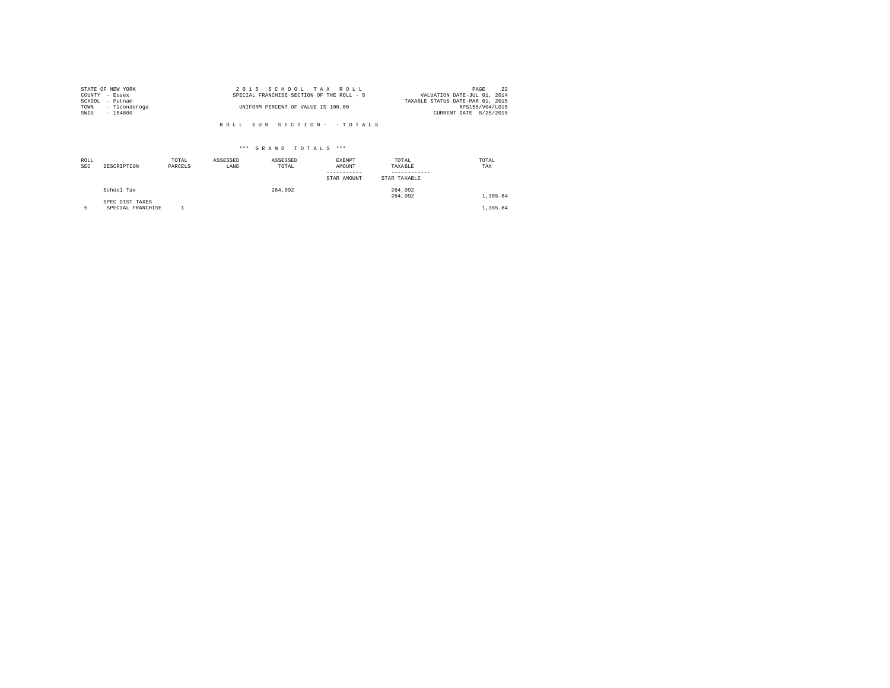STATE OF NEW YORK
COUNTY - Essex
SCHOOL - Putnam
TOWN - Ticonderoga
SWIS - 154800

2 0 1 5 S C H O O L T A X R O L L
SPECIAL FRANCHISE SECTION OF THE ROLL - 5
UNIFORM PERCENT OF VALUE IS 100.00

VALUATION DATE-JUL 01, 2014
TAXABLE STATUS DATE-MAR 01, 2015
RPS155/V04/L015
CURRENT DATE 8/25/2015

R O L L S U B S E C T I O N - - T O T A L S

\*\*\* G R A N D T O T A L S \*\*\*

| ROLL SEC | DESCRIPTION | TOTAL PARCELS | ASSESSED LAND | ASSESSED TOTAL | EXEMPT AMOUNT / STAR AMOUNT | TOTAL TAXABLE / STAR TAXABLE | TOTAL TAX |
|---|---|---|---|---|---|---|---|
| | School Tax | | | 264,092 | | 264,092 | |
| | | | | | | 264,092 | 1,385.84 |
| | SPEC DIST TAXES | | | | | | |
| 5 | SPECIAL FRANCHISE | 1 | | | | | 1,385.84 |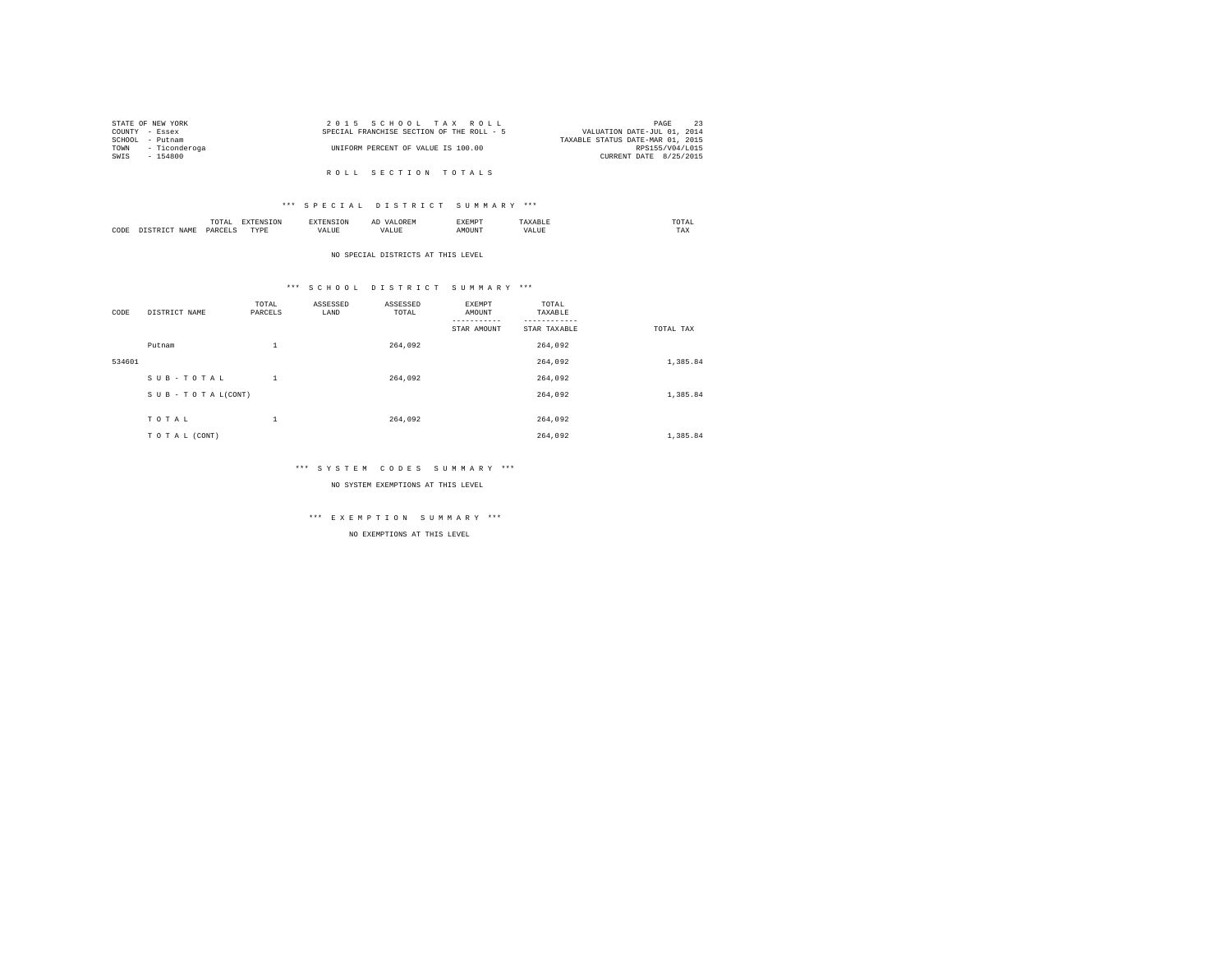STATE OF NEW YORK
COUNTY - Essex
SCHOOL - Putnam
TOWN - Ticonderoga
SWIS - 154800

2 0 1 5 S C H O O L T A X R O L L
SPECIAL FRANCHISE SECTION OF THE ROLL - 5

UNIFORM PERCENT OF VALUE IS 100.00

VALUATION DATE-JUL 01, 2014
TAXABLE STATUS DATE-MAR 01, 2015
RPS155/V04/L015
CURRENT DATE 8/25/2015

R O L L S E C T I O N T O T A L S

*** S P E C I A L D I S T R I C T S U M M A R Y ***

| CODE | DISTRICT NAME | TOTAL PARCELS | EXTENSION TYPE | EXTENSION VALUE | AD VALOREM VALUE | EXEMPT AMOUNT | TAXABLE VALUE | TOTAL TAX |
|---|---|---|---|---|---|---|---|---|

NO SPECIAL DISTRICTS AT THIS LEVEL

*** S C H O O L D I S T R I C T S U M M A R Y ***

| CODE | DISTRICT NAME | TOTAL PARCELS | ASSESSED LAND | ASSESSED TOTAL | EXEMPT AMOUNT / STAR AMOUNT | TOTAL TAXABLE / STAR TAXABLE | TOTAL TAX |
|---|---|---|---|---|---|---|---|
| | Putnam | 1 | | 264,092 | | 264,092 | |
| 534601 | | | | | | 264,092 | 1,385.84 |
| | S U B - T O T A L | 1 | | 264,092 | | 264,092 | |
| | S U B - T O T A L(CONT) | | | | | 264,092 | 1,385.84 |
| | T O T A L | 1 | | 264,092 | | 264,092 | |
| | T O T A L (CONT) | | | | | 264,092 | 1,385.84 |

*** S Y S T E M C O D E S S U M M A R Y ***

NO SYSTEM EXEMPTIONS AT THIS LEVEL

*** E X E M P T I O N S U M M A R Y ***

NO EXEMPTIONS AT THIS LEVEL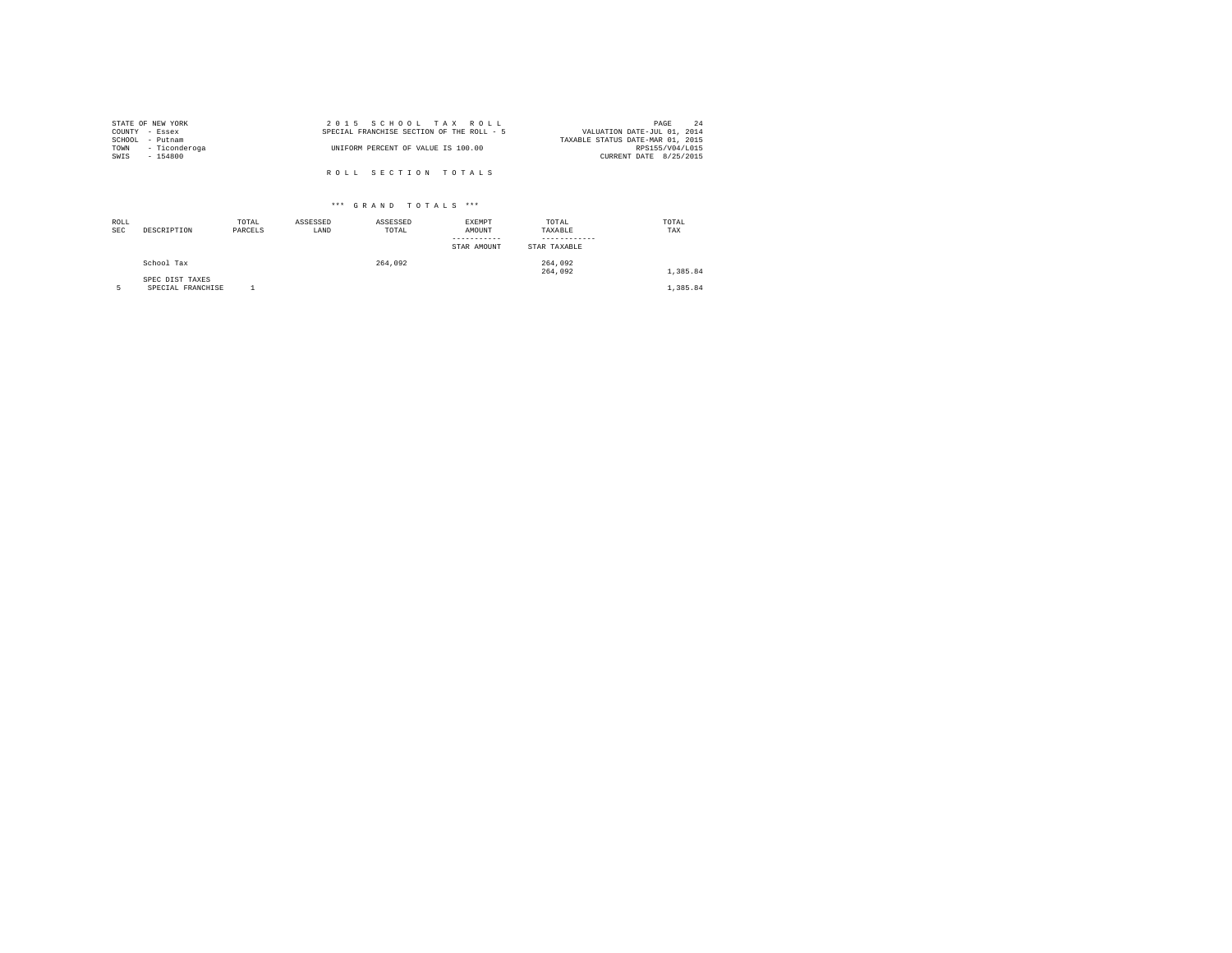STATE OF NEW YORK
COUNTY - Essex
SCHOOL - Putnam
TOWN - Ticonderoga
SWIS - 154800

2 0 1 5 S C H O O L T A X R O L L
SPECIAL FRANCHISE SECTION OF THE ROLL - 5
UNIFORM PERCENT OF VALUE IS 100.00

VALUATION DATE-JUL 01, 2014
TAXABLE STATUS DATE-MAR 01, 2015
RPS155/V04/L015
CURRENT DATE 8/25/2015

R O L L S E C T I O N T O T A L S

\*\*\* G R A N D T O T A L S \*\*\*

| ROLL SEC | DESCRIPTION | TOTAL PARCELS | ASSESSED LAND | ASSESSED TOTAL | EXEMPT AMOUNT / STAR AMOUNT | TOTAL TAXABLE / STAR TAXABLE | TOTAL TAX |
|---|---|---|---|---|---|---|---|
| | School Tax | | | 264,092 | | 264,092 | |
| | | | | | | 264,092 | 1,385.84 |
| | SPEC DIST TAXES | | | | | | |
| 5 | SPECIAL FRANCHISE | 1 | | | | | 1,385.84 |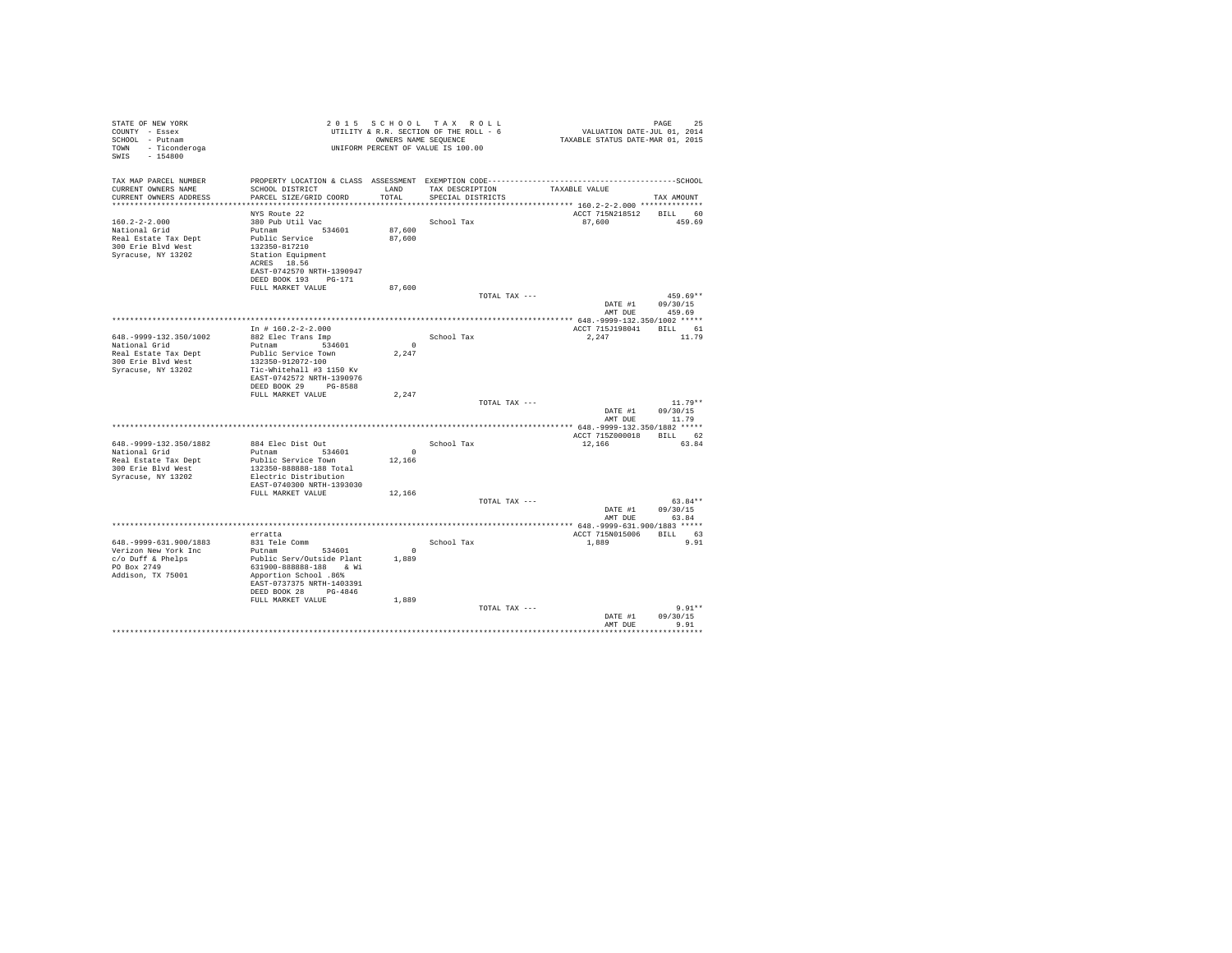STATE OF NEW YORK
COUNTY - Essex
SCHOOL - Putnam
TOWN - Ticonderoga
SWIS - 154800

2 0 1 5 S C H O O L T A X R O L L
UTILITY & R.R. SECTION OF THE ROLL - 6
OWNERS NAME SEQUENCE
UNIFORM PERCENT OF VALUE IS 100.00

VALUATION DATE-JUL 01, 2014
TAXABLE STATUS DATE-MAR 01, 2015

| TAX MAP PARCEL NUMBER / CURRENT OWNERS NAME / CURRENT OWNERS ADDRESS | PROPERTY LOCATION & CLASS / SCHOOL DISTRICT / PARCEL SIZE/GRID COORD | ASSESSMENT LAND / TOTAL | EXEMPTION CODE / TAX DESCRIPTION / SPECIAL DISTRICTS | TAXABLE VALUE | SCHOOL TAX AMOUNT |
|---|---|---|---|---|---|
| ******** 160.2-2-2.000 ******** | | | | | |
| | NYS Route 22 | | | ACCT 715N218512 | BILL 60 |
| 160.2-2-2.000 | 380 Pub Util Vac | | School Tax | 87,600 | 459.69 |
| National Grid | Putnam 534601 | 87,600 | | | |
| Real Estate Tax Dept | Public Service | 87,600 | | | |
| 300 Erie Blvd West | 132350-817210 | | | | |
| Syracuse, NY 13202 | Station Equipment | | | | |
| | ACRES 18.56 | | | | |
| | EAST-0742570 NRTH-1390947 | | | | |
| | DEED BOOK 193 PG-171 | | | | |
| | FULL MARKET VALUE | 87,600 | | | |
| | | | TOTAL TAX --- | | 459.69** |
| | | | | DATE #1 | 09/30/15 |
| | | | | AMT DUE | 459.69 |
| ******** 648.-9999-132.350/1002 ******** | | | | | |
| | In # 160.2-2-2.000 | | | ACCT 715J198041 | BILL 61 |
| 648.-9999-132.350/1002 | 882 Elec Trans Imp | | School Tax | 2,247 | 11.79 |
| National Grid | Putnam 534601 | 0 | | | |
| Real Estate Tax Dept | Public Service Town | 2,247 | | | |
| 300 Erie Blvd West | 132350-912072-100 | | | | |
| Syracuse, NY 13202 | Tic-Whitehall #3 1150 Kv | | | | |
| | EAST-0742572 NRTH-1390976 | | | | |
| | DEED BOOK 29 PG-8588 | | | | |
| | FULL MARKET VALUE | 2,247 | | | |
| | | | TOTAL TAX --- | | 11.79** |
| | | | | DATE #1 | 09/30/15 |
| | | | | AMT DUE | 11.79 |
| ******** 648.-9999-132.350/1882 ******** | | | | | |
| | | | | ACCT 715Z000018 | BILL 62 |
| 648.-9999-132.350/1882 | 884 Elec Dist Out | | School Tax | 12,166 | 63.84 |
| National Grid | Putnam 534601 | 0 | | | |
| Real Estate Tax Dept | Public Service Town | 12,166 | | | |
| 300 Erie Blvd West | 132350-888888-188 Total | | | | |
| Syracuse, NY 13202 | Electric Distribution | | | | |
| | EAST-0740300 NRTH-1393030 | | | | |
| | FULL MARKET VALUE | 12,166 | | | |
| | | | TOTAL TAX --- | | 63.84** |
| | | | | DATE #1 | 09/30/15 |
| | | | | AMT DUE | 63.84 |
| ******** 648.-9999-631.900/1883 ******** | | | | | |
| | erratta | | | ACCT 715N015006 | BILL 63 |
| 648.-9999-631.900/1883 | 831 Tele Comm | | School Tax | 1,889 | 9.91 |
| Verizon New York Inc | Putnam 534601 | 0 | | | |
| c/o Duff & Phelps | Public Serv/Outside Plant | 1,889 | | | |
| PO Box 2749 | 631900-888888-188 & Wi | | | | |
| Addison, TX 75001 | Apportion School .86% | | | | |
| | EAST-0737375 NRTH-1403391 | | | | |
| | DEED BOOK 28 PG-4846 | | | | |
| | FULL MARKET VALUE | 1,889 | | | |
| | | | TOTAL TAX --- | | 9.91** |
| | | | | DATE #1 | 09/30/15 |
| | | | | AMT DUE | 9.91 |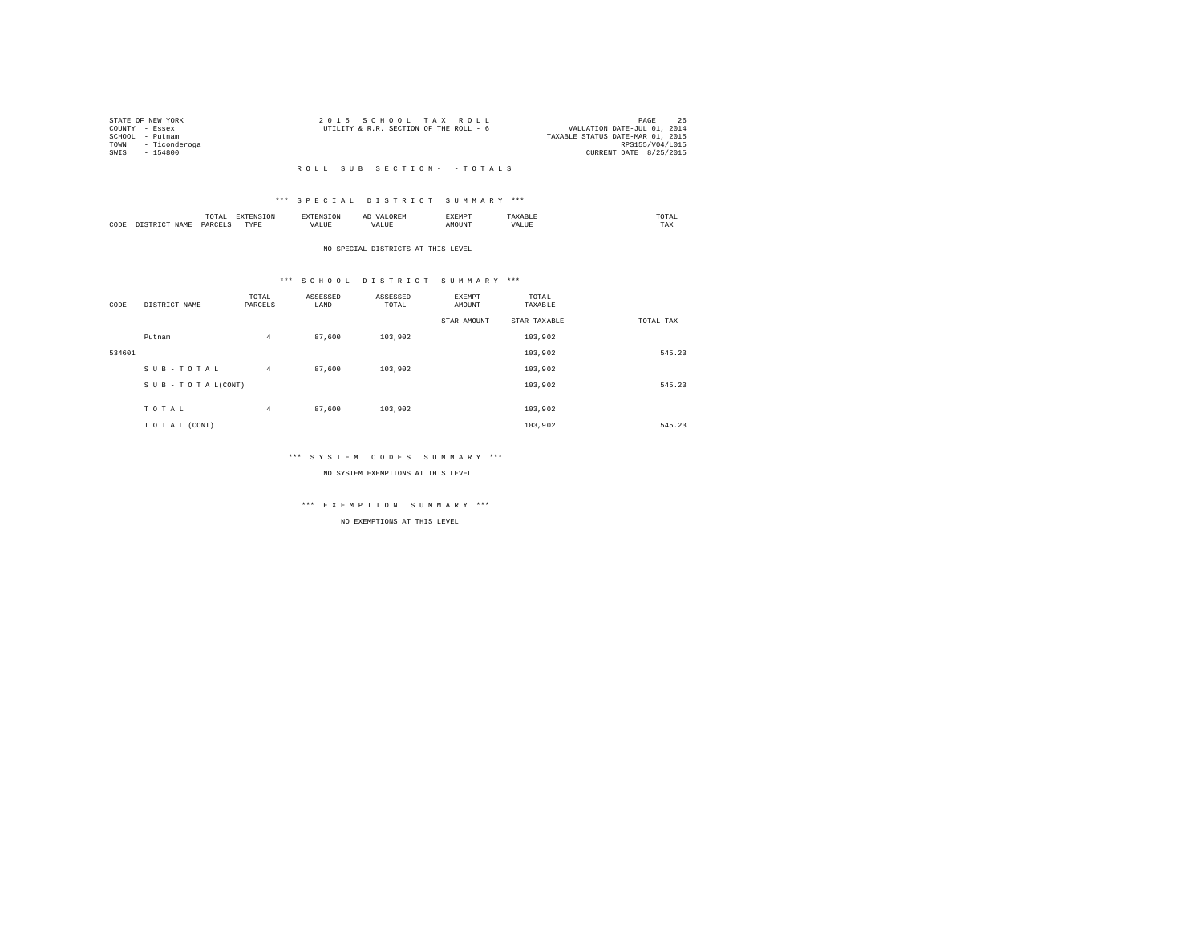STATE OF NEW YORK
COUNTY - Essex
SCHOOL - Putnam
TOWN - Ticonderoga
SWIS - 154800

2 0 1 5 S C H O O L T A X R O L L
UTILITY & R.R. SECTION OF THE ROLL - 6

VALUATION DATE-JUL 01, 2014
TAXABLE STATUS DATE-MAR 01, 2015
RPS155/V04/L015
CURRENT DATE 8/25/2015

R O L L S U B S E C T I O N - - T O T A L S

*** S P E C I A L D I S T R I C T S U M M A R Y ***

| CODE | DISTRICT NAME | TOTAL PARCELS | EXTENSION TYPE | EXTENSION VALUE | AD VALOREM VALUE | EXEMPT AMOUNT | TAXABLE VALUE | TOTAL TAX |
|---|---|---|---|---|---|---|---|---|

NO SPECIAL DISTRICTS AT THIS LEVEL

*** S C H O O L D I S T R I C T S U M M A R Y ***

| CODE | DISTRICT NAME | TOTAL PARCELS | ASSESSED LAND | ASSESSED TOTAL | EXEMPT AMOUNT / STAR AMOUNT | TOTAL TAXABLE / STAR TAXABLE | TOTAL TAX |
|---|---|---|---|---|---|---|---|
| | Putnam | 4 | 87,600 | 103,902 | | 103,902 | |
| 534601 | | | | | | 103,902 | 545.23 |
| | S U B - T O T A L | 4 | 87,600 | 103,902 | | 103,902 | |
| | S U B - T O T A L(CONT) | | | | | 103,902 | 545.23 |
| | T O T A L | 4 | 87,600 | 103,902 | | 103,902 | |
| | T O T A L (CONT) | | | | | 103,902 | 545.23 |

*** S Y S T E M C O D E S S U M M A R Y ***

NO SYSTEM EXEMPTIONS AT THIS LEVEL

*** E X E M P T I O N S U M M A R Y ***

NO EXEMPTIONS AT THIS LEVEL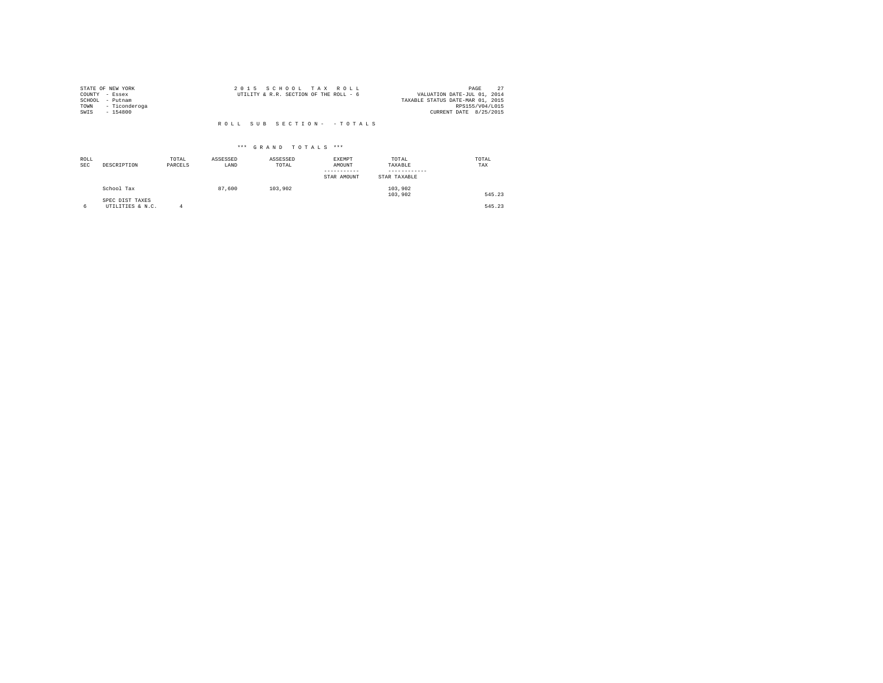STATE OF NEW YORK
COUNTY - Essex
SCHOOL - Putnam
TOWN - Ticonderoga
SWIS - 154800

2 0 1 5 S C H O O L T A X R O L L
UTILITY & R.R. SECTION OF THE ROLL - 6

VALUATION DATE-JUL 01, 2014
TAXABLE STATUS DATE-MAR 01, 2015
RPS155/V04/L015
CURRENT DATE 8/25/2015

R O L L S U B S E C T I O N - - T O T A L S

*** G R A N D T O T A L S ***

| ROLL SEC | DESCRIPTION | TOTAL PARCELS | ASSESSED LAND | ASSESSED TOTAL | EXEMPT AMOUNT / STAR AMOUNT | TOTAL TAXABLE / STAR TAXABLE | TOTAL TAX |
|---|---|---|---|---|---|---|---|
| | School Tax | | 87,600 | 103,902 | | 103,902 | |
| | | | | | | 103,902 | 545.23 |
| | SPEC DIST TAXES | | | | | | |
| 6 | UTILITIES & N.C. | 4 | | | | | 545.23 |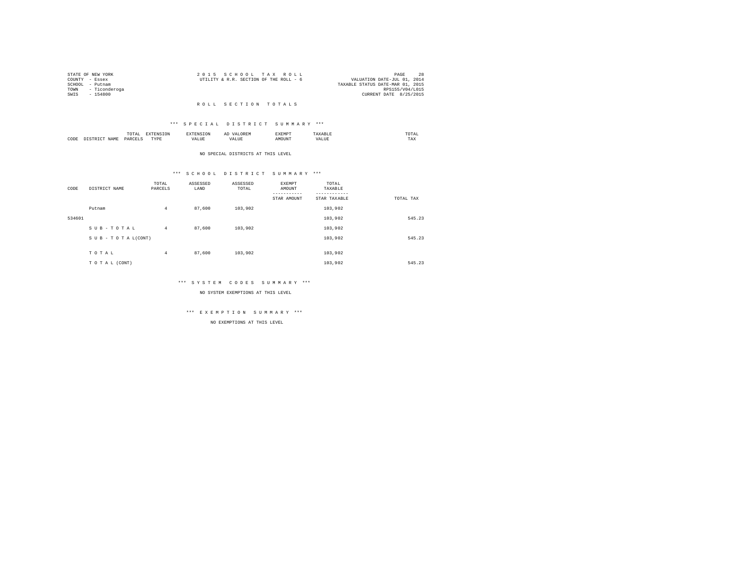STATE OF NEW YORK
COUNTY - Essex
SCHOOL - Putnam
TOWN - Ticonderoga
SWIS - 154800

2 0 1 5 S C H O O L T A X R O L L
UTILITY & R.R. SECTION OF THE ROLL - 6

VALUATION DATE-JUL 01, 2014
TAXABLE STATUS DATE-MAR 01, 2015
RPS155/V04/L015
CURRENT DATE 8/25/2015

## R O L L S E C T I O N T O T A L S

### *** S P E C I A L D I S T R I C T S U M M A R Y ***

| CODE | DISTRICT NAME | TOTAL PARCELS | EXTENSION TYPE | EXTENSION VALUE | AD VALOREM VALUE | EXEMPT AMOUNT | TAXABLE VALUE | TOTAL TAX |
|---|---|---|---|---|---|---|---|---|

NO SPECIAL DISTRICTS AT THIS LEVEL

### *** S C H O O L D I S T R I C T S U M M A R Y ***

| CODE | DISTRICT NAME | TOTAL PARCELS | ASSESSED LAND | ASSESSED TOTAL | EXEMPT AMOUNT / STAR AMOUNT | TOTAL TAXABLE / STAR TAXABLE | TOTAL TAX |
|---|---|---|---|---|---|---|---|
| | Putnam | 4 | 87,600 | 103,902 | | 103,902 | |
| 534601 | | | | | | 103,902 | 545.23 |
| | S U B - T O T A L | 4 | 87,600 | 103,902 | | 103,902 | |
| | S U B - T O T A L(CONT) | | | | | 103,902 | 545.23 |
| | T O T A L | 4 | 87,600 | 103,902 | | 103,902 | |
| | T O T A L (CONT) | | | | | 103,902 | 545.23 |

### *** S Y S T E M C O D E S S U M M A R Y ***

NO SYSTEM EXEMPTIONS AT THIS LEVEL

### *** E X E M P T I O N S U M M A R Y ***

NO EXEMPTIONS AT THIS LEVEL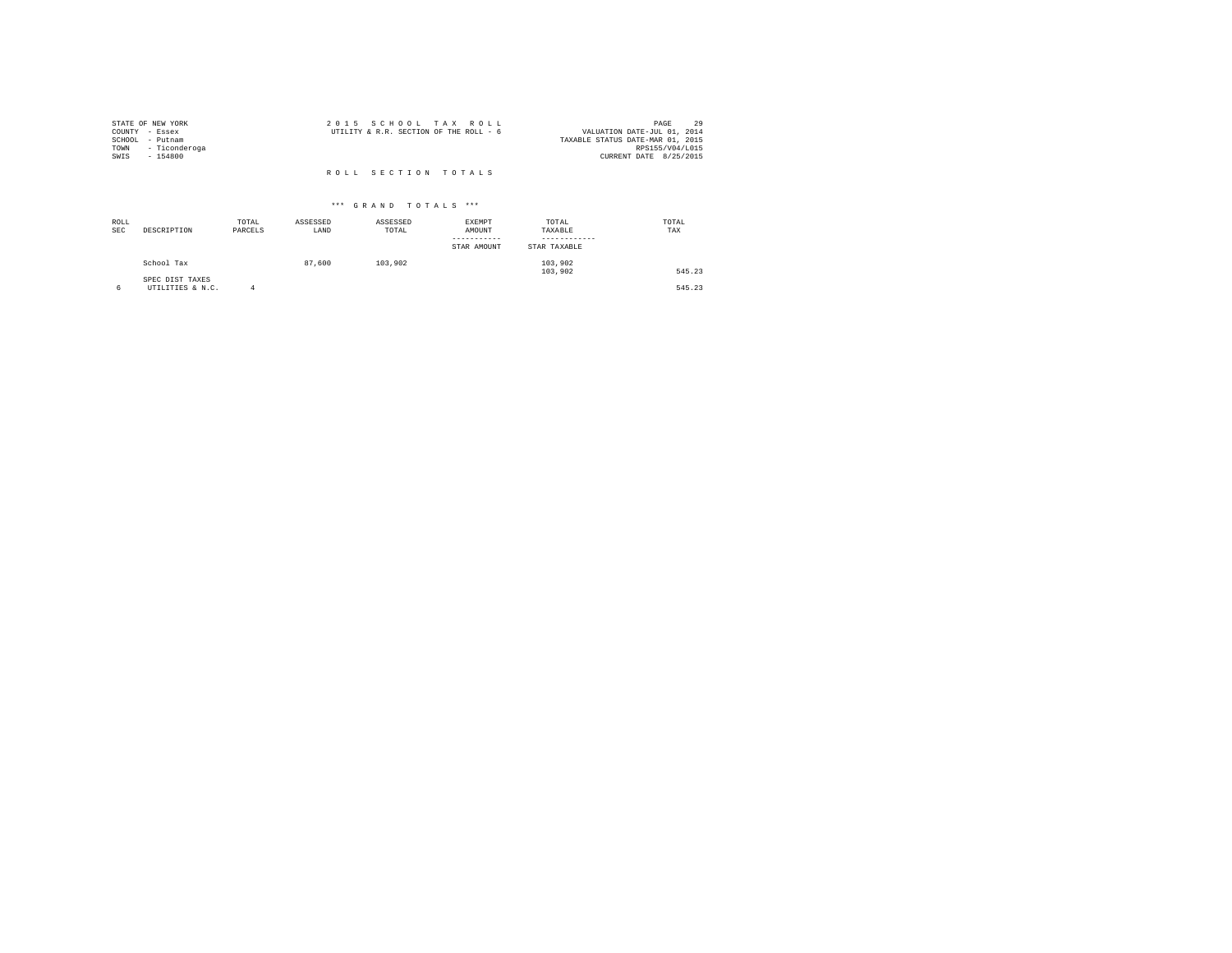STATE OF NEW YORK
COUNTY - Essex
SCHOOL - Putnam
TOWN - Ticonderoga
SWIS - 154800

2 0 1 5 S C H O O L T A X R O L L
UTILITY & R.R. SECTION OF THE ROLL - 6

VALUATION DATE-JUL 01, 2014
TAXABLE STATUS DATE-MAR 01, 2015
RPS155/V04/L015
CURRENT DATE 8/25/2015

R O L L S E C T I O N T O T A L S

\*\*\* G R A N D T O T A L S \*\*\*

| ROLL SEC | DESCRIPTION | TOTAL PARCELS | ASSESSED LAND | ASSESSED TOTAL | EXEMPT AMOUNT / STAR AMOUNT | TOTAL TAXABLE / STAR TAXABLE | TOTAL TAX |
|---|---|---|---|---|---|---|---|
| | School Tax | | 87,600 | 103,902 | | 103,902 | |
| | | | | | | 103,902 | 545.23 |
| | SPEC DIST TAXES | | | | | | |
| 6 | UTILITIES & N.C. | 4 | | | | | 545.23 |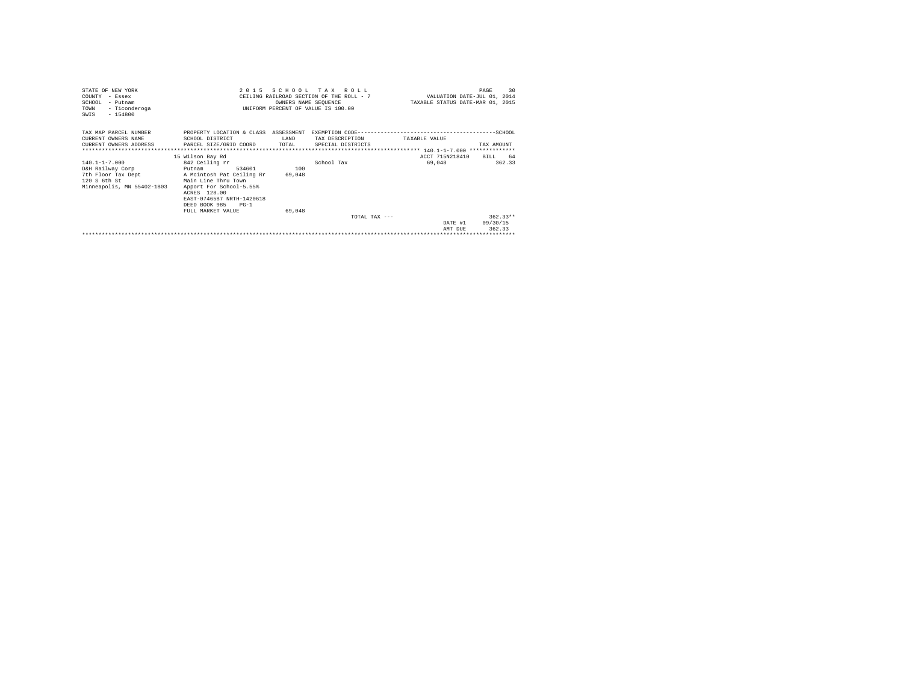STATE OF NEW YORK
COUNTY - Essex
SCHOOL - Putnam
TOWN - Ticonderoga
SWIS - 154800

2 0 1 5 S C H O O L T A X R O L L
CEILING RAILROAD SECTION OF THE ROLL - 7
OWNERS NAME SEQUENCE
UNIFORM PERCENT OF VALUE IS 100.00

VALUATION DATE-JUL 01, 2014
TAXABLE STATUS DATE-MAR 01, 2015

| TAX MAP PARCEL NUMBER<br>CURRENT OWNERS NAME<br>CURRENT OWNERS ADDRESS | PROPERTY LOCATION & CLASS<br>SCHOOL DISTRICT<br>PARCEL SIZE/GRID COORD | ASSESSMENT<br>LAND<br>TOTAL | EXEMPTION CODE<br>TAX DESCRIPTION<br>SPECIAL DISTRICTS | TAXABLE VALUE | TAX AMOUNT |
|---|---|---|---|---|---|
| 140.1-1-7.000 | 15 Wilson Bay Rd | | | ACCT 715N218410 | BILL 64 |
| 140.1-1-7.000 | 842 Ceiling rr | | School Tax | 69,048 | 362.33 |
| D&H Railway Corp | Putnam 534601 | 100 | | | |
| 7th Floor Tax Dept | A Mcintosh Pat Ceiling Rr | 69,048 | | | |
| 120 S 6th St | Main Line Thru Town | | | | |
| Minneapolis, MN 55402-1803 | Apport For School-5.55% | | | | |
| | ACRES 128.00 | | | | |
| | EAST-0746587 NRTH-1420618 | | | | |
| | DEED BOOK 985 PG-1 | | | | |
| | FULL MARKET VALUE | 69,048 | | | |
| | | | TOTAL TAX --- | | 362.33** |
| | | | | DATE #1 | 09/30/15 |
| | | | | AMT DUE | 362.33 |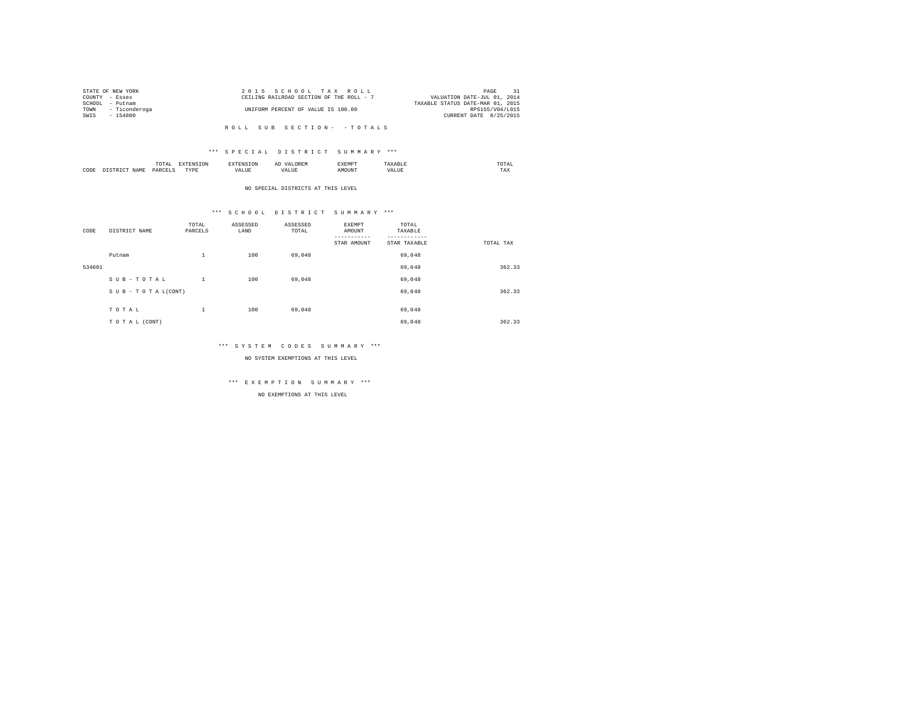STATE OF NEW YORK
COUNTY - Essex
SCHOOL - Putnam
TOWN - Ticonderoga
SWIS - 154800

2 0 1 5 S C H O O L T A X R O L L
CEILING RAILROAD SECTION OF THE ROLL - 7
UNIFORM PERCENT OF VALUE IS 100.00

VALUATION DATE-JUL 01, 2014
TAXABLE STATUS DATE-MAR 01, 2015
RPS155/V04/L015
CURRENT DATE 8/25/2015

R O L L S U B S E C T I O N - - T O T A L S

*** S P E C I A L D I S T R I C T S U M M A R Y ***

| CODE | DISTRICT NAME | TOTAL PARCELS | EXTENSION TYPE | EXTENSION VALUE | AD VALOREM VALUE | EXEMPT AMOUNT | TAXABLE VALUE | TOTAL TAX |
|---|---|---|---|---|---|---|---|---|

NO SPECIAL DISTRICTS AT THIS LEVEL

*** S C H O O L D I S T R I C T S U M M A R Y ***

| CODE | DISTRICT NAME | TOTAL PARCELS | ASSESSED LAND | ASSESSED TOTAL | EXEMPT AMOUNT / STAR AMOUNT | TOTAL TAXABLE / STAR TAXABLE | TOTAL TAX |
|---|---|---|---|---|---|---|---|
| | Putnam | 1 | 100 | 69,048 | | 69,048 | |
| 534601 | | | | | | 69,048 | 362.33 |
| | S U B - T O T A L | 1 | 100 | 69,048 | | 69,048 | |
| | S U B - T O T A L(CONT) | | | | | 69,048 | 362.33 |
| | T O T A L | 1 | 100 | 69,048 | | 69,048 | |
| | T O T A L (CONT) | | | | | 69,048 | 362.33 |

*** S Y S T E M C O D E S S U M M A R Y ***

NO SYSTEM EXEMPTIONS AT THIS LEVEL

*** E X E M P T I O N S U M M A R Y ***

NO EXEMPTIONS AT THIS LEVEL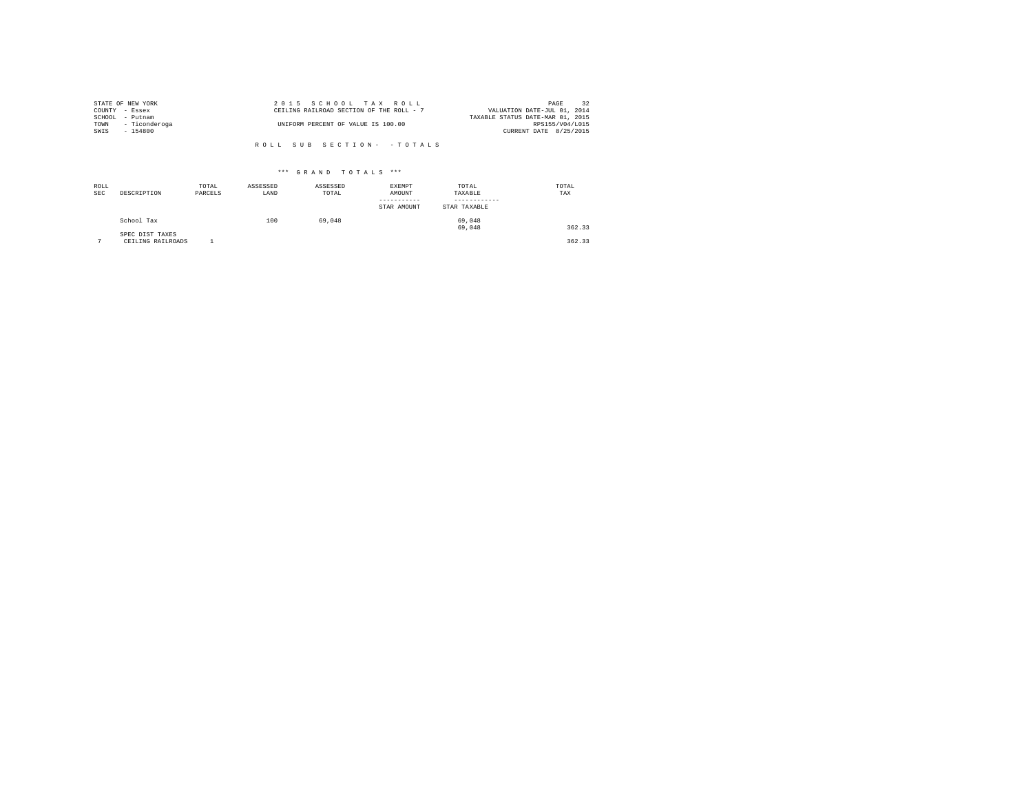STATE OF NEW YORK
COUNTY - Essex
SCHOOL - Putnam
TOWN - Ticonderoga
SWIS - 154800

2 0 1 5 S C H O O L T A X R O L L
CEILING RAILROAD SECTION OF THE ROLL - 7
UNIFORM PERCENT OF VALUE IS 100.00

VALUATION DATE-JUL 01, 2014
TAXABLE STATUS DATE-MAR 01, 2015
RPS155/V04/L015
CURRENT DATE 8/25/2015

R O L L S U B S E C T I O N - - T O T A L S

\*\*\* G R A N D T O T A L S \*\*\*

| ROLL SEC | DESCRIPTION | TOTAL PARCELS | ASSESSED LAND | ASSESSED TOTAL | EXEMPT AMOUNT / STAR AMOUNT | TOTAL TAXABLE / STAR TAXABLE | TOTAL TAX |
|---|---|---|---|---|---|---|---|
| | School Tax | | 100 | 69,048 | | 69,048 | |
| | | | | | | 69,048 | 362.33 |
| | SPEC DIST TAXES | | | | | | |
| 7 | CEILING RAILROADS | 1 | | | | | 362.33 |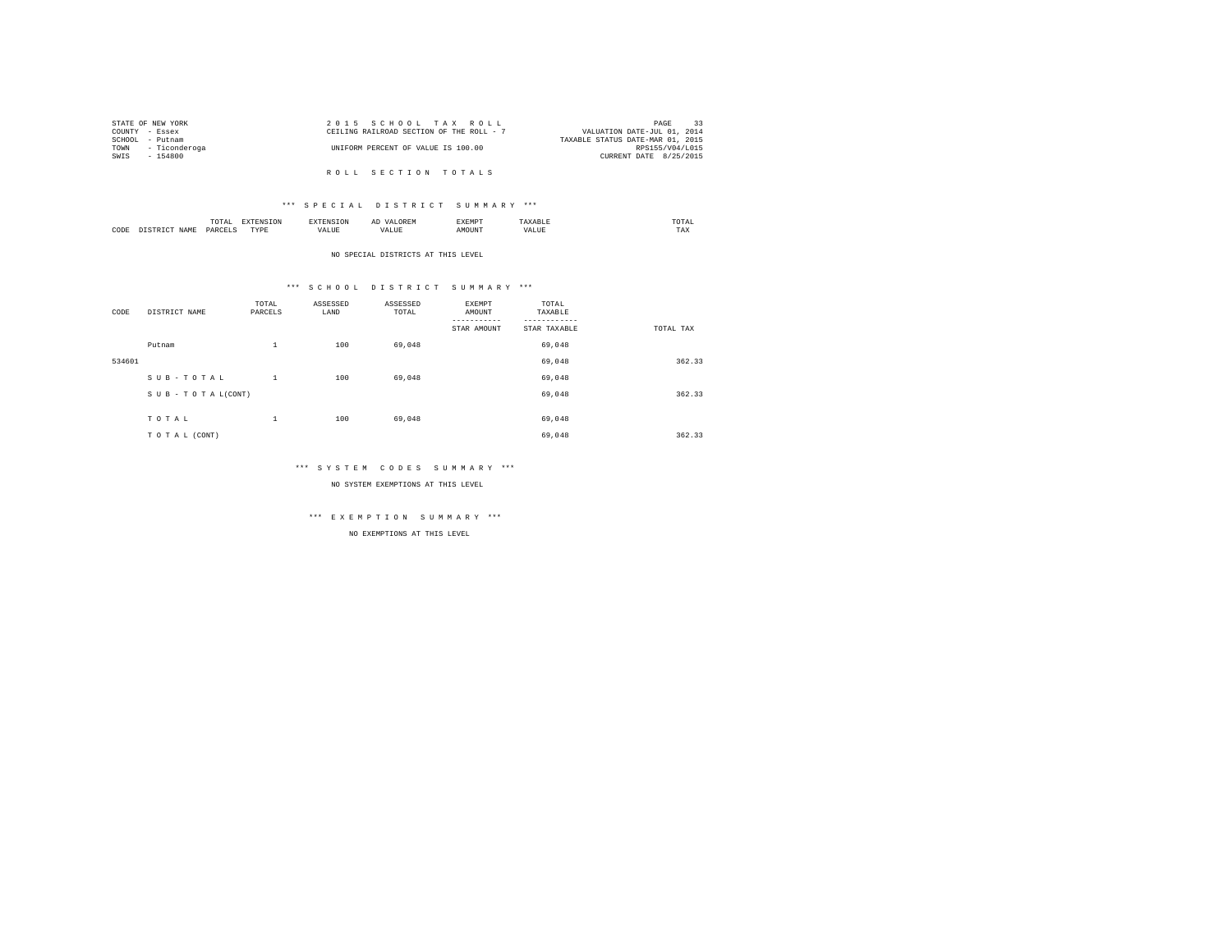STATE OF NEW YORK
COUNTY - Essex
SCHOOL - Putnam
TOWN - Ticonderoga
SWIS - 154800

2 0 1 5 S C H O O L T A X R O L L
CEILING RAILROAD SECTION OF THE ROLL - 7
UNIFORM PERCENT OF VALUE IS 100.00

VALUATION DATE-JUL 01, 2014
TAXABLE STATUS DATE-MAR 01, 2015
RPS155/V04/L015
CURRENT DATE 8/25/2015

R O L L S E C T I O N T O T A L S

*** S P E C I A L D I S T R I C T S U M M A R Y ***

| CODE | DISTRICT NAME | TOTAL PARCELS | EXTENSION TYPE | EXTENSION VALUE | AD VALOREM VALUE | EXEMPT AMOUNT | TAXABLE VALUE | TOTAL TAX |
|---|---|---|---|---|---|---|---|---|

NO SPECIAL DISTRICTS AT THIS LEVEL

*** S C H O O L D I S T R I C T S U M M A R Y ***

| CODE | DISTRICT NAME | TOTAL PARCELS | ASSESSED LAND | ASSESSED TOTAL | EXEMPT AMOUNT / STAR AMOUNT | TOTAL TAXABLE / STAR TAXABLE | TOTAL TAX |
|---|---|---|---|---|---|---|---|
| | Putnam | 1 | 100 | 69,048 | | 69,048 | |
| 534601 | | | | | | 69,048 | 362.33 |
| | S U B - T O T A L | 1 | 100 | 69,048 | | 69,048 | |
| | S U B - T O T A L(CONT) | | | | | 69,048 | 362.33 |
| | T O T A L | 1 | 100 | 69,048 | | 69,048 | |
| | T O T A L (CONT) | | | | | 69,048 | 362.33 |

*** S Y S T E M C O D E S S U M M A R Y ***

NO SYSTEM EXEMPTIONS AT THIS LEVEL

*** E X E M P T I O N S U M M A R Y ***

NO EXEMPTIONS AT THIS LEVEL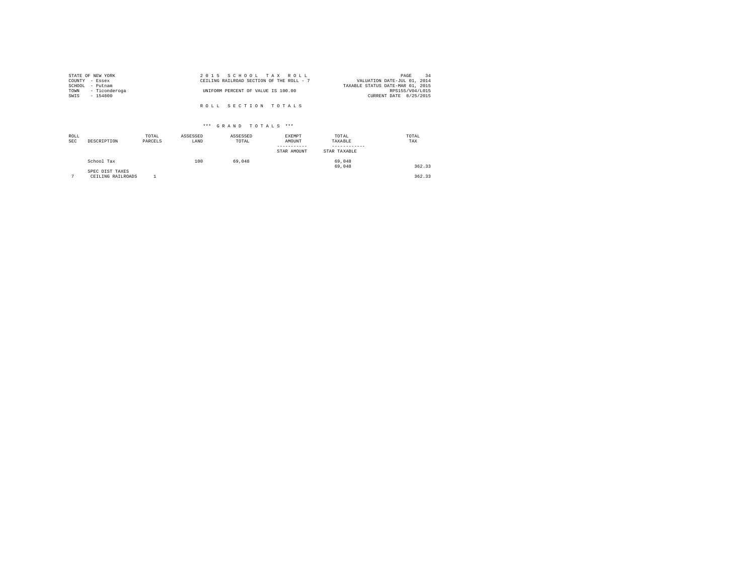STATE OF NEW YORK
COUNTY - Essex
SCHOOL - Putnam
TOWN - Ticonderoga
SWIS - 154800

2 0 1 5 S C H O O L T A X R O L L
CEILING RAILROAD SECTION OF THE ROLL - 7

UNIFORM PERCENT OF VALUE IS 100.00

VALUATION DATE-JUL 01, 2014
TAXABLE STATUS DATE-MAR 01, 2015
RPS155/V04/L015
CURRENT DATE 8/25/2015

R O L L S E C T I O N T O T A L S

\*\*\* G R A N D T O T A L S \*\*\*

| ROLL SEC | DESCRIPTION | TOTAL PARCELS | ASSESSED LAND | ASSESSED TOTAL | EXEMPT AMOUNT / STAR AMOUNT | TOTAL TAXABLE / STAR TAXABLE | TOTAL TAX |
|---|---|---|---|---|---|---|---|
| | School Tax | | 100 | 69,048 | | 69,048 | |
| | | | | | | 69,048 | 362.33 |
| | SPEC DIST TAXES | | | | | | |
| 7 | CEILING RAILROADS | 1 | | | | | 362.33 |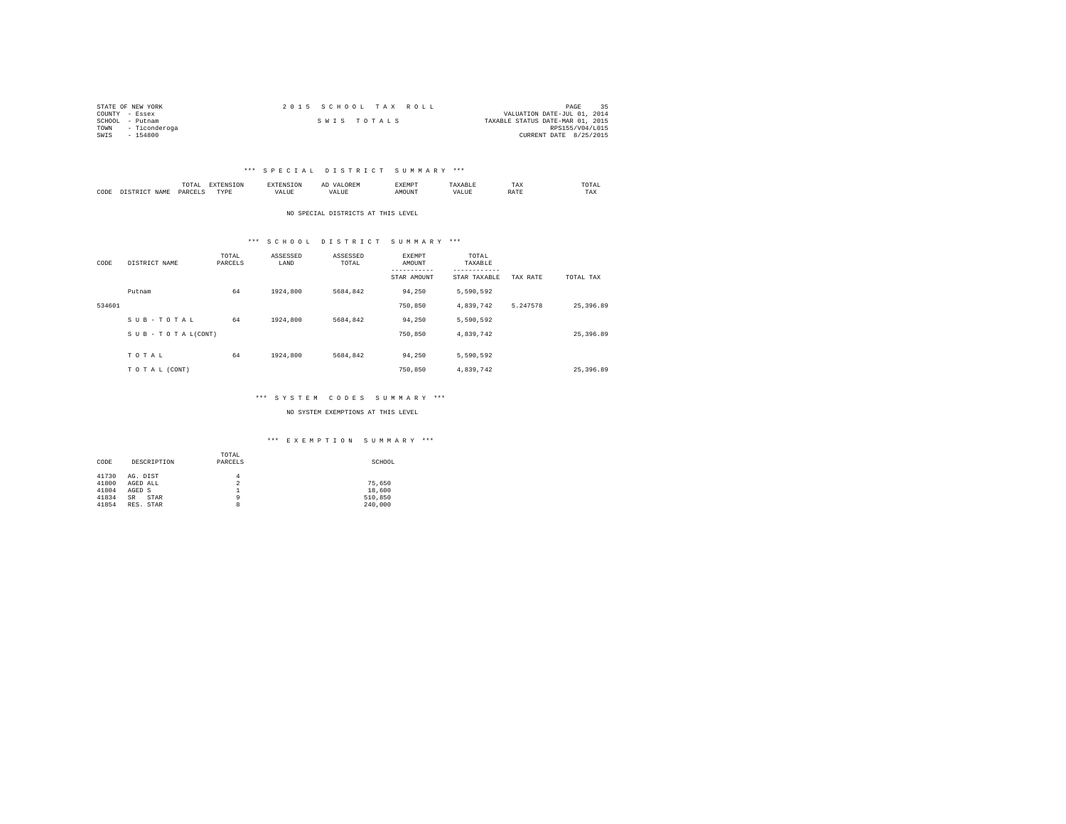STATE OF NEW YORK
COUNTY - Essex
SCHOOL - Putnam
TOWN - Ticonderoga
SWIS - 154800

2 0 1 5 S C H O O L T A X R O L L

S W I S T O T A L S

VALUATION DATE-JUL 01, 2014
TAXABLE STATUS DATE-MAR 01, 2015
RPS155/V04/L015
CURRENT DATE 8/25/2015

### *** S P E C I A L D I S T R I C T S U M M A R Y ***

| CODE | DISTRICT NAME | TOTAL PARCELS | EXTENSION TYPE | EXTENSION VALUE | AD VALOREM VALUE | EXEMPT AMOUNT | TAXABLE VALUE | TAX RATE | TOTAL TAX |
|---|---|---|---|---|---|---|---|---|---|

NO SPECIAL DISTRICTS AT THIS LEVEL

### *** S C H O O L D I S T R I C T S U M M A R Y ***

| CODE | DISTRICT NAME | TOTAL PARCELS | ASSESSED LAND | ASSESSED TOTAL | EXEMPT AMOUNT / STAR AMOUNT | TOTAL TAXABLE / STAR TAXABLE | TAX RATE | TOTAL TAX |
|---|---|---|---|---|---|---|---|---|
| | Putnam | 64 | 1924,800 | 5684,842 | 94,250 | 5,590,592 | | |
| 534601 | | | | | 750,850 | 4,839,742 | 5.247578 | 25,396.89 |
| | S U B - T O T A L | 64 | 1924,800 | 5684,842 | 94,250 | 5,590,592 | | |
| | S U B - T O T A L(CONT) | | | | 750,850 | 4,839,742 | | 25,396.89 |
| | T O T A L | 64 | 1924,800 | 5684,842 | 94,250 | 5,590,592 | | |
| | T O T A L (CONT) | | | | 750,850 | 4,839,742 | | 25,396.89 |

### *** S Y S T E M C O D E S S U M M A R Y ***

NO SYSTEM EXEMPTIONS AT THIS LEVEL

### *** E X E M P T I O N S U M M A R Y ***

| CODE | DESCRIPTION | TOTAL PARCELS | SCHOOL |
|---|---|---|---|
| 41730 | AG. DIST | 4 | |
| 41800 | AGED ALL | 2 | 75,650 |
| 41804 | AGED S | 1 | 18,600 |
| 41834 | SR STAR | 9 | 510,850 |
| 41854 | RES. STAR | 8 | 240,000 |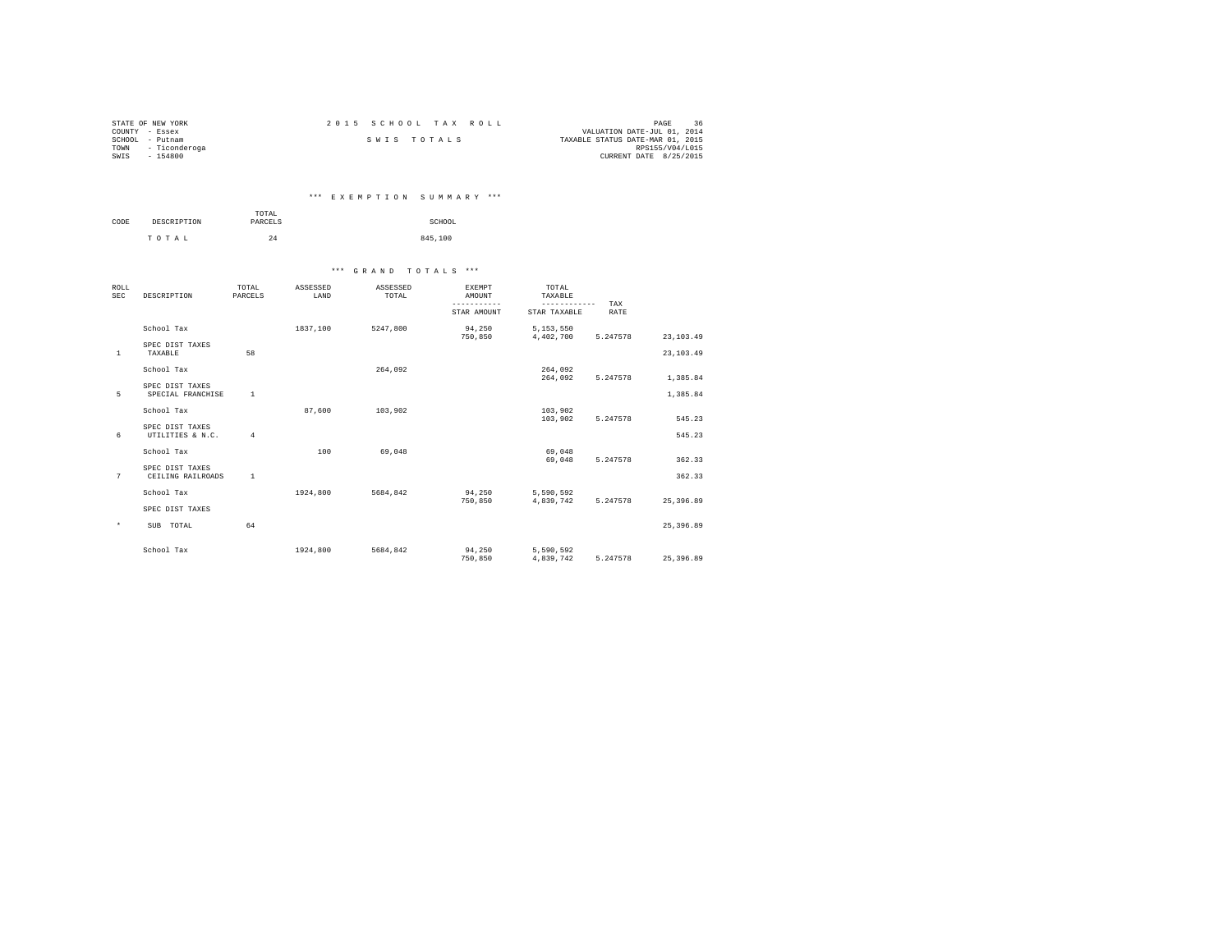STATE OF NEW YORK
COUNTY - Essex
SCHOOL - Putnam
TOWN - Ticonderoga
SWIS - 154800

2015 SCHOOL TAX ROLL

SWIS TOTALS

VALUATION DATE-JUL 01, 2014
TAXABLE STATUS DATE-MAR 01, 2015
RPS155/V04/L015
CURRENT DATE 8/25/2015

## *** EXEMPTION SUMMARY ***

| CODE | DESCRIPTION | TOTAL PARCELS | SCHOOL |
|---|---|---|---|
| | TOTAL | 24 | 845,100 |

## *** GRAND TOTALS ***

| ROLL SEC | DESCRIPTION | TOTAL PARCELS | ASSESSED LAND | ASSESSED TOTAL | EXEMPT AMOUNT / STAR AMOUNT | TOTAL TAXABLE / STAR TAXABLE | TAX RATE | |
|---|---|---|---|---|---|---|---|---|
| 1 | TAXABLE | 58 | | | | | | 23,103.49 |
| | School Tax | | 1837,100 | 5247,800 | 94,250<br>750,850 | 5,153,550<br>4,402,700 | 5.247578 | 23,103.49 |
| | SPEC DIST TAXES | | | | | | | |
| 5 | SPECIAL FRANCHISE | 1 | | | | | | 1,385.84 |
| | School Tax | | | 264,092 | | 264,092<br>264,092 | 5.247578 | 1,385.84 |
| | SPEC DIST TAXES | | | | | | | |
| 6 | UTILITIES & N.C. | 4 | | | | | | 545.23 |
| | School Tax | | 87,600 | 103,902 | | 103,902<br>103,902 | 5.247578 | 545.23 |
| | SPEC DIST TAXES | | | | | | | |
| 7 | CEILING RAILROADS | 1 | | | | | | 362.33 |
| | School Tax | | 100 | 69,048 | | 69,048<br>69,048 | 5.247578 | 362.33 |
| | SPEC DIST TAXES | | | | | | | |
| * | SUB TOTAL | 64 | | | | | | 25,396.89 |
| | School Tax | | 1924,800 | 5684,842 | 94,250<br>750,850 | 5,590,592<br>4,839,742 | 5.247578 | 25,396.89 |
| | SPEC DIST TAXES | | | | | | | |
| | School Tax | | 1924,800 | 5684,842 | 94,250<br>750,850 | 5,590,592<br>4,839,742 | 5.247578 | 25,396.89 |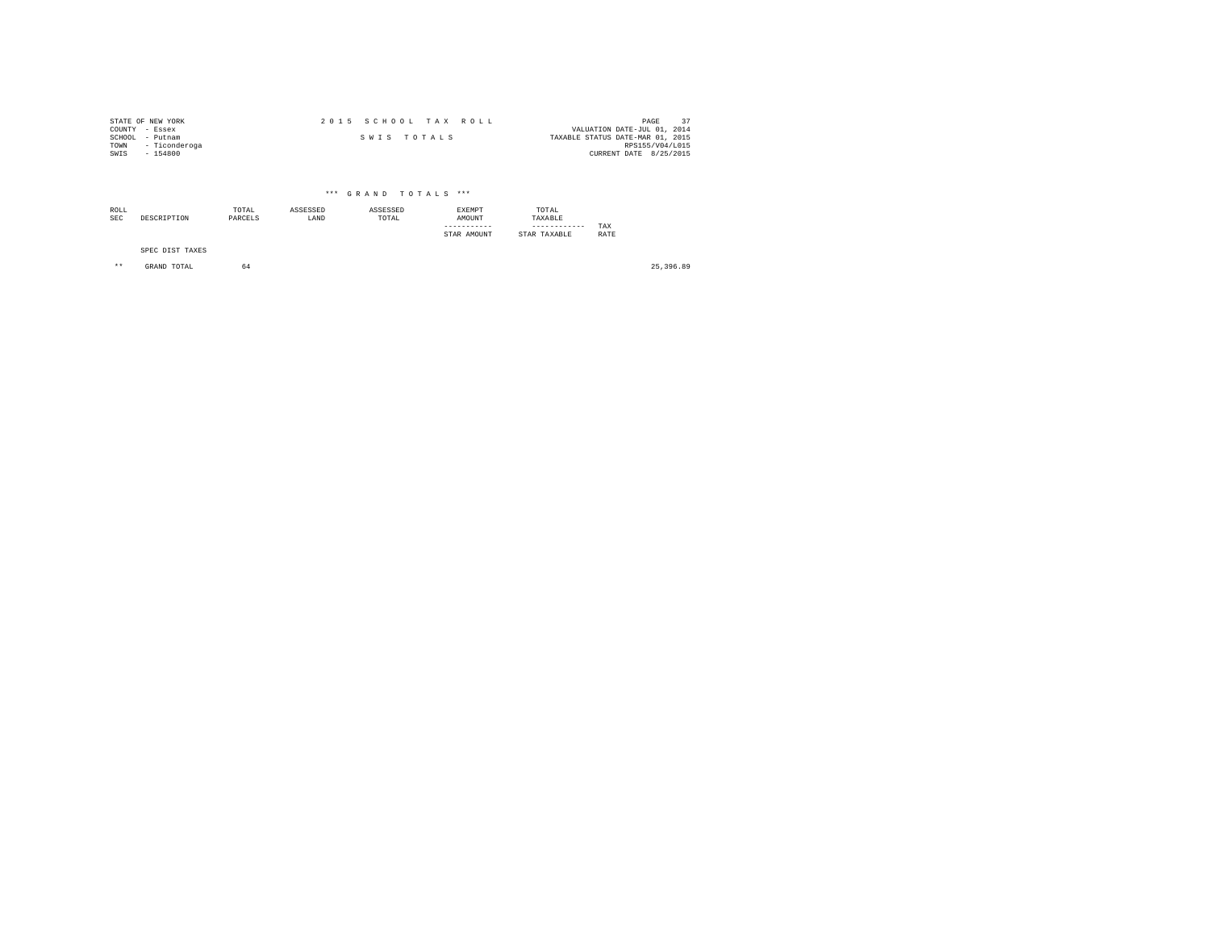STATE OF NEW YORK
COUNTY - Essex
SCHOOL - Putnam
TOWN - Ticonderoga
SWIS - 154800

2 0 1 5 S C H O O L T A X R O L L

S W I S T O T A L S

VALUATION DATE-JUL 01, 2014
TAXABLE STATUS DATE-MAR 01, 2015
RPS155/V04/L015
CURRENT DATE 8/25/2015

### \*\*\* G R A N D T O T A L S \*\*\*

| ROLL SEC | DESCRIPTION | TOTAL PARCELS | ASSESSED LAND | ASSESSED TOTAL | EXEMPT AMOUNT / STAR AMOUNT | TOTAL TAXABLE / STAR TAXABLE | TAX RATE | |
|---|---|---|---|---|---|---|---|---|
| | SPEC DIST TAXES | | | | | | | |
| ** | GRAND TOTAL | 64 | | | | | | 25,396.89 |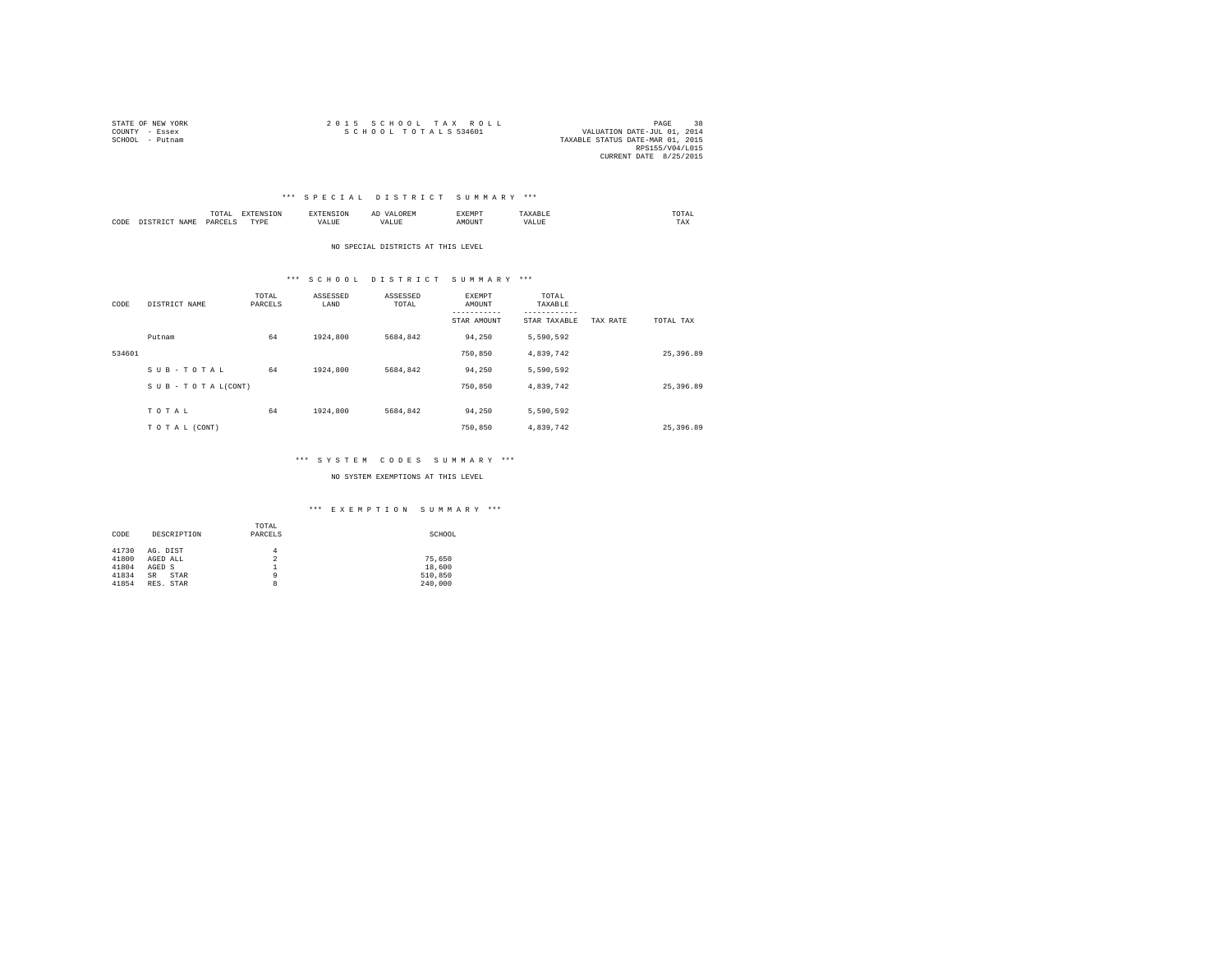STATE OF NEW YORK
COUNTY - Essex
SCHOOL - Putnam

2 0 1 5 S C H O O L T A X R O L L
S C H O O L T O T A L S 534601

VALUATION DATE-JUL 01, 2014
TAXABLE STATUS DATE-MAR 01, 2015
RPS155/V04/L015
CURRENT DATE 8/25/2015

### *** S P E C I A L D I S T R I C T S U M M A R Y ***

| CODE | DISTRICT NAME | TOTAL PARCELS | EXTENSION TYPE | EXTENSION VALUE | AD VALOREM VALUE | EXEMPT AMOUNT | TAXABLE VALUE | TOTAL TAX |
|---|---|---|---|---|---|---|---|---|

NO SPECIAL DISTRICTS AT THIS LEVEL

### *** S C H O O L D I S T R I C T S U M M A R Y ***

| CODE | DISTRICT NAME | TOTAL PARCELS | ASSESSED LAND | ASSESSED TOTAL | EXEMPT AMOUNT / STAR AMOUNT | TOTAL TAXABLE / STAR TAXABLE | TAX RATE | TOTAL TAX |
|---|---|---|---|---|---|---|---|---|
| | Putnam | 64 | 1924,800 | 5684,842 | 94,250 | 5,590,592 | | |
| 534601 | | | | | 750,850 | 4,839,742 | | 25,396.89 |
| | S U B - T O T A L | 64 | 1924,800 | 5684,842 | 94,250 | 5,590,592 | | |
| | S U B - T O T A L(CONT) | | | | 750,850 | 4,839,742 | | 25,396.89 |
| | T O T A L | 64 | 1924,800 | 5684,842 | 94,250 | 5,590,592 | | |
| | T O T A L (CONT) | | | | 750,850 | 4,839,742 | | 25,396.89 |

### *** S Y S T E M C O D E S S U M M A R Y ***

NO SYSTEM EXEMPTIONS AT THIS LEVEL

### *** E X E M P T I O N S U M M A R Y ***

| CODE | DESCRIPTION | TOTAL PARCELS | SCHOOL |
|---|---|---|---|
| 41730 | AG. DIST | 4 | |
| 41800 | AGED ALL | 2 | 75,650 |
| 41804 | AGED S | 1 | 18,600 |
| 41834 | SR STAR | 9 | 510,850 |
| 41854 | RES. STAR | 8 | 240,000 |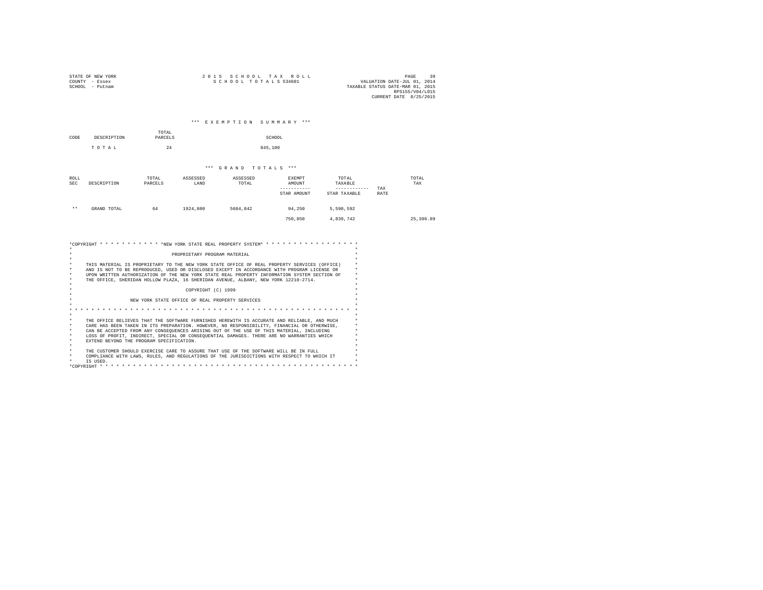STATE OF NEW YORK
COUNTY - Essex
SCHOOL - Putnam

2 0 1 5 S C H O O L T A X R O L L
S C H O O L T O T A L S 534601

VALUATION DATE-JUL 01, 2014
TAXABLE STATUS DATE-MAR 01, 2015
RPS155/V04/L015
CURRENT DATE 8/25/2015

### *** E X E M P T I O N S U M M A R Y ***

| CODE | DESCRIPTION | TOTAL PARCELS | SCHOOL |
|---|---|---|---|
| | T O T A L | 24 | 845,100 |

### *** G R A N D T O T A L S ***

| ROLL SEC | DESCRIPTION | TOTAL PARCELS | ASSESSED LAND | ASSESSED TOTAL | EXEMPT AMOUNT / STAR AMOUNT | TOTAL TAXABLE / STAR TAXABLE | TAX RATE | TOTAL TAX |
|---|---|---|---|---|---|---|---|---|
| ** | GRAND TOTAL | 64 | 1924,800 | 5684,842 | 94,250 | 5,590,592 | | |
| | | | | | 750,850 | 4,839,742 | | 25,396.89 |

```
*COPYRIGHT * * * * * * * * * * * *NEW YORK STATE REAL PROPERTY SYSTEM* * * * * * * * * * * * * * * * * *
*                                                                                                      *
*                                    PROPRIETARY PROGRAM MATERIAL                                      *
*                                                                                                      *
*     THIS MATERIAL IS PROPRIETARY TO THE NEW YORK STATE OFFICE OF REAL PROPERTY SERVICES (OFFICE)     *
*     AND IS NOT TO BE REPRODUCED, USED OR DISCLOSED EXCEPT IN ACCORDANCE WITH PROGRAM LICENSE OR      *
*     UPON WRITTEN AUTHORIZATION OF THE NEW YORK STATE REAL PROPERTY INFORMATION SYSTEM SECTION OF     *
*     THE OFFICE, SHERIDAN HOLLOW PLAZA, 16 SHERIDAN AVENUE, ALBANY, NEW YORK 12210-2714.              *
*                                                                                                      *
*                                         COPYRIGHT (C) 1999                                           *
*                                                                                                      *
*                            NEW YORK STATE OFFICE OF REAL PROPERTY SERVICES                           *
*                                                                                                      *
* * * * * * * * * * * * * * * * * * * * * * * * * * * * * * * * * * * * * * * * * * * * * * * * * * * *
*                                                                                                      *
*     THE OFFICE BELIEVES THAT THE SOFTWARE FURNISHED HEREWITH IS ACCURATE AND RELIABLE, AND MUCH       *
*     CARE HAS BEEN TAKEN IN ITS PREPARATION. HOWEVER, NO RESPONSIBILITY, FINANCIAL OR OTHERWISE,      *
*     CAN BE ACCEPTED FROM ANY CONSEQUENCES ARISING OUT OF THE USE OF THIS MATERIAL, INCLUDING         *
*     LOSS OF PROFIT, INDIRECT, SPECIAL OR CONSEQUENTIAL DAMAGES. THERE ARE NO WARRANTIES WHICH        *
*     EXTEND BEYOND THE PROGRAM SPECIFICATION.                                                         *
*                                                                                                      *
*     THE CUSTOMER SHOULD EXERCISE CARE TO ASSURE THAT USE OF THE SOFTWARE WILL BE IN FULL             *
*     COMPLIANCE WITH LAWS, RULES, AND REGULATIONS OF THE JURISDICTIONS WITH RESPECT TO WHICH IT       *
*     IS USED.                                                                                         *
*COPYRIGHT * * * * * * * * * * * * * * * * * * * * * * * * * * * * * * * * * * * * * * * * * * * * * *
```